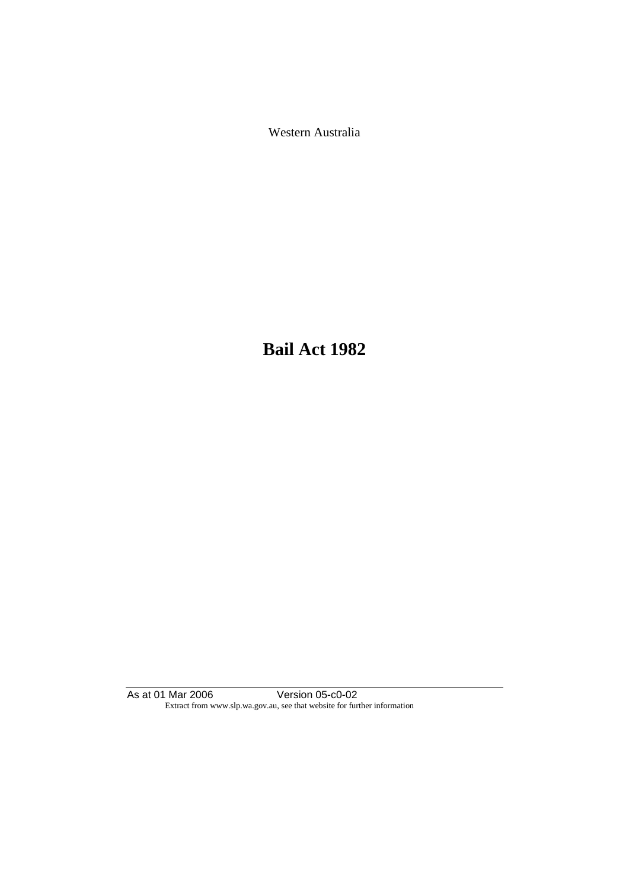Western Australia

# Bail Act 1982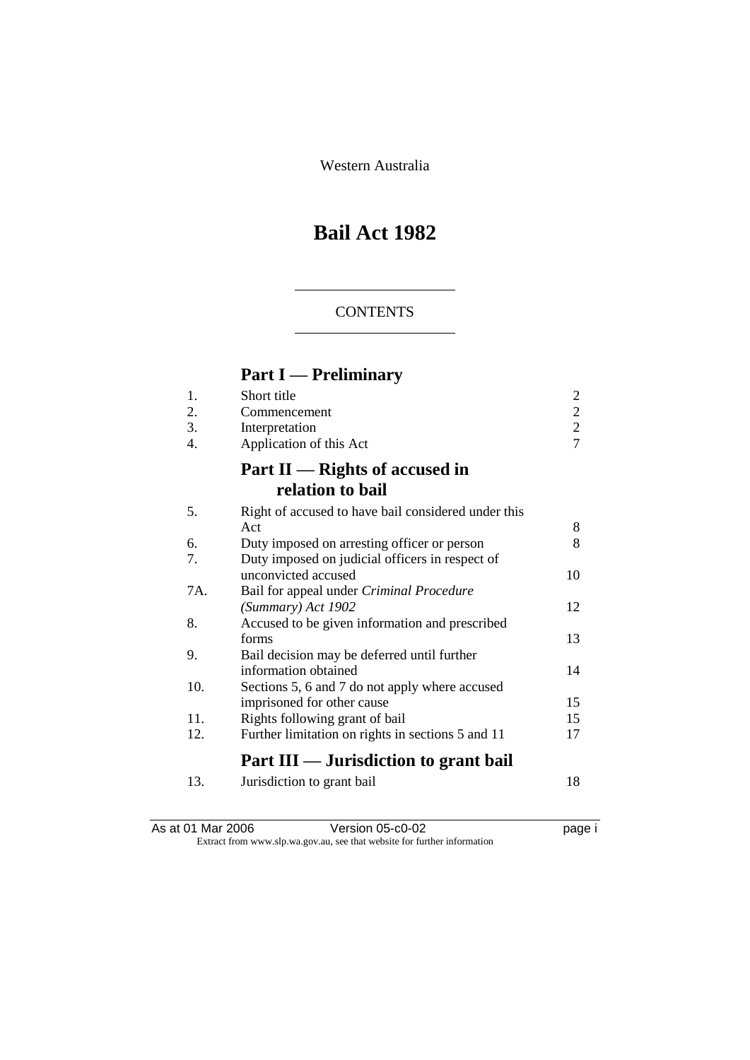Western Australia

# Bail Act 1982

CONTENTS

## Part I — Preliminary

| | | |
|---|---|---|
| 1. | Short title | 2 |
| 2. | Commencement | 2 |
| 3. | Interpretation | 2 |
| 4. | Application of this Act | 7 |

## Part II — Rights of accused in relation to bail

| | | |
|---|---|---|
| 5. | Right of accused to have bail considered under this Act | 8 |
| 6. | Duty imposed on arresting officer or person | 8 |
| 7. | Duty imposed on judicial officers in respect of unconvicted accused | 10 |
| 7A. | Bail for appeal under *Criminal Procedure (Summary) Act 1902* | 12 |
| 8. | Accused to be given information and prescribed forms | 13 |
| 9. | Bail decision may be deferred until further information obtained | 14 |
| 10. | Sections 5, 6 and 7 do not apply where accused imprisoned for other cause | 15 |
| 11. | Rights following grant of bail | 15 |
| 12. | Further limitation on rights in sections 5 and 11 | 17 |

## Part III — Jurisdiction to grant bail

| | | |
|---|---|---|
| 13. | Jurisdiction to grant bail | 18 |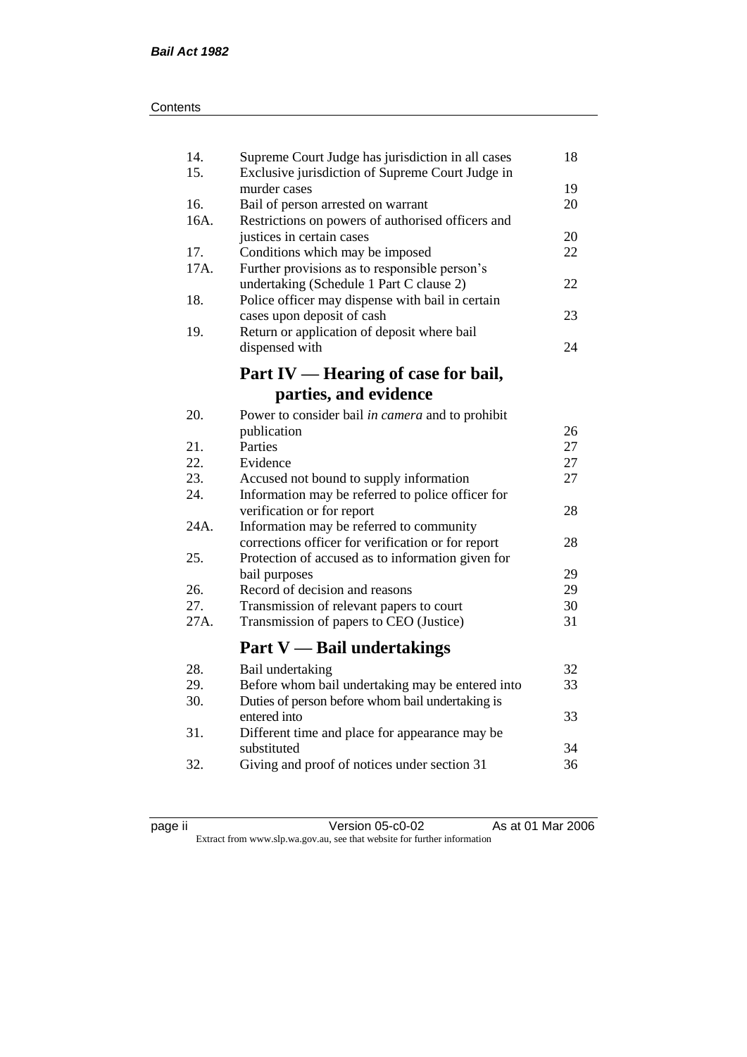| | | |
|---|---|---|
| 14. | Supreme Court Judge has jurisdiction in all cases | 18 |
| 15. | Exclusive jurisdiction of Supreme Court Judge in murder cases | 19 |
| 16. | Bail of person arrested on warrant | 20 |
| 16A. | Restrictions on powers of authorised officers and justices in certain cases | 20 |
| 17. | Conditions which may be imposed | 22 |
| 17A. | Further provisions as to responsible person's undertaking (Schedule 1 Part C clause 2) | 22 |
| 18. | Police officer may dispense with bail in certain cases upon deposit of cash | 23 |
| 19. | Return or application of deposit where bail dispensed with | 24 |

## Part IV — Hearing of case for bail, parties, and evidence

| | | |
|---|---|---|
| 20. | Power to consider bail *in camera* and to prohibit publication | 26 |
| 21. | Parties | 27 |
| 22. | Evidence | 27 |
| 23. | Accused not bound to supply information | 27 |
| 24. | Information may be referred to police officer for verification or for report | 28 |
| 24A. | Information may be referred to community corrections officer for verification or for report | 28 |
| 25. | Protection of accused as to information given for bail purposes | 29 |
| 26. | Record of decision and reasons | 29 |
| 27. | Transmission of relevant papers to court | 30 |
| 27A. | Transmission of papers to CEO (Justice) | 31 |

## Part V — Bail undertakings

| | | |
|---|---|---|
| 28. | Bail undertaking | 32 |
| 29. | Before whom bail undertaking may be entered into | 33 |
| 30. | Duties of person before whom bail undertaking is entered into | 33 |
| 31. | Different time and place for appearance may be substituted | 34 |
| 32. | Giving and proof of notices under section 31 | 36 |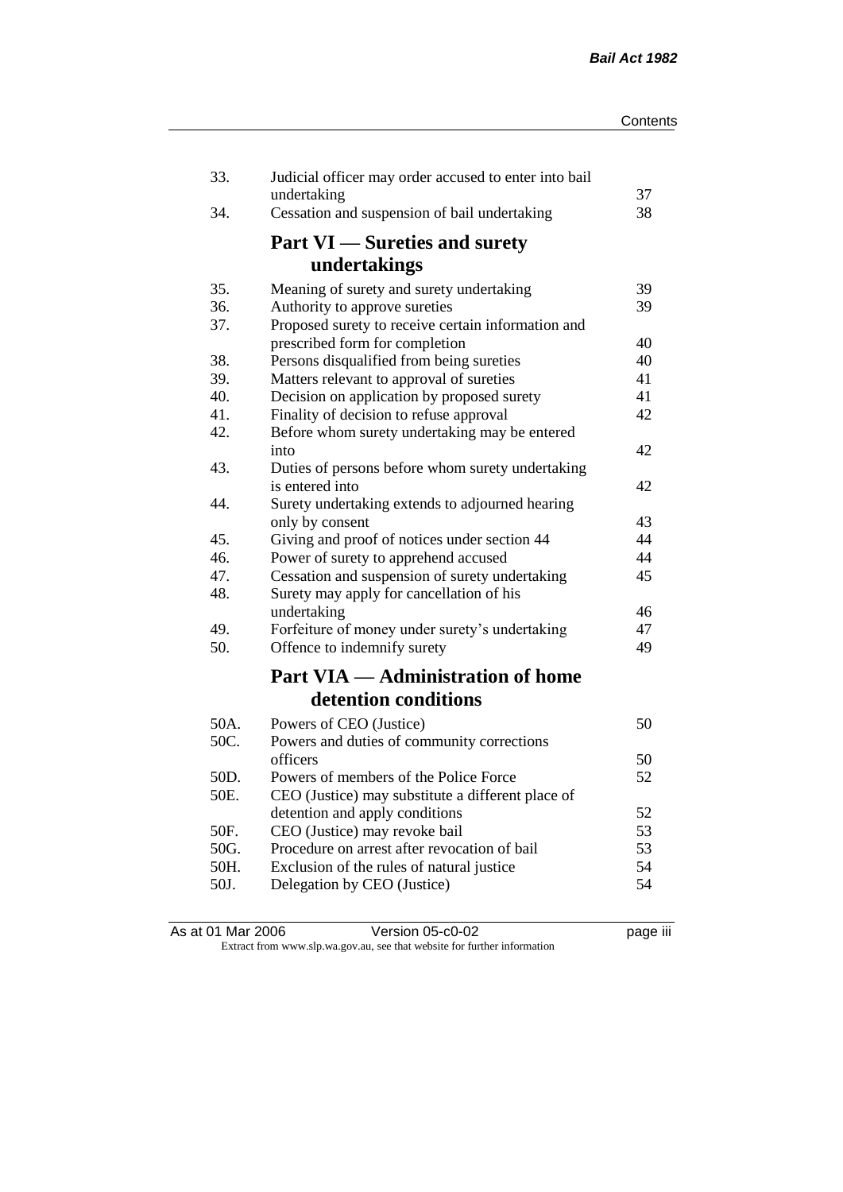| | | |
|---|---|---|
| 33. | Judicial officer may order accused to enter into bail undertaking | 37 |
| 34. | Cessation and suspension of bail undertaking | 38 |

## Part VI — Sureties and surety undertakings

| | | |
|---|---|---|
| 35. | Meaning of surety and surety undertaking | 39 |
| 36. | Authority to approve sureties | 39 |
| 37. | Proposed surety to receive certain information and prescribed form for completion | 40 |
| 38. | Persons disqualified from being sureties | 40 |
| 39. | Matters relevant to approval of sureties | 41 |
| 40. | Decision on application by proposed surety | 41 |
| 41. | Finality of decision to refuse approval | 42 |
| 42. | Before whom surety undertaking may be entered into | 42 |
| 43. | Duties of persons before whom surety undertaking is entered into | 42 |
| 44. | Surety undertaking extends to adjourned hearing only by consent | 43 |
| 45. | Giving and proof of notices under section 44 | 44 |
| 46. | Power of surety to apprehend accused | 44 |
| 47. | Cessation and suspension of surety undertaking | 45 |
| 48. | Surety may apply for cancellation of his undertaking | 46 |
| 49. | Forfeiture of money under surety's undertaking | 47 |
| 50. | Offence to indemnify surety | 49 |

## Part VIA — Administration of home detention conditions

| | | |
|---|---|---|
| 50A. | Powers of CEO (Justice) | 50 |
| 50C. | Powers and duties of community corrections officers | 50 |
| 50D. | Powers of members of the Police Force | 52 |
| 50E. | CEO (Justice) may substitute a different place of detention and apply conditions | 52 |
| 50F. | CEO (Justice) may revoke bail | 53 |
| 50G. | Procedure on arrest after revocation of bail | 53 |
| 50H. | Exclusion of the rules of natural justice | 54 |
| 50J. | Delegation by CEO (Justice) | 54 |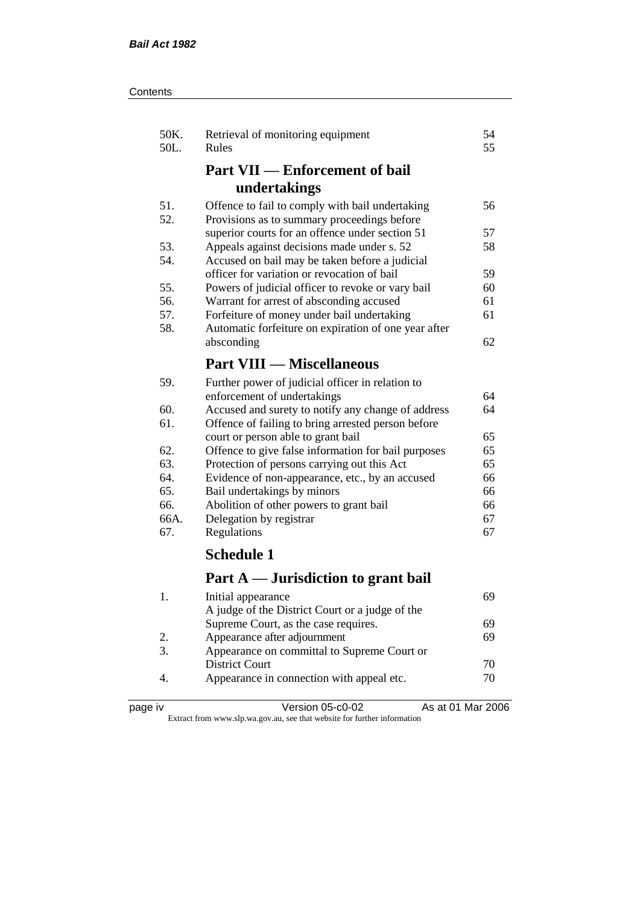| | | |
|---|---|---|
| 50K. | Retrieval of monitoring equipment | 54 |
| 50L. | Rules | 55 |

## Part VII — Enforcement of bail undertakings

| | | |
|---|---|---|
| 51. | Offence to fail to comply with bail undertaking | 56 |
| 52. | Provisions as to summary proceedings before superior courts for an offence under section 51 | 57 |
| 53. | Appeals against decisions made under s. 52 | 58 |
| 54. | Accused on bail may be taken before a judicial officer for variation or revocation of bail | 59 |
| 55. | Powers of judicial officer to revoke or vary bail | 60 |
| 56. | Warrant for arrest of absconding accused | 61 |
| 57. | Forfeiture of money under bail undertaking | 61 |
| 58. | Automatic forfeiture on expiration of one year after absconding | 62 |

## Part VIII — Miscellaneous

| | | |
|---|---|---|
| 59. | Further power of judicial officer in relation to enforcement of undertakings | 64 |
| 60. | Accused and surety to notify any change of address | 64 |
| 61. | Offence of failing to bring arrested person before court or person able to grant bail | 65 |
| 62. | Offence to give false information for bail purposes | 65 |
| 63. | Protection of persons carrying out this Act | 65 |
| 64. | Evidence of non-appearance, etc., by an accused | 66 |
| 65. | Bail undertakings by minors | 66 |
| 66. | Abolition of other powers to grant bail | 66 |
| 66A. | Delegation by registrar | 67 |
| 67. | Regulations | 67 |

## Schedule 1

## Part A — Jurisdiction to grant bail

| | | |
|---|---|---|
| 1. | Initial appearance | 69 |
| | A judge of the District Court or a judge of the Supreme Court, as the case requires. | 69 |
| 2. | Appearance after adjournment | 69 |
| 3. | Appearance on committal to Supreme Court or District Court | 70 |
| 4. | Appearance in connection with appeal etc. | 70 |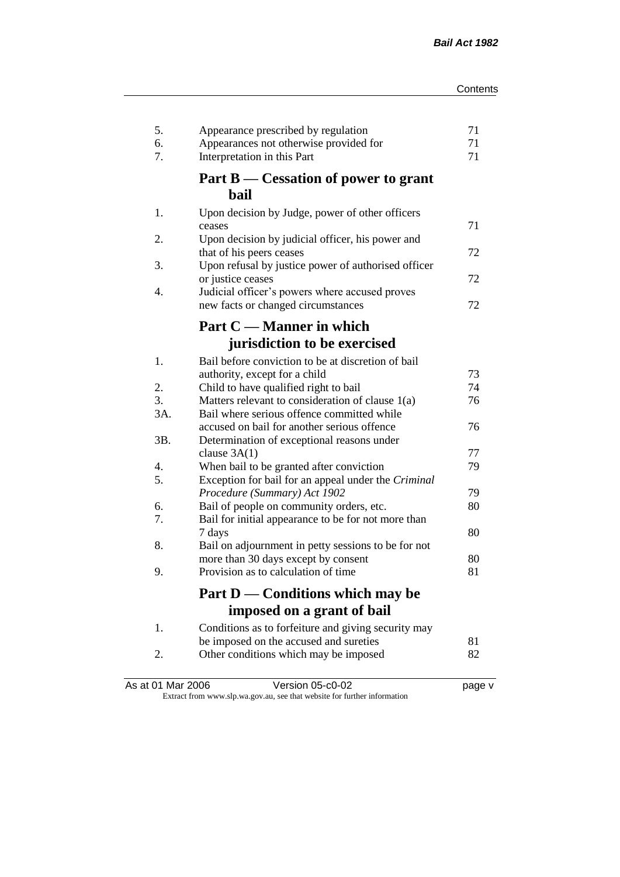| | | |
|---|---|---|
| 5. | Appearance prescribed by regulation | 71 |
| 6. | Appearances not otherwise provided for | 71 |
| 7. | Interpretation in this Part | 71 |

## Part B — Cessation of power to grant bail

| | | |
|---|---|---|
| 1. | Upon decision by Judge, power of other officers ceases | 71 |
| 2. | Upon decision by judicial officer, his power and that of his peers ceases | 72 |
| 3. | Upon refusal by justice power of authorised officer or justice ceases | 72 |
| 4. | Judicial officer's powers where accused proves new facts or changed circumstances | 72 |

## Part C — Manner in which jurisdiction to be exercised

| | | |
|---|---|---|
| 1. | Bail before conviction to be at discretion of bail authority, except for a child | 73 |
| 2. | Child to have qualified right to bail | 74 |
| 3. | Matters relevant to consideration of clause 1(a) | 76 |
| 3A. | Bail where serious offence committed while accused on bail for another serious offence | 76 |
| 3B. | Determination of exceptional reasons under clause 3A(1) | 77 |
| 4. | When bail to be granted after conviction | 79 |
| 5. | Exception for bail for an appeal under the *Criminal Procedure (Summary) Act 1902* | 79 |
| 6. | Bail of people on community orders, etc. | 80 |
| 7. | Bail for initial appearance to be for not more than 7 days | 80 |
| 8. | Bail on adjournment in petty sessions to be for not more than 30 days except by consent | 80 |
| 9. | Provision as to calculation of time | 81 |

## Part D — Conditions which may be imposed on a grant of bail

| | | |
|---|---|---|
| 1. | Conditions as to forfeiture and giving security may be imposed on the accused and sureties | 81 |
| 2. | Other conditions which may be imposed | 82 |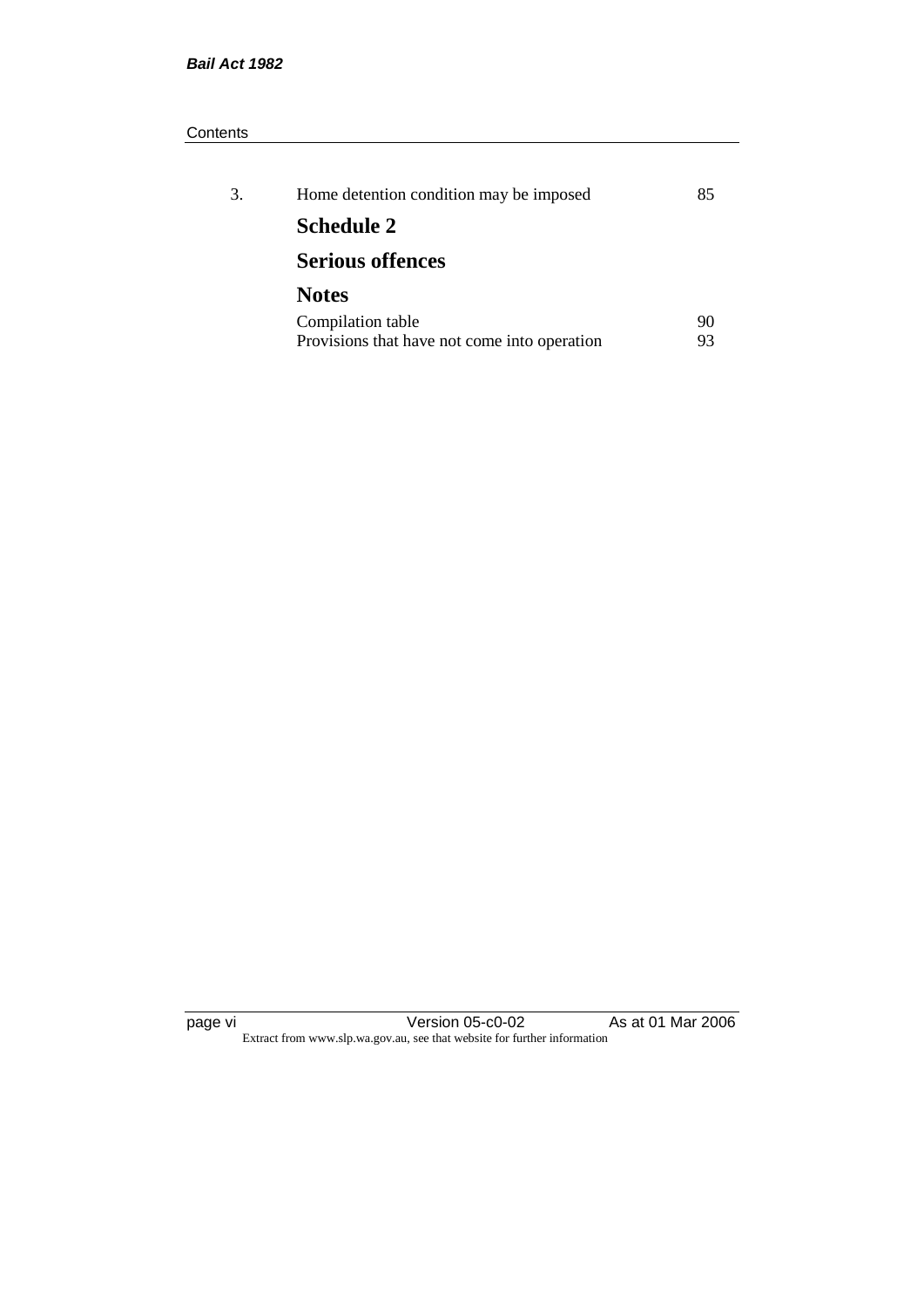| | | |
|---|---|---|
| 3. | Home detention condition may be imposed | 85 |

## Schedule 2

## Serious offences

## Notes

| | |
|---|---|
| Compilation table | 90 |
| Provisions that have not come into operation | 93 |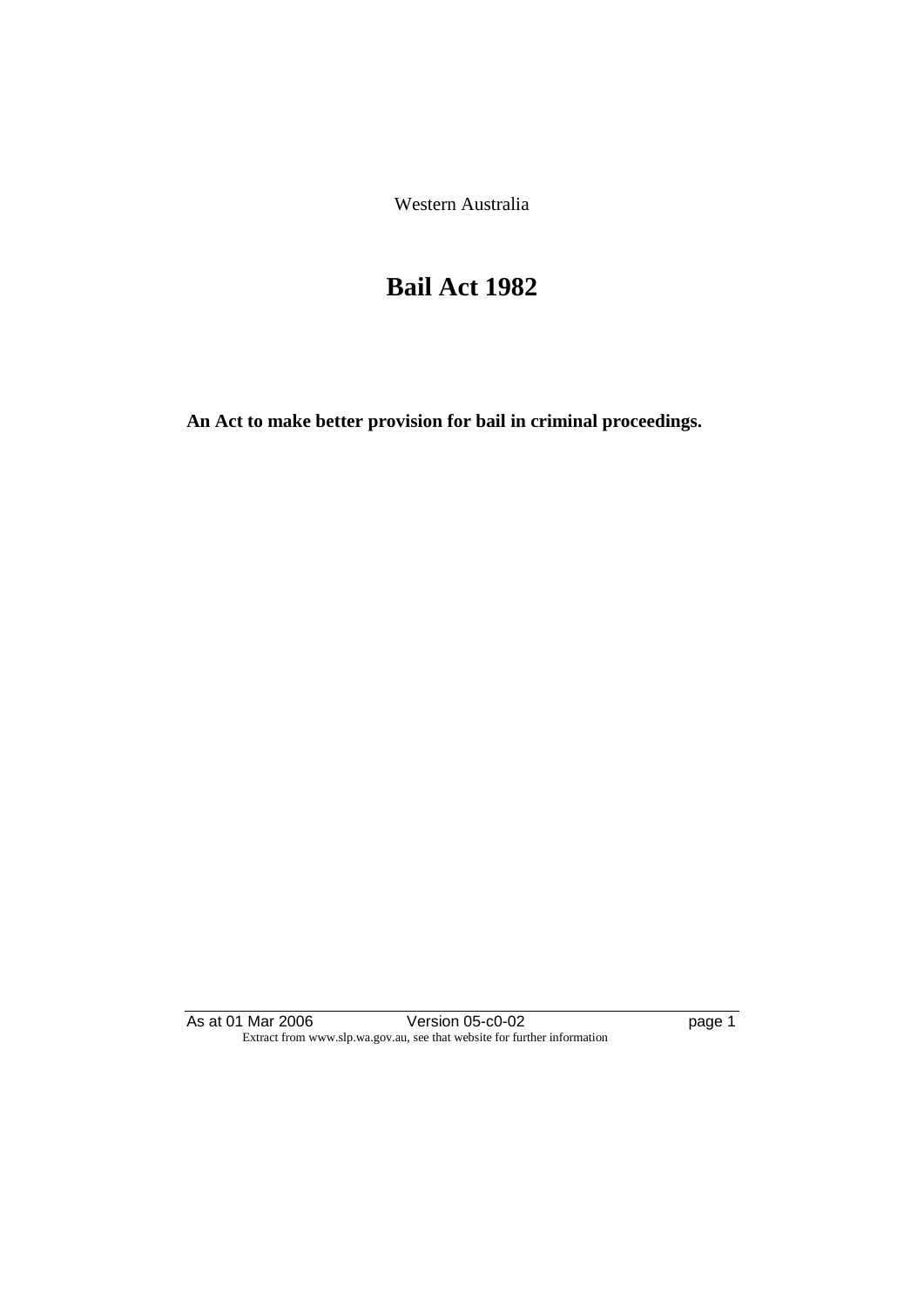Western Australia

# Bail Act 1982

**An Act to make better provision for bail in criminal proceedings.**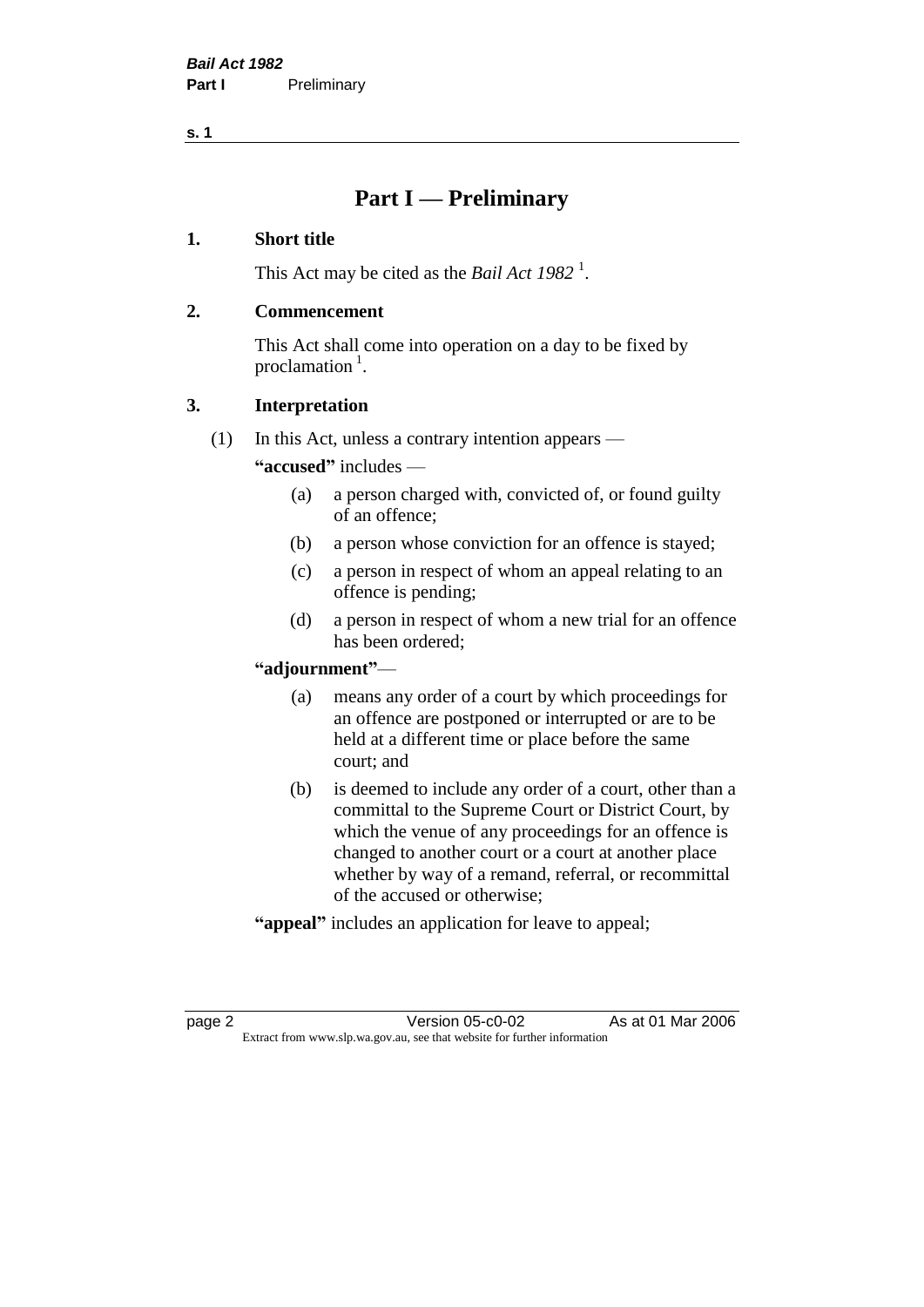# Part I — Preliminary

## 1. Short title

This Act may be cited as the *Bail Act 1982* [1].

## 2. Commencement

This Act shall come into operation on a day to be fixed by proclamation [1].

## 3. Interpretation

(1) In this Act, unless a contrary intention appears —

**"accused"** includes —

(a) a person charged with, convicted of, or found guilty of an offence;

(b) a person whose conviction for an offence is stayed;

(c) a person in respect of whom an appeal relating to an offence is pending;

(d) a person in respect of whom a new trial for an offence has been ordered;

**"adjournment"**—

(a) means any order of a court by which proceedings for an offence are postponed or interrupted or are to be held at a different time or place before the same court; and

(b) is deemed to include any order of a court, other than a committal to the Supreme Court or District Court, by which the venue of any proceedings for an offence is changed to another court or a court at another place whether by way of a remand, referral, or recommittal of the accused or otherwise;

**"appeal"** includes an application for leave to appeal;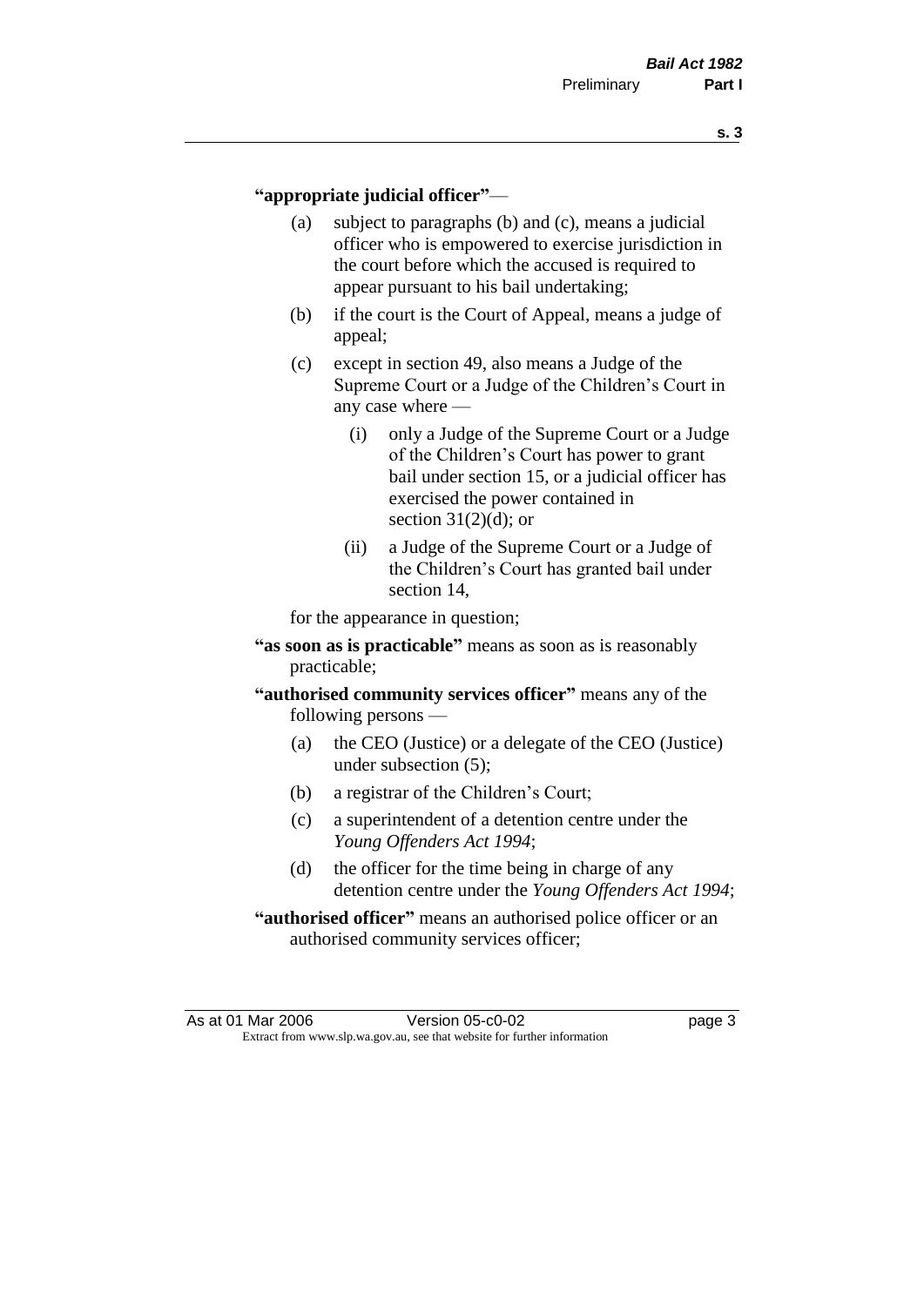**"appropriate judicial officer"** —

(a) subject to paragraphs (b) and (c), means a judicial officer who is empowered to exercise jurisdiction in the court before which the accused is required to appear pursuant to his bail undertaking;

(b) if the court is the Court of Appeal, means a judge of appeal;

(c) except in section 49, also means a Judge of the Supreme Court or a Judge of the Children's Court in any case where —

(i) only a Judge of the Supreme Court or a Judge of the Children's Court has power to grant bail under section 15, or a judicial officer has exercised the power contained in section 31(2)(d); or

(ii) a Judge of the Supreme Court or a Judge of the Children's Court has granted bail under section 14,

for the appearance in question;

**"as soon as is practicable"** means as soon as is reasonably practicable;

**"authorised community services officer"** means any of the following persons —

(a) the CEO (Justice) or a delegate of the CEO (Justice) under subsection (5);

(b) a registrar of the Children's Court;

(c) a superintendent of a detention centre under the *Young Offenders Act 1994*;

(d) the officer for the time being in charge of any detention centre under the *Young Offenders Act 1994*;

**"authorised officer"** means an authorised police officer or an authorised community services officer;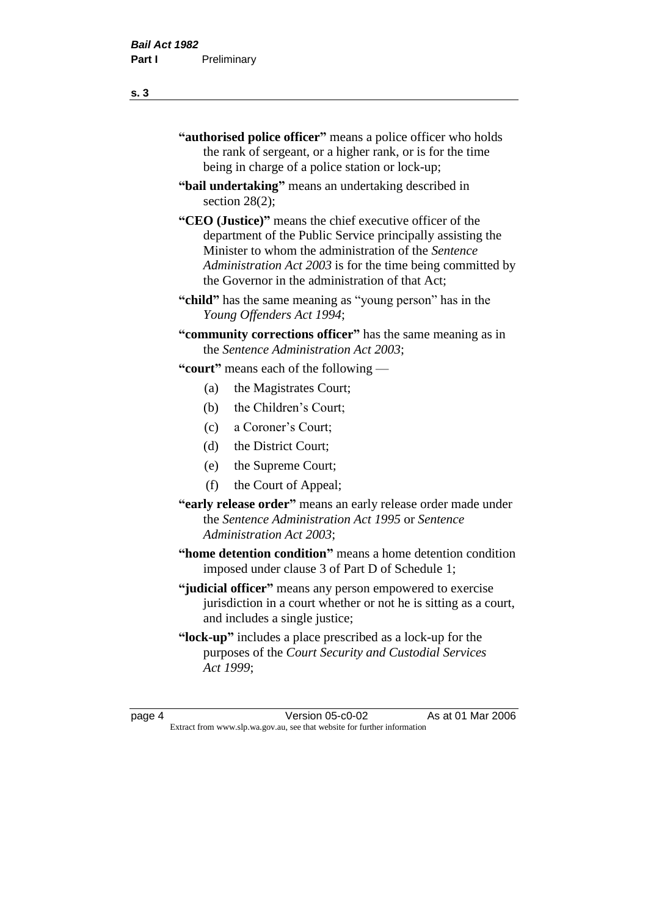"**authorised police officer**" means a police officer who holds the rank of sergeant, or a higher rank, or is for the time being in charge of a police station or lock-up;

"**bail undertaking**" means an undertaking described in section 28(2);

"**CEO (Justice)**" means the chief executive officer of the department of the Public Service principally assisting the Minister to whom the administration of the *Sentence Administration Act 2003* is for the time being committed by the Governor in the administration of that Act;

"**child**" has the same meaning as "young person" has in the *Young Offenders Act 1994*;

"**community corrections officer**" has the same meaning as in the *Sentence Administration Act 2003*;

"**court**" means each of the following —

- (a) the Magistrates Court;
- (b) the Children's Court;
- (c) a Coroner's Court;
- (d) the District Court;
- (e) the Supreme Court;
- (f) the Court of Appeal;

"**early release order**" means an early release order made under the *Sentence Administration Act 1995* or *Sentence Administration Act 2003*;

"**home detention condition**" means a home detention condition imposed under clause 3 of Part D of Schedule 1;

"**judicial officer**" means any person empowered to exercise jurisdiction in a court whether or not he is sitting as a court, and includes a single justice;

"**lock-up**" includes a place prescribed as a lock-up for the purposes of the *Court Security and Custodial Services Act 1999*;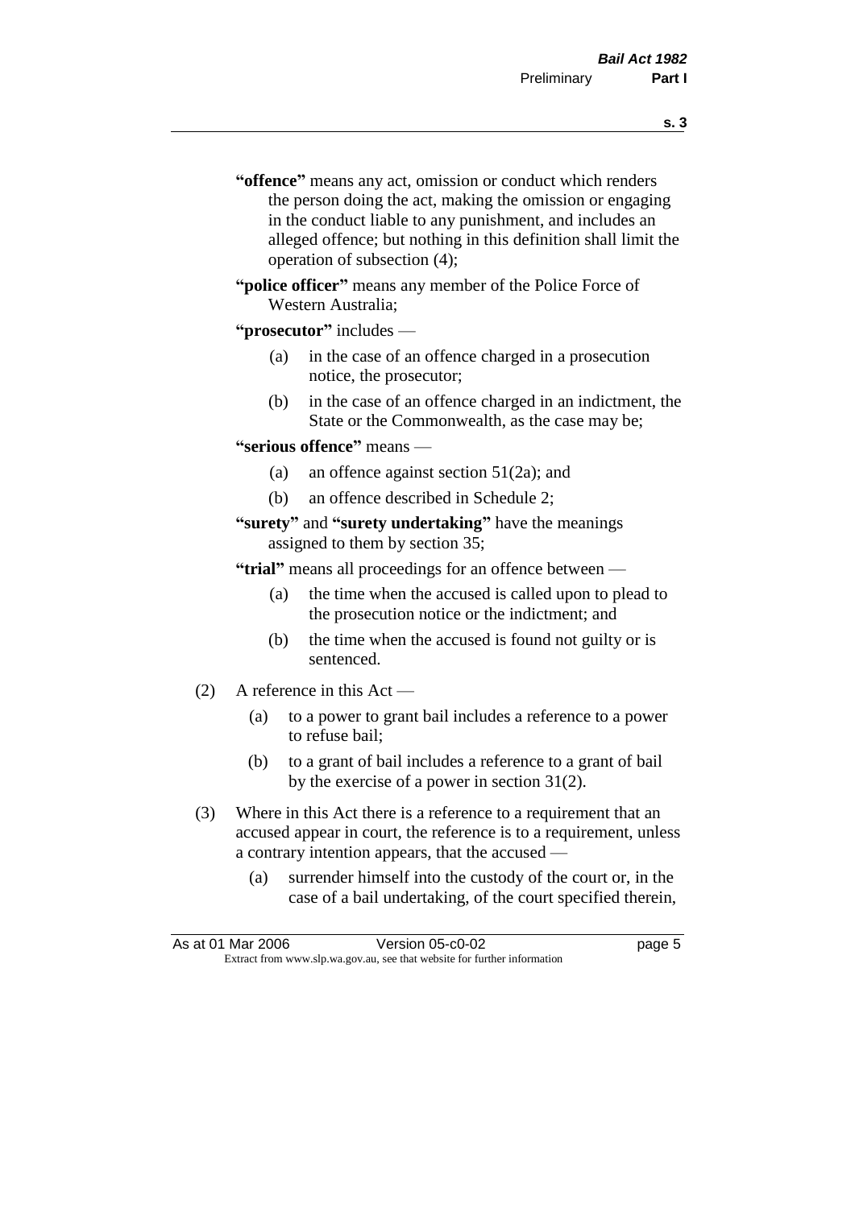"**offence**" means any act, omission or conduct which renders the person doing the act, making the omission or engaging in the conduct liable to any punishment, and includes an alleged offence; but nothing in this definition shall limit the operation of subsection (4);

"**police officer**" means any member of the Police Force of Western Australia;

"**prosecutor**" includes —

(a) in the case of an offence charged in a prosecution notice, the prosecutor;

(b) in the case of an offence charged in an indictment, the State or the Commonwealth, as the case may be;

"**serious offence**" means —

(a) an offence against section 51(2a); and

(b) an offence described in Schedule 2;

"**surety**" and "**surety undertaking**" have the meanings assigned to them by section 35;

"**trial**" means all proceedings for an offence between —

(a) the time when the accused is called upon to plead to the prosecution notice or the indictment; and

(b) the time when the accused is found not guilty or is sentenced.

(2) A reference in this Act —

(a) to a power to grant bail includes a reference to a power to refuse bail;

(b) to a grant of bail includes a reference to a grant of bail by the exercise of a power in section 31(2).

(3) Where in this Act there is a reference to a requirement that an accused appear in court, the reference is to a requirement, unless a contrary intention appears, that the accused —

(a) surrender himself into the custody of the court or, in the case of a bail undertaking, of the court specified therein,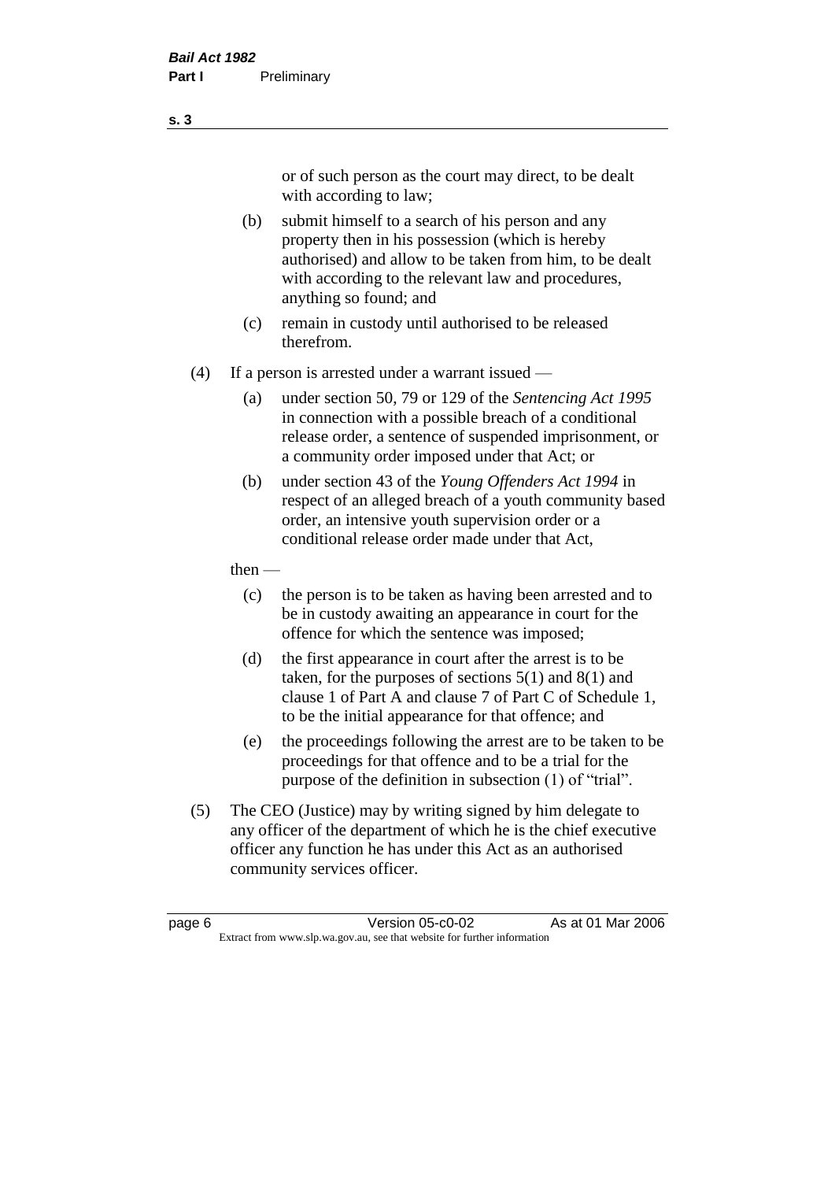or of such person as the court may direct, to be dealt with according to law;

(b) submit himself to a search of his person and any property then in his possession (which is hereby authorised) and allow to be taken from him, to be dealt with according to the relevant law and procedures, anything so found; and

(c) remain in custody until authorised to be released therefrom.

(4) If a person is arrested under a warrant issued —

(a) under section 50, 79 or 129 of the *Sentencing Act 1995* in connection with a possible breach of a conditional release order, a sentence of suspended imprisonment, or a community order imposed under that Act; or

(b) under section 43 of the *Young Offenders Act 1994* in respect of an alleged breach of a youth community based order, an intensive youth supervision order or a conditional release order made under that Act,

then —

(c) the person is to be taken as having been arrested and to be in custody awaiting an appearance in court for the offence for which the sentence was imposed;

(d) the first appearance in court after the arrest is to be taken, for the purposes of sections 5(1) and 8(1) and clause 1 of Part A and clause 7 of Part C of Schedule 1, to be the initial appearance for that offence; and

(e) the proceedings following the arrest are to be taken to be proceedings for that offence and to be a trial for the purpose of the definition in subsection (1) of "trial".

(5) The CEO (Justice) may by writing signed by him delegate to any officer of the department of which he is the chief executive officer any function he has under this Act as an authorised community services officer.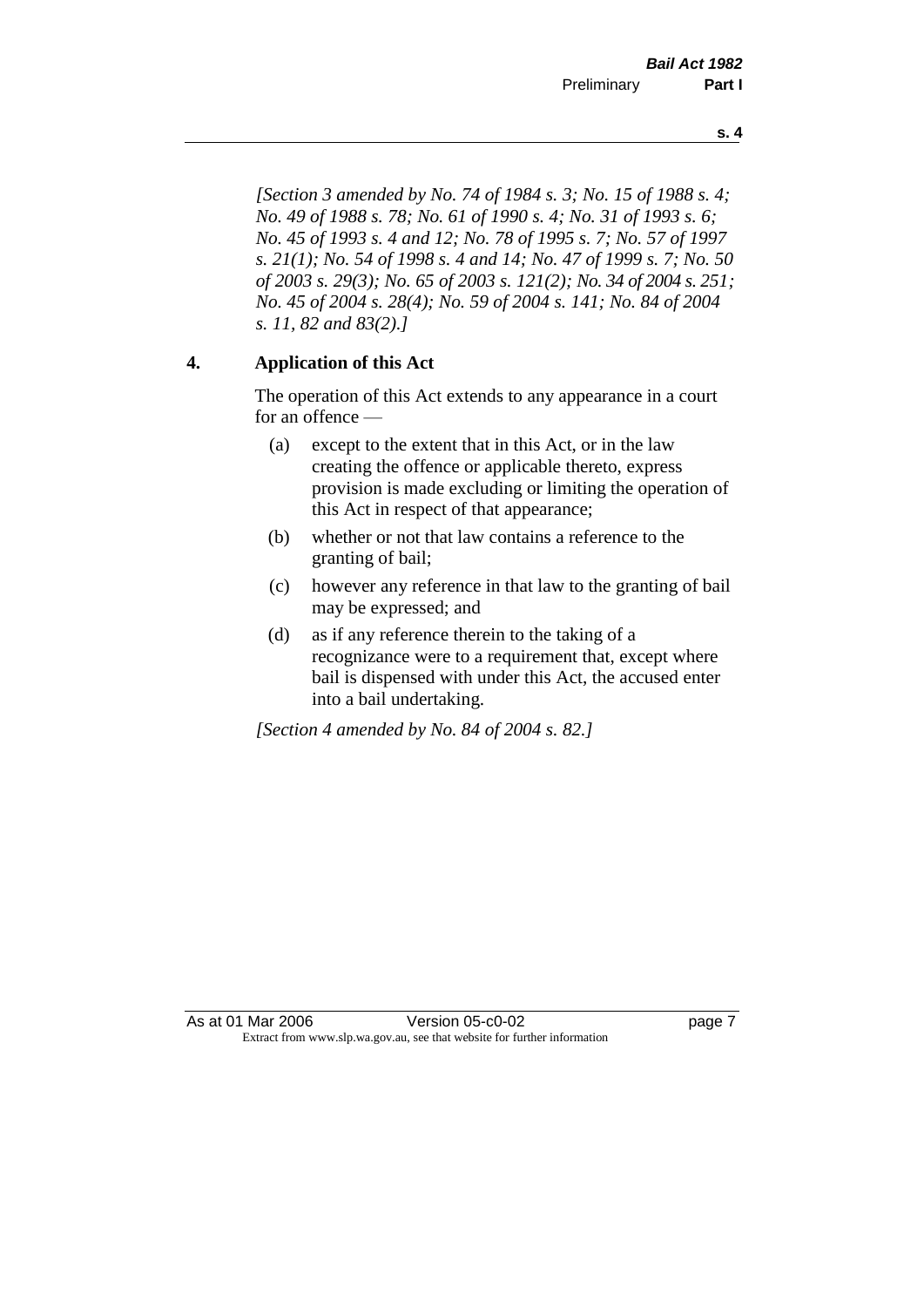*[Section 3 amended by No. 74 of 1984 s. 3; No. 15 of 1988 s. 4; No. 49 of 1988 s. 78; No. 61 of 1990 s. 4; No. 31 of 1993 s. 6; No. 45 of 1993 s. 4 and 12; No. 78 of 1995 s. 7; No. 57 of 1997 s. 21(1); No. 54 of 1998 s. 4 and 14; No. 47 of 1999 s. 7; No. 50 of 2003 s. 29(3); No. 65 of 2003 s. 121(2); No. 34 of 2004 s. 251; No. 45 of 2004 s. 28(4); No. 59 of 2004 s. 141; No. 84 of 2004 s. 11, 82 and 83(2).]*

## 4. Application of this Act

The operation of this Act extends to any appearance in a court for an offence —

(a) except to the extent that in this Act, or in the law creating the offence or applicable thereto, express provision is made excluding or limiting the operation of this Act in respect of that appearance;

(b) whether or not that law contains a reference to the granting of bail;

(c) however any reference in that law to the granting of bail may be expressed; and

(d) as if any reference therein to the taking of a recognizance were to a requirement that, except where bail is dispensed with under this Act, the accused enter into a bail undertaking.

*[Section 4 amended by No. 84 of 2004 s. 82.]*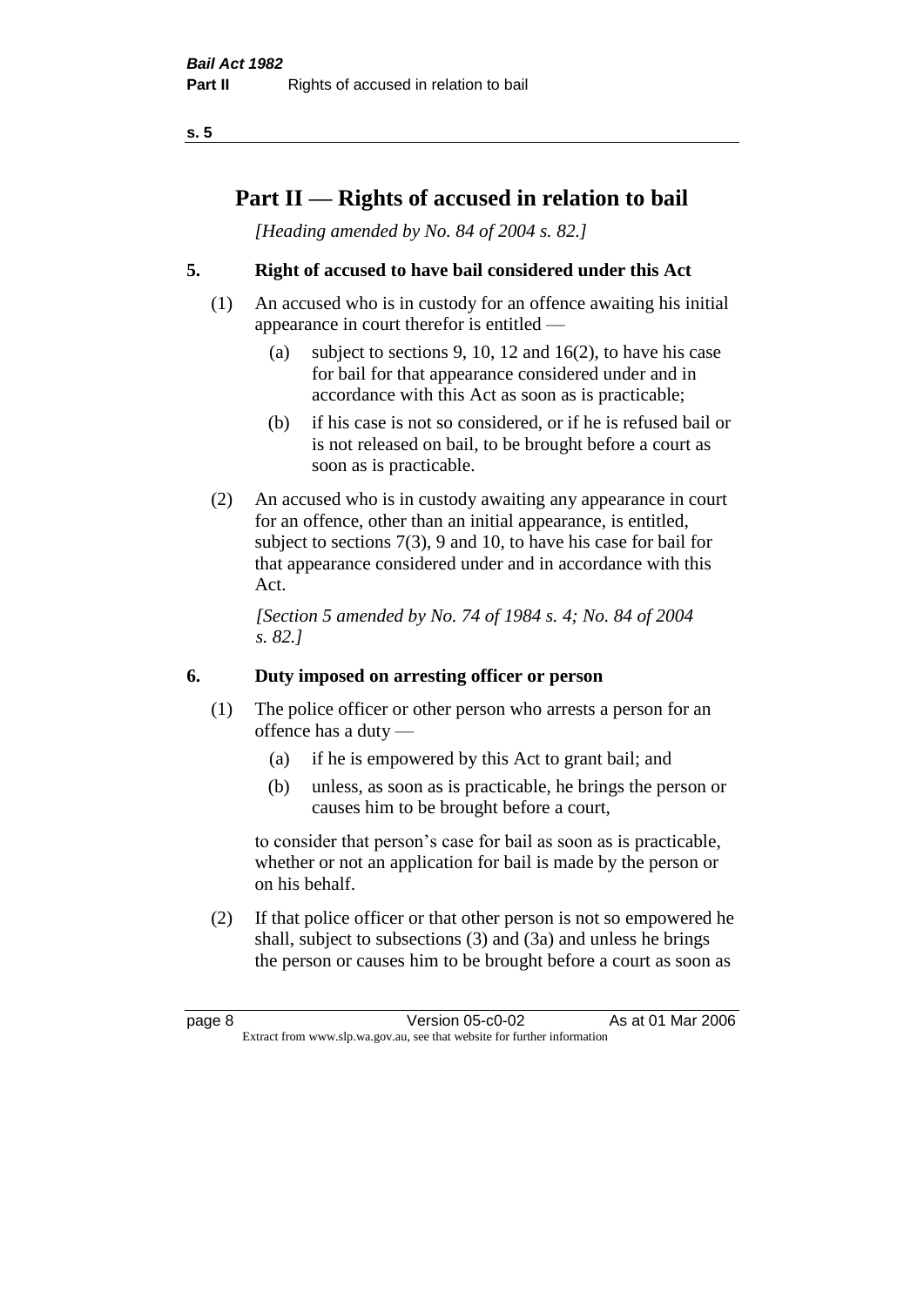# Part II — Rights of accused in relation to bail

*[Heading amended by No. 84 of 2004 s. 82.]*

**5. Right of accused to have bail considered under this Act**

(1) An accused who is in custody for an offence awaiting his initial appearance in court therefor is entitled —

- (a) subject to sections 9, 10, 12 and 16(2), to have his case for bail for that appearance considered under and in accordance with this Act as soon as is practicable;
- (b) if his case is not so considered, or if he is refused bail or is not released on bail, to be brought before a court as soon as is practicable.

(2) An accused who is in custody awaiting any appearance in court for an offence, other than an initial appearance, is entitled, subject to sections 7(3), 9 and 10, to have his case for bail for that appearance considered under and in accordance with this Act.

*[Section 5 amended by No. 74 of 1984 s. 4; No. 84 of 2004 s. 82.]*

**6. Duty imposed on arresting officer or person**

(1) The police officer or other person who arrests a person for an offence has a duty —

- (a) if he is empowered by this Act to grant bail; and
- (b) unless, as soon as is practicable, he brings the person or causes him to be brought before a court,

to consider that person's case for bail as soon as is practicable, whether or not an application for bail is made by the person or on his behalf.

(2) If that police officer or that other person is not so empowered he shall, subject to subsections (3) and (3a) and unless he brings the person or causes him to be brought before a court as soon as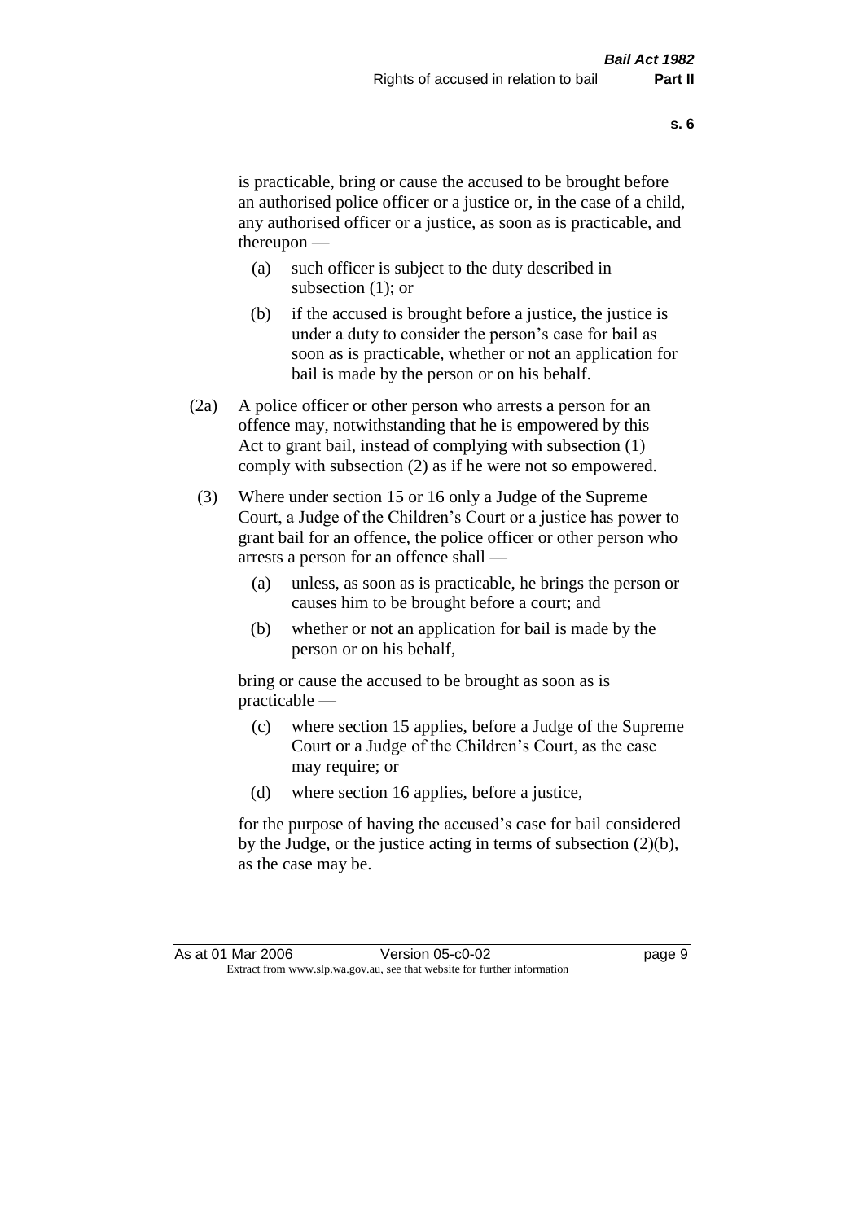is practicable, bring or cause the accused to be brought before an authorised police officer or a justice or, in the case of a child, any authorised officer or a justice, as soon as is practicable, and thereupon —

- (a) such officer is subject to the duty described in subsection (1); or
- (b) if the accused is brought before a justice, the justice is under a duty to consider the person's case for bail as soon as is practicable, whether or not an application for bail is made by the person or on his behalf.

(2a) A police officer or other person who arrests a person for an offence may, notwithstanding that he is empowered by this Act to grant bail, instead of complying with subsection (1) comply with subsection (2) as if he were not so empowered.

(3) Where under section 15 or 16 only a Judge of the Supreme Court, a Judge of the Children's Court or a justice has power to grant bail for an offence, the police officer or other person who arrests a person for an offence shall —

- (a) unless, as soon as is practicable, he brings the person or causes him to be brought before a court; and
- (b) whether or not an application for bail is made by the person or on his behalf,

bring or cause the accused to be brought as soon as is practicable —

- (c) where section 15 applies, before a Judge of the Supreme Court or a Judge of the Children's Court, as the case may require; or
- (d) where section 16 applies, before a justice,

for the purpose of having the accused's case for bail considered by the Judge, or the justice acting in terms of subsection (2)(b), as the case may be.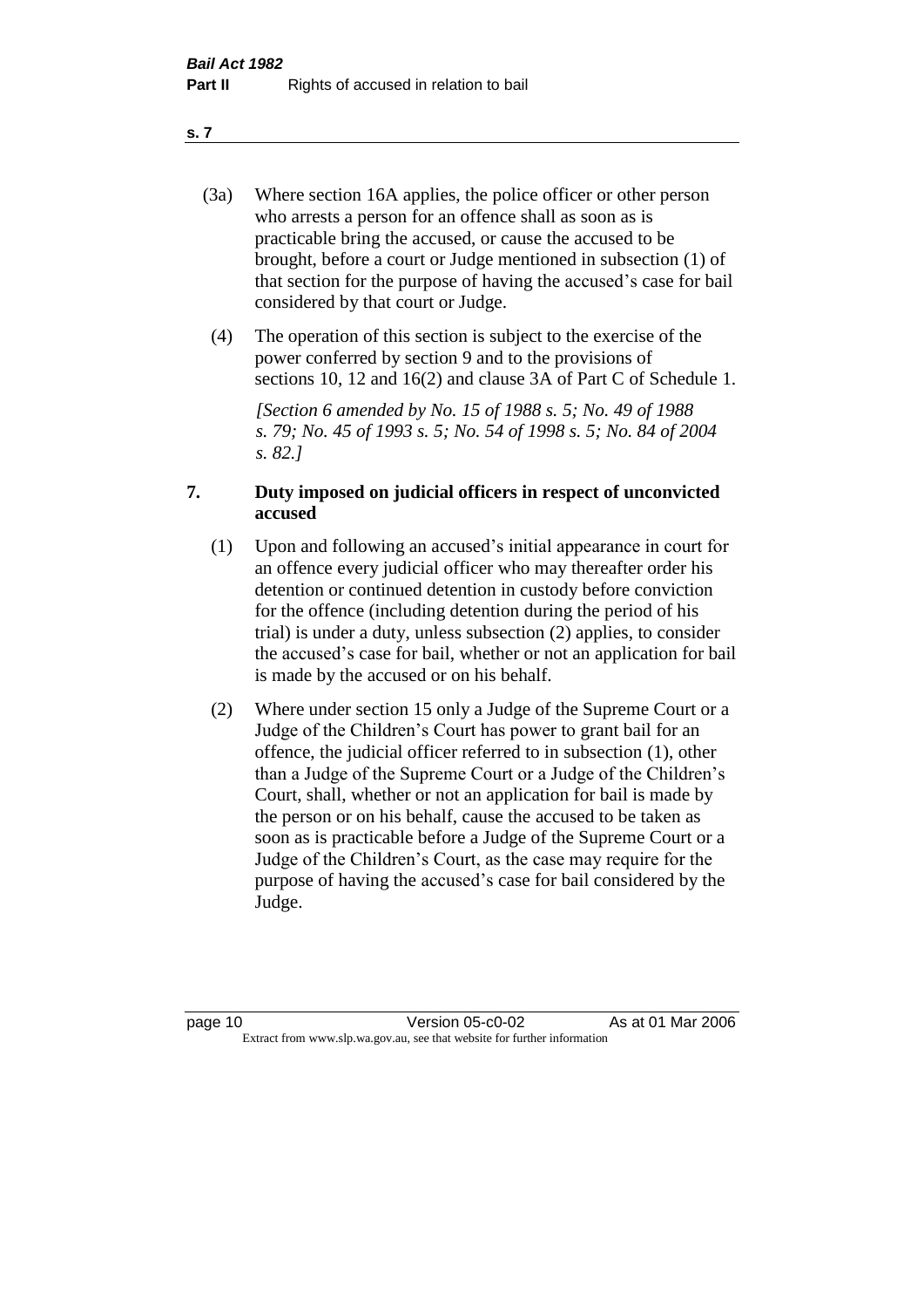(3a) Where section 16A applies, the police officer or other person who arrests a person for an offence shall as soon as is practicable bring the accused, or cause the accused to be brought, before a court or Judge mentioned in subsection (1) of that section for the purpose of having the accused's case for bail considered by that court or Judge.

(4) The operation of this section is subject to the exercise of the power conferred by section 9 and to the provisions of sections 10, 12 and 16(2) and clause 3A of Part C of Schedule 1.

*[Section 6 amended by No. 15 of 1988 s. 5; No. 49 of 1988 s. 79; No. 45 of 1993 s. 5; No. 54 of 1998 s. 5; No. 84 of 2004 s. 82.]*

## 7. Duty imposed on judicial officers in respect of unconvicted accused

(1) Upon and following an accused's initial appearance in court for an offence every judicial officer who may thereafter order his detention or continued detention in custody before conviction for the offence (including detention during the period of his trial) is under a duty, unless subsection (2) applies, to consider the accused's case for bail, whether or not an application for bail is made by the accused or on his behalf.

(2) Where under section 15 only a Judge of the Supreme Court or a Judge of the Children's Court has power to grant bail for an offence, the judicial officer referred to in subsection (1), other than a Judge of the Supreme Court or a Judge of the Children's Court, shall, whether or not an application for bail is made by the person or on his behalf, cause the accused to be taken as soon as is practicable before a Judge of the Supreme Court or a Judge of the Children's Court, as the case may require for the purpose of having the accused's case for bail considered by the Judge.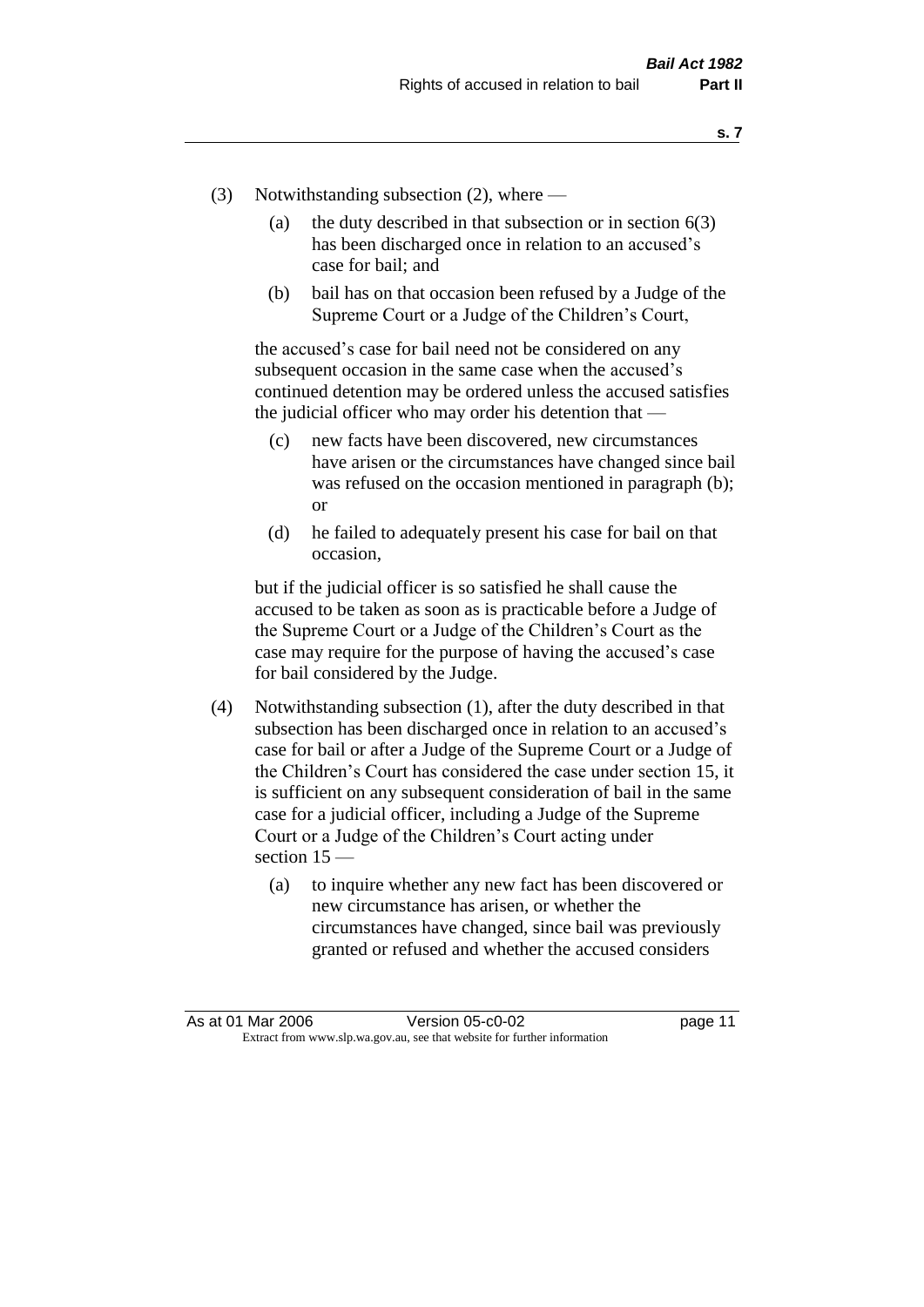(3) Notwithstanding subsection (2), where —

   (a) the duty described in that subsection or in section 6(3) has been discharged once in relation to an accused's case for bail; and

   (b) bail has on that occasion been refused by a Judge of the Supreme Court or a Judge of the Children's Court,

   the accused's case for bail need not be considered on any subsequent occasion in the same case when the accused's continued detention may be ordered unless the accused satisfies the judicial officer who may order his detention that —

   (c) new facts have been discovered, new circumstances have arisen or the circumstances have changed since bail was refused on the occasion mentioned in paragraph (b); or

   (d) he failed to adequately present his case for bail on that occasion,

   but if the judicial officer is so satisfied he shall cause the accused to be taken as soon as is practicable before a Judge of the Supreme Court or a Judge of the Children's Court as the case may require for the purpose of having the accused's case for bail considered by the Judge.

(4) Notwithstanding subsection (1), after the duty described in that subsection has been discharged once in relation to an accused's case for bail or after a Judge of the Supreme Court or a Judge of the Children's Court has considered the case under section 15, it is sufficient on any subsequent consideration of bail in the same case for a judicial officer, including a Judge of the Supreme Court or a Judge of the Children's Court acting under section 15 —

   (a) to inquire whether any new fact has been discovered or new circumstance has arisen, or whether the circumstances have changed, since bail was previously granted or refused and whether the accused considers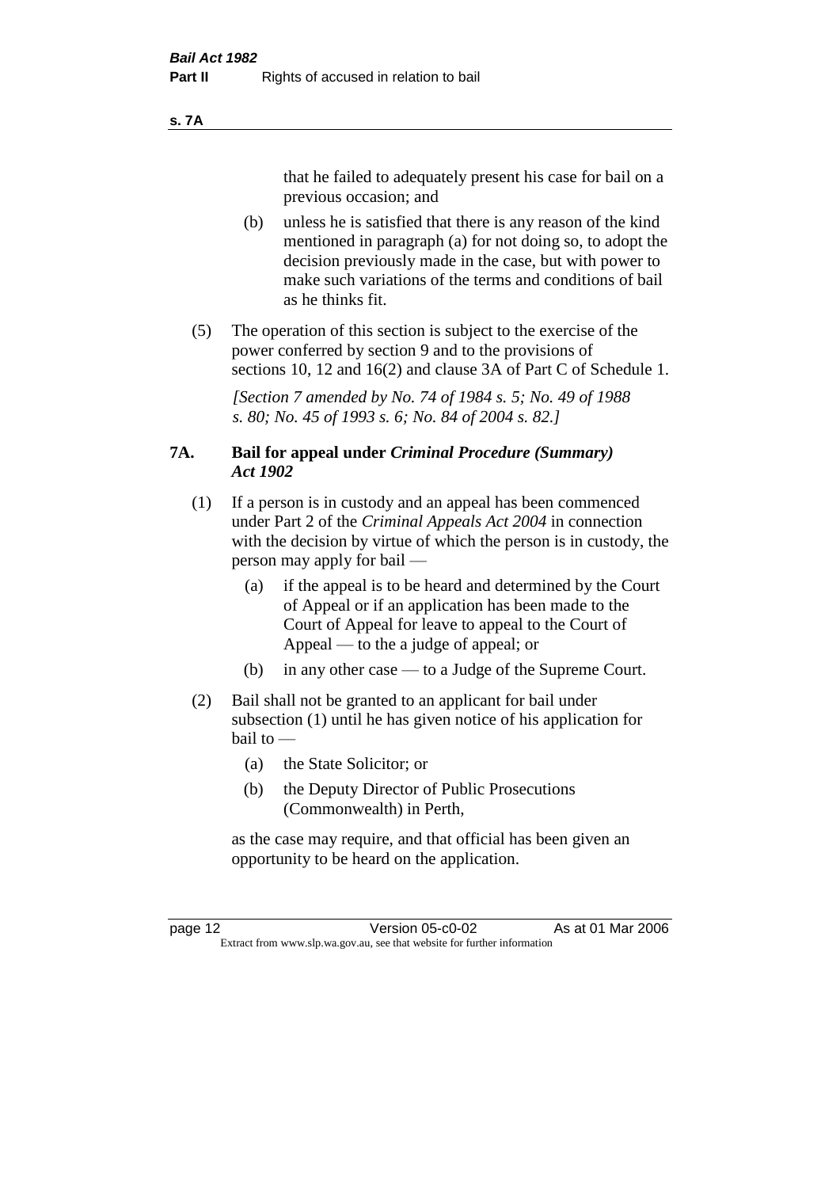that he failed to adequately present his case for bail on a previous occasion; and

(b) unless he is satisfied that there is any reason of the kind mentioned in paragraph (a) for not doing so, to adopt the decision previously made in the case, but with power to make such variations of the terms and conditions of bail as he thinks fit.

(5) The operation of this section is subject to the exercise of the power conferred by section 9 and to the provisions of sections 10, 12 and 16(2) and clause 3A of Part C of Schedule 1.

*[Section 7 amended by No. 74 of 1984 s. 5; No. 49 of 1988 s. 80; No. 45 of 1993 s. 6; No. 84 of 2004 s. 82.]*

### 7A. Bail for appeal under *Criminal Procedure (Summary) Act 1902*

(1) If a person is in custody and an appeal has been commenced under Part 2 of the *Criminal Appeals Act 2004* in connection with the decision by virtue of which the person is in custody, the person may apply for bail —

(a) if the appeal is to be heard and determined by the Court of Appeal or if an application has been made to the Court of Appeal for leave to appeal to the Court of Appeal — to the a judge of appeal; or

(b) in any other case — to a Judge of the Supreme Court.

(2) Bail shall not be granted to an applicant for bail under subsection (1) until he has given notice of his application for bail to —

(a) the State Solicitor; or

(b) the Deputy Director of Public Prosecutions (Commonwealth) in Perth,

as the case may require, and that official has been given an opportunity to be heard on the application.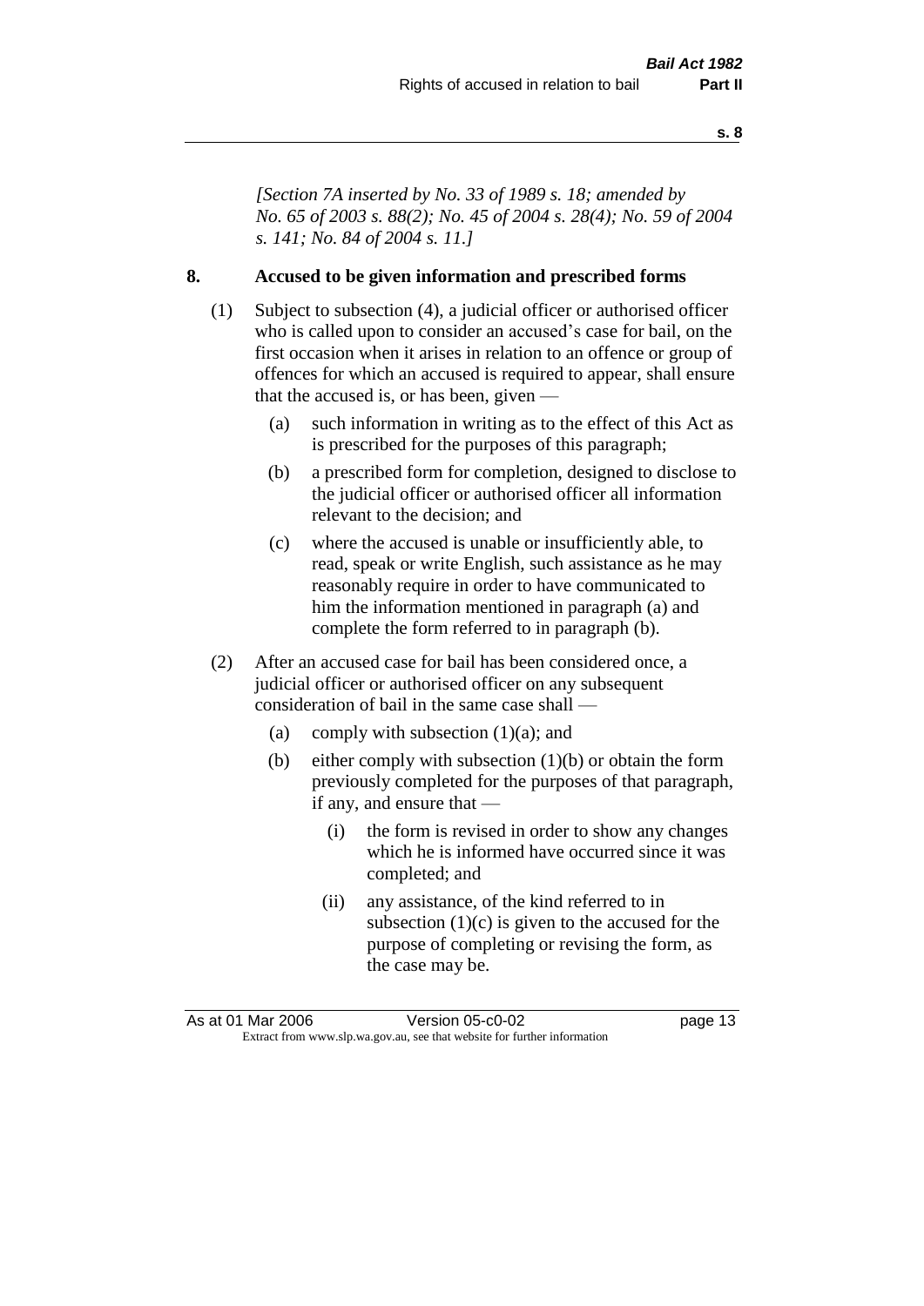*[Section 7A inserted by No. 33 of 1989 s. 18; amended by No. 65 of 2003 s. 88(2); No. 45 of 2004 s. 28(4); No. 59 of 2004 s. 141; No. 84 of 2004 s. 11.]*

## 8. Accused to be given information and prescribed forms

(1) Subject to subsection (4), a judicial officer or authorised officer who is called upon to consider an accused's case for bail, on the first occasion when it arises in relation to an offence or group of offences for which an accused is required to appear, shall ensure that the accused is, or has been, given —

- (a) such information in writing as to the effect of this Act as is prescribed for the purposes of this paragraph;
- (b) a prescribed form for completion, designed to disclose to the judicial officer or authorised officer all information relevant to the decision; and
- (c) where the accused is unable or insufficiently able, to read, speak or write English, such assistance as he may reasonably require in order to have communicated to him the information mentioned in paragraph (a) and complete the form referred to in paragraph (b).

(2) After an accused case for bail has been considered once, a judicial officer or authorised officer on any subsequent consideration of bail in the same case shall —

- (a) comply with subsection (1)(a); and
- (b) either comply with subsection (1)(b) or obtain the form previously completed for the purposes of that paragraph, if any, and ensure that —
  - (i) the form is revised in order to show any changes which he is informed have occurred since it was completed; and
  - (ii) any assistance, of the kind referred to in subsection (1)(c) is given to the accused for the purpose of completing or revising the form, as the case may be.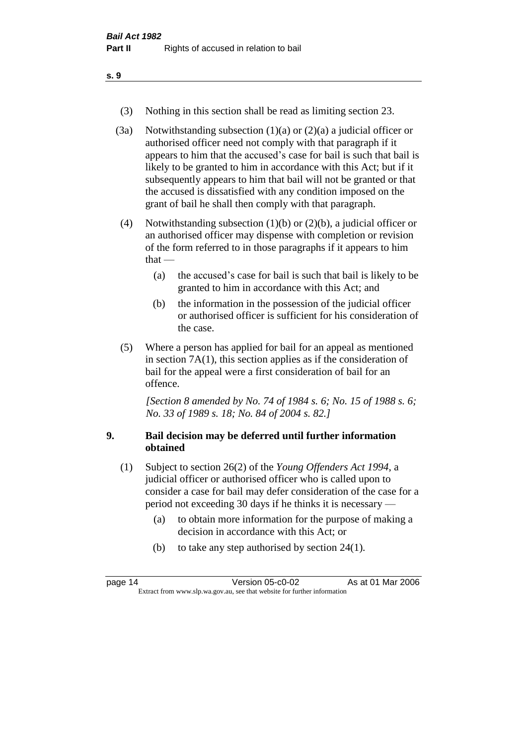(3) Nothing in this section shall be read as limiting section 23.

(3a) Notwithstanding subsection (1)(a) or (2)(a) a judicial officer or authorised officer need not comply with that paragraph if it appears to him that the accused's case for bail is such that bail is likely to be granted to him in accordance with this Act; but if it subsequently appears to him that bail will not be granted or that the accused is dissatisfied with any condition imposed on the grant of bail he shall then comply with that paragraph.

(4) Notwithstanding subsection (1)(b) or (2)(b), a judicial officer or an authorised officer may dispense with completion or revision of the form referred to in those paragraphs if it appears to him that —

- (a) the accused's case for bail is such that bail is likely to be granted to him in accordance with this Act; and
- (b) the information in the possession of the judicial officer or authorised officer is sufficient for his consideration of the case.

(5) Where a person has applied for bail for an appeal as mentioned in section 7A(1), this section applies as if the consideration of bail for the appeal were a first consideration of bail for an offence.

*[Section 8 amended by No. 74 of 1984 s. 6; No. 15 of 1988 s. 6; No. 33 of 1989 s. 18; No. 84 of 2004 s. 82.]*

## 9. Bail decision may be deferred until further information obtained

(1) Subject to section 26(2) of the *Young Offenders Act 1994*, a judicial officer or authorised officer who is called upon to consider a case for bail may defer consideration of the case for a period not exceeding 30 days if he thinks it is necessary —

- (a) to obtain more information for the purpose of making a decision in accordance with this Act; or
- (b) to take any step authorised by section 24(1).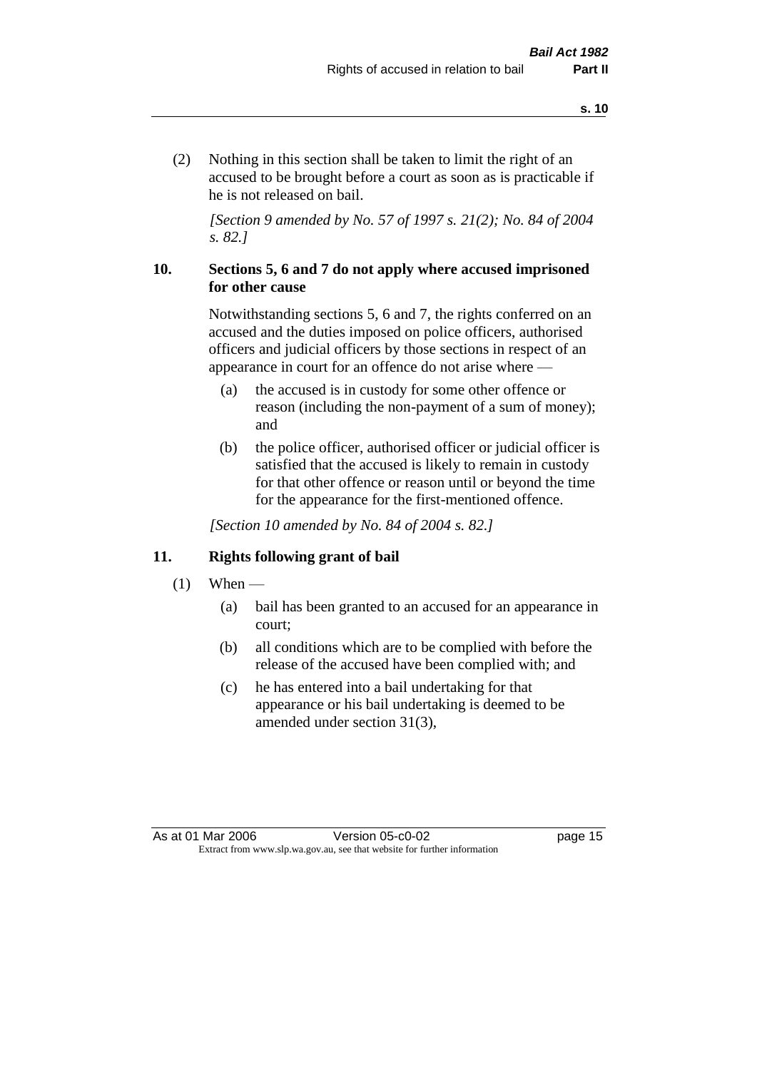(2) Nothing in this section shall be taken to limit the right of an accused to be brought before a court as soon as is practicable if he is not released on bail.

*[Section 9 amended by No. 57 of 1997 s. 21(2); No. 84 of 2004 s. 82.]*

### 10. Sections 5, 6 and 7 do not apply where accused imprisoned for other cause

Notwithstanding sections 5, 6 and 7, the rights conferred on an accused and the duties imposed on police officers, authorised officers and judicial officers by those sections in respect of an appearance in court for an offence do not arise where —

(a) the accused is in custody for some other offence or reason (including the non-payment of a sum of money); and

(b) the police officer, authorised officer or judicial officer is satisfied that the accused is likely to remain in custody for that other offence or reason until or beyond the time for the appearance for the first-mentioned offence.

*[Section 10 amended by No. 84 of 2004 s. 82.]*

### 11. Rights following grant of bail

(1) When —

(a) bail has been granted to an accused for an appearance in court;

(b) all conditions which are to be complied with before the release of the accused have been complied with; and

(c) he has entered into a bail undertaking for that appearance or his bail undertaking is deemed to be amended under section 31(3),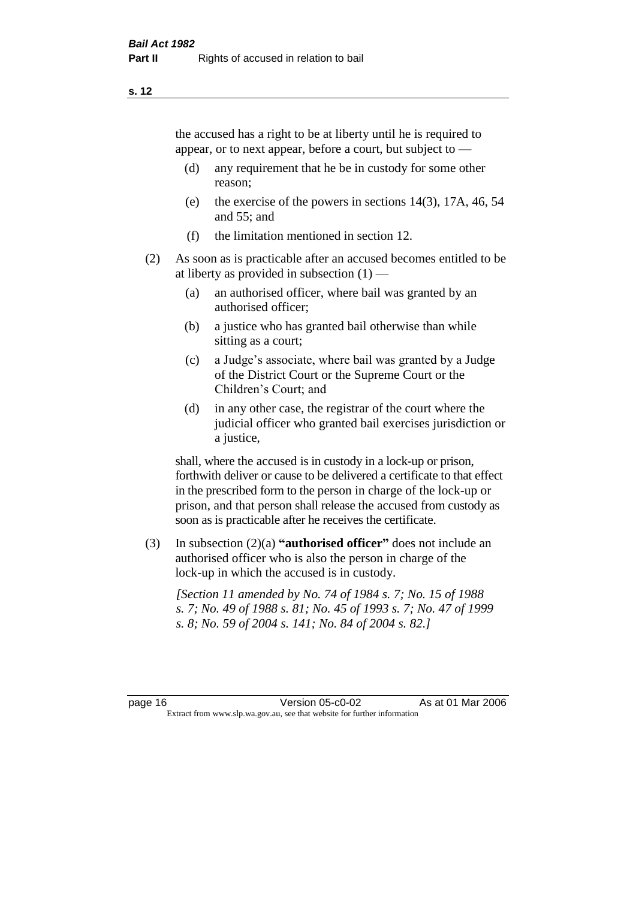the accused has a right to be at liberty until he is required to appear, or to next appear, before a court, but subject to —

(d) any requirement that he be in custody for some other reason;

(e) the exercise of the powers in sections 14(3), 17A, 46, 54 and 55; and

(f) the limitation mentioned in section 12.

(2) As soon as is practicable after an accused becomes entitled to be at liberty as provided in subsection (1) —

(a) an authorised officer, where bail was granted by an authorised officer;

(b) a justice who has granted bail otherwise than while sitting as a court;

(c) a Judge's associate, where bail was granted by a Judge of the District Court or the Supreme Court or the Children's Court; and

(d) in any other case, the registrar of the court where the judicial officer who granted bail exercises jurisdiction or a justice,

shall, where the accused is in custody in a lock-up or prison, forthwith deliver or cause to be delivered a certificate to that effect in the prescribed form to the person in charge of the lock-up or prison, and that person shall release the accused from custody as soon as is practicable after he receives the certificate.

(3) In subsection (2)(a) **"authorised officer"** does not include an authorised officer who is also the person in charge of the lock-up in which the accused is in custody.

*[Section 11 amended by No. 74 of 1984 s. 7; No. 15 of 1988 s. 7; No. 49 of 1988 s. 81; No. 45 of 1993 s. 7; No. 47 of 1999 s. 8; No. 59 of 2004 s. 141; No. 84 of 2004 s. 82.]*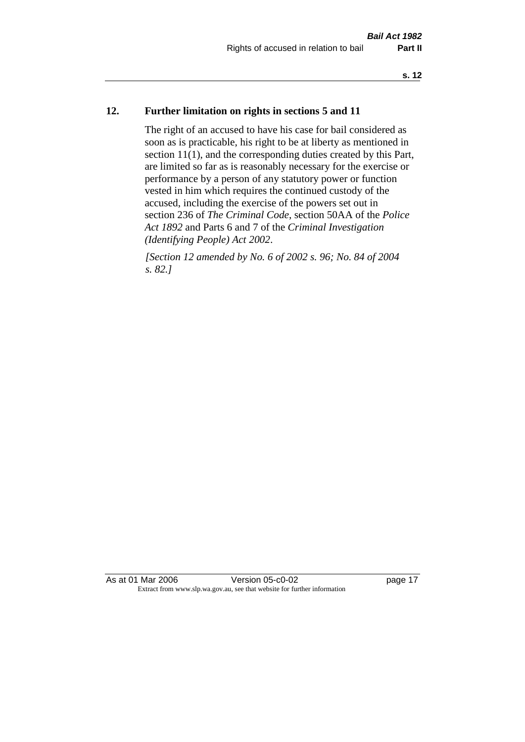## 12. Further limitation on rights in sections 5 and 11

The right of an accused to have his case for bail considered as soon as is practicable, his right to be at liberty as mentioned in section 11(1), and the corresponding duties created by this Part, are limited so far as is reasonably necessary for the exercise or performance by a person of any statutory power or function vested in him which requires the continued custody of the accused, including the exercise of the powers set out in section 236 of *The Criminal Code*, section 50AA of the *Police Act 1892* and Parts 6 and 7 of the *Criminal Investigation (Identifying People) Act 2002*.

*[Section 12 amended by No. 6 of 2002 s. 96; No. 84 of 2004 s. 82.]*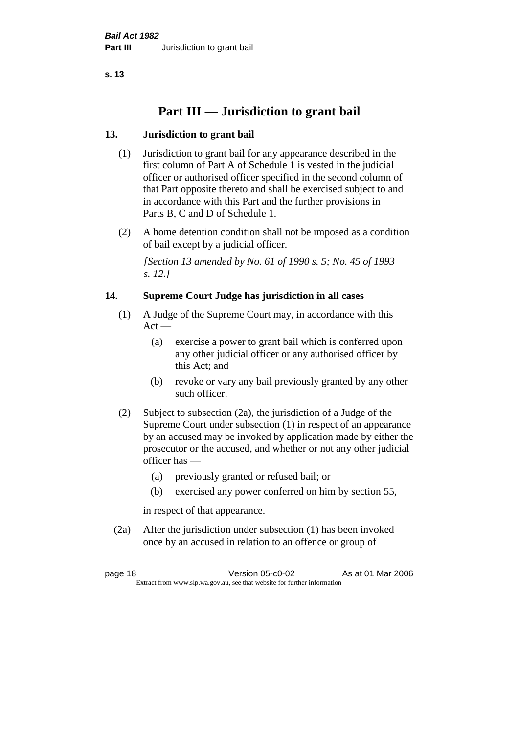# Part III — Jurisdiction to grant bail

## 13. Jurisdiction to grant bail

(1) Jurisdiction to grant bail for any appearance described in the first column of Part A of Schedule 1 is vested in the judicial officer or authorised officer specified in the second column of that Part opposite thereto and shall be exercised subject to and in accordance with this Part and the further provisions in Parts B, C and D of Schedule 1.

(2) A home detention condition shall not be imposed as a condition of bail except by a judicial officer.

*[Section 13 amended by No. 61 of 1990 s. 5; No. 45 of 1993 s. 12.]*

## 14. Supreme Court Judge has jurisdiction in all cases

(1) A Judge of the Supreme Court may, in accordance with this Act —

- (a) exercise a power to grant bail which is conferred upon any other judicial officer or any authorised officer by this Act; and
- (b) revoke or vary any bail previously granted by any other such officer.

(2) Subject to subsection (2a), the jurisdiction of a Judge of the Supreme Court under subsection (1) in respect of an appearance by an accused may be invoked by application made by either the prosecutor or the accused, and whether or not any other judicial officer has —

- (a) previously granted or refused bail; or
- (b) exercised any power conferred on him by section 55,

in respect of that appearance.

(2a) After the jurisdiction under subsection (1) has been invoked once by an accused in relation to an offence or group of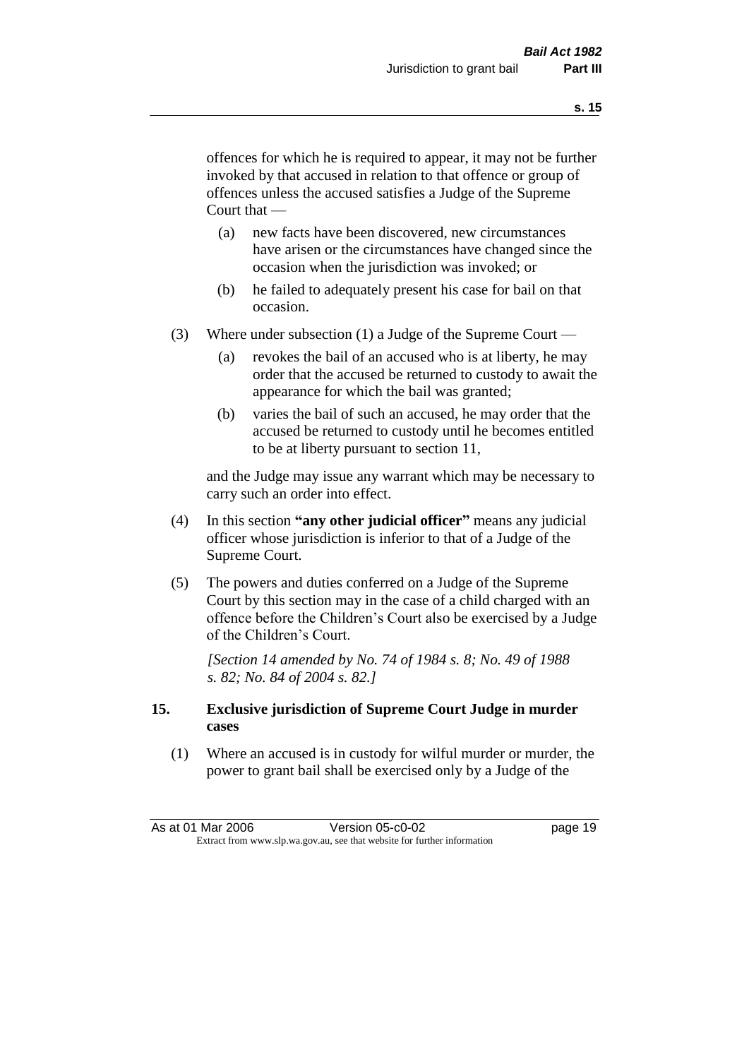offences for which he is required to appear, it may not be further invoked by that accused in relation to that offence or group of offences unless the accused satisfies a Judge of the Supreme Court that —

(a) new facts have been discovered, new circumstances have arisen or the circumstances have changed since the occasion when the jurisdiction was invoked; or

(b) he failed to adequately present his case for bail on that occasion.

(3) Where under subsection (1) a Judge of the Supreme Court —

(a) revokes the bail of an accused who is at liberty, he may order that the accused be returned to custody to await the appearance for which the bail was granted;

(b) varies the bail of such an accused, he may order that the accused be returned to custody until he becomes entitled to be at liberty pursuant to section 11,

and the Judge may issue any warrant which may be necessary to carry such an order into effect.

(4) In this section **"any other judicial officer"** means any judicial officer whose jurisdiction is inferior to that of a Judge of the Supreme Court.

(5) The powers and duties conferred on a Judge of the Supreme Court by this section may in the case of a child charged with an offence before the Children's Court also be exercised by a Judge of the Children's Court.

*[Section 14 amended by No. 74 of 1984 s. 8; No. 49 of 1988 s. 82; No. 84 of 2004 s. 82.]*

## 15. Exclusive jurisdiction of Supreme Court Judge in murder cases

(1) Where an accused is in custody for wilful murder or murder, the power to grant bail shall be exercised only by a Judge of the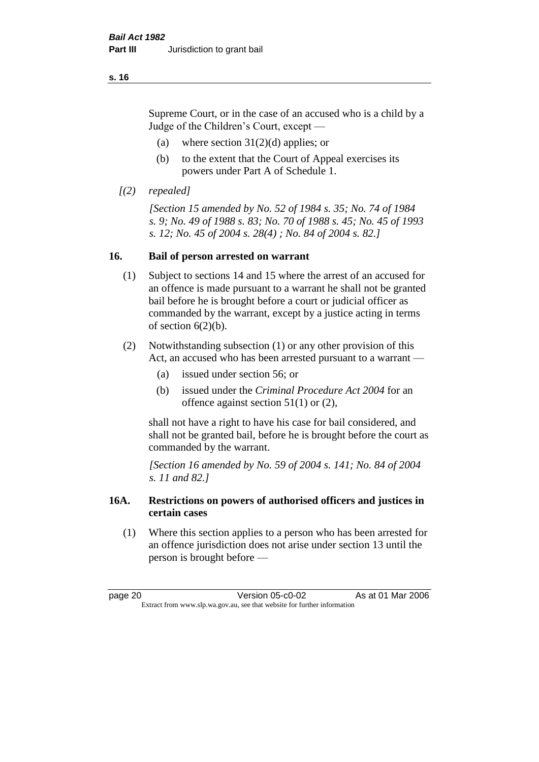Supreme Court, or in the case of an accused who is a child by a Judge of the Children's Court, except —

(a) where section 31(2)(d) applies; or

(b) to the extent that the Court of Appeal exercises its powers under Part A of Schedule 1.

*[(2) repealed]*

*[Section 15 amended by No. 52 of 1984 s. 35; No. 74 of 1984 s. 9; No. 49 of 1988 s. 83; No. 70 of 1988 s. 45; No. 45 of 1993 s. 12; No. 45 of 2004 s. 28(4) ; No. 84 of 2004 s. 82.]*

## 16. Bail of person arrested on warrant

(1) Subject to sections 14 and 15 where the arrest of an accused for an offence is made pursuant to a warrant he shall not be granted bail before he is brought before a court or judicial officer as commanded by the warrant, except by a justice acting in terms of section 6(2)(b).

(2) Notwithstanding subsection (1) or any other provision of this Act, an accused who has been arrested pursuant to a warrant —

(a) issued under section 56; or

(b) issued under the *Criminal Procedure Act 2004* for an offence against section 51(1) or (2),

shall not have a right to have his case for bail considered, and shall not be granted bail, before he is brought before the court as commanded by the warrant.

*[Section 16 amended by No. 59 of 2004 s. 141; No. 84 of 2004 s. 11 and 82.]*

## 16A. Restrictions on powers of authorised officers and justices in certain cases

(1) Where this section applies to a person who has been arrested for an offence jurisdiction does not arise under section 13 until the person is brought before —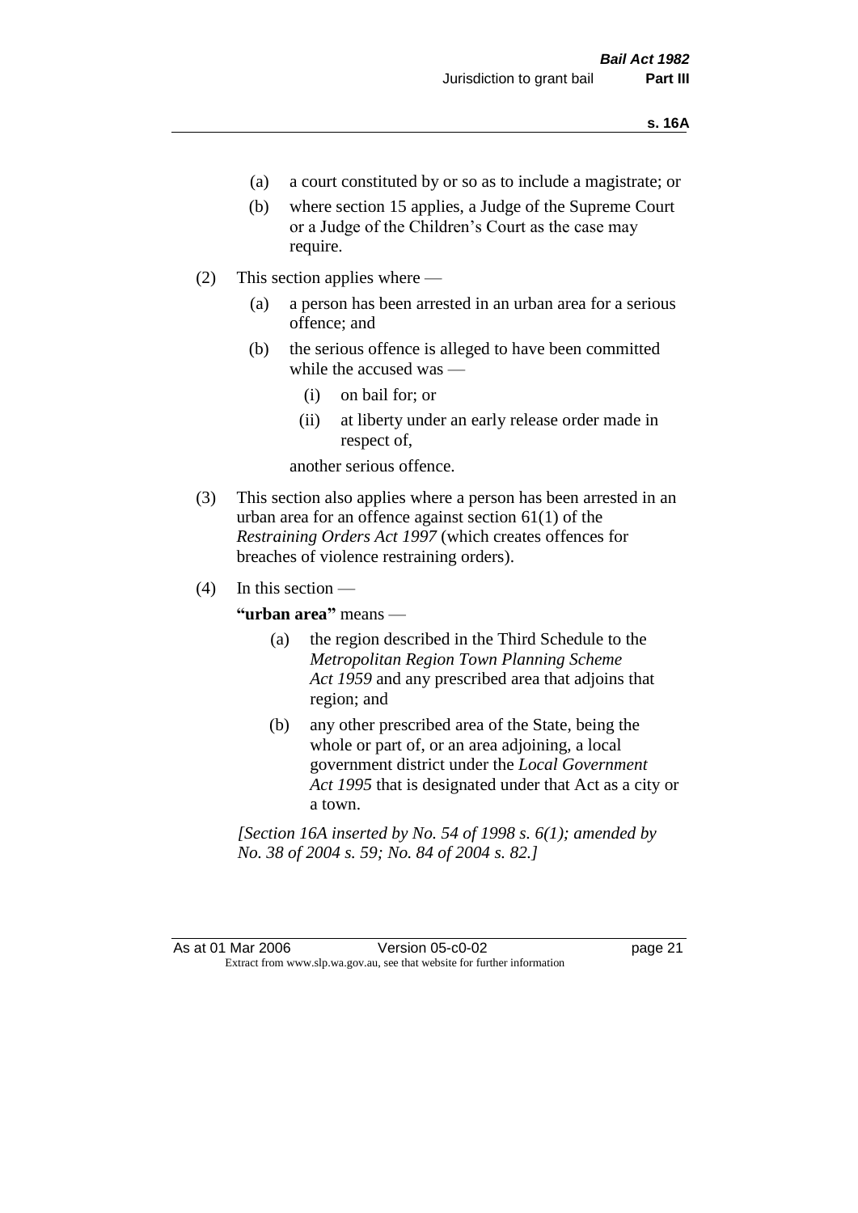(a) a court constituted by or so as to include a magistrate; or

(b) where section 15 applies, a Judge of the Supreme Court or a Judge of the Children's Court as the case may require.

(2) This section applies where —

(a) a person has been arrested in an urban area for a serious offence; and

(b) the serious offence is alleged to have been committed while the accused was —

(i) on bail for; or

(ii) at liberty under an early release order made in respect of,

another serious offence.

(3) This section also applies where a person has been arrested in an urban area for an offence against section 61(1) of the *Restraining Orders Act 1997* (which creates offences for breaches of violence restraining orders).

(4) In this section —

**"urban area"** means —

(a) the region described in the Third Schedule to the *Metropolitan Region Town Planning Scheme Act 1959* and any prescribed area that adjoins that region; and

(b) any other prescribed area of the State, being the whole or part of, or an area adjoining, a local government district under the *Local Government Act 1995* that is designated under that Act as a city or a town.

*[Section 16A inserted by No. 54 of 1998 s. 6(1); amended by No. 38 of 2004 s. 59; No. 84 of 2004 s. 82.]*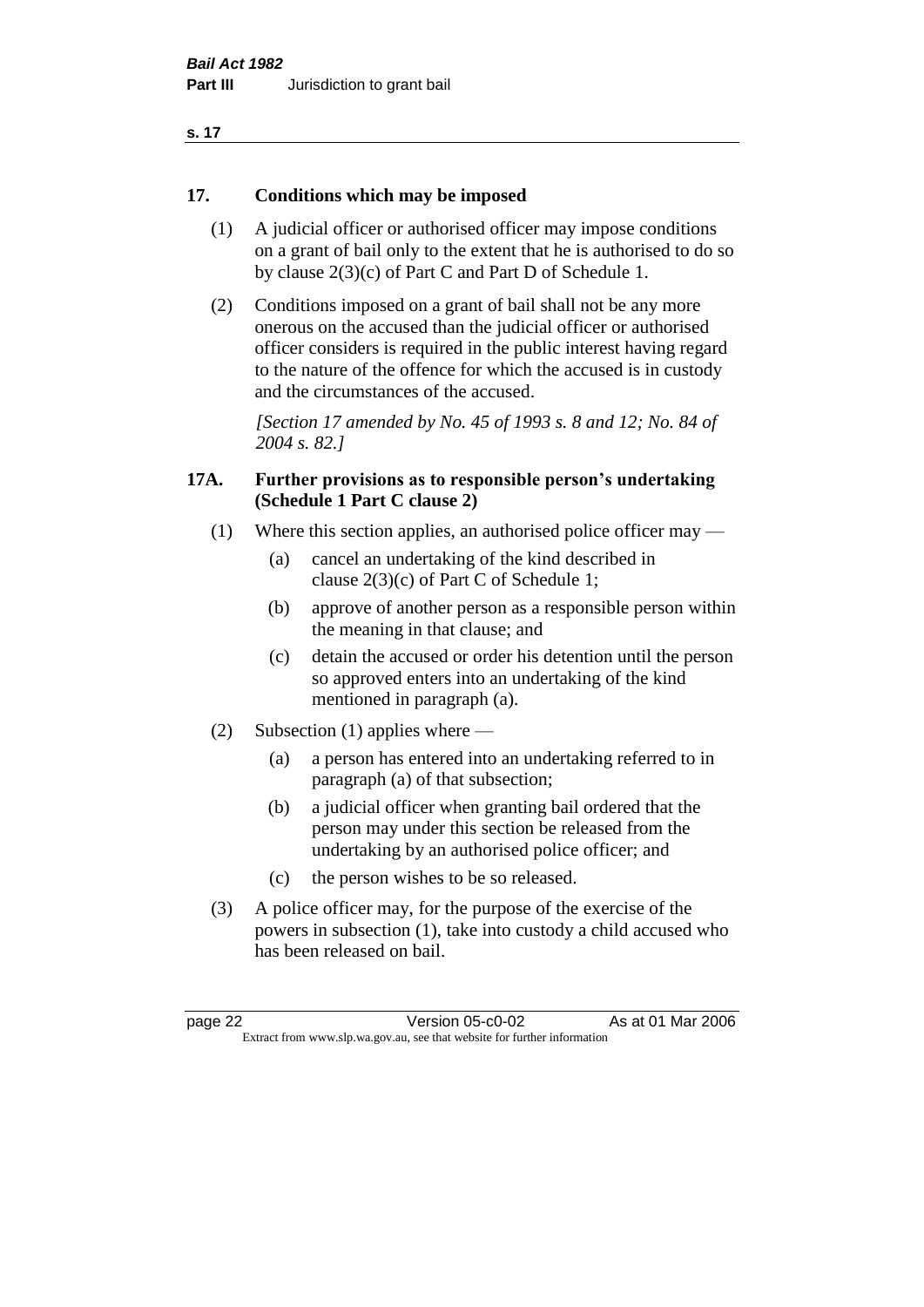## 17. Conditions which may be imposed

(1) A judicial officer or authorised officer may impose conditions on a grant of bail only to the extent that he is authorised to do so by clause 2(3)(c) of Part C and Part D of Schedule 1.

(2) Conditions imposed on a grant of bail shall not be any more onerous on the accused than the judicial officer or authorised officer considers is required in the public interest having regard to the nature of the offence for which the accused is in custody and the circumstances of the accused.

*[Section 17 amended by No. 45 of 1993 s. 8 and 12; No. 84 of 2004 s. 82.]*

## 17A. Further provisions as to responsible person's undertaking (Schedule 1 Part C clause 2)

(1) Where this section applies, an authorised police officer may —

- (a) cancel an undertaking of the kind described in clause 2(3)(c) of Part C of Schedule 1;
- (b) approve of another person as a responsible person within the meaning in that clause; and
- (c) detain the accused or order his detention until the person so approved enters into an undertaking of the kind mentioned in paragraph (a).

(2) Subsection (1) applies where —

- (a) a person has entered into an undertaking referred to in paragraph (a) of that subsection;
- (b) a judicial officer when granting bail ordered that the person may under this section be released from the undertaking by an authorised police officer; and
- (c) the person wishes to be so released.

(3) A police officer may, for the purpose of the exercise of the powers in subsection (1), take into custody a child accused who has been released on bail.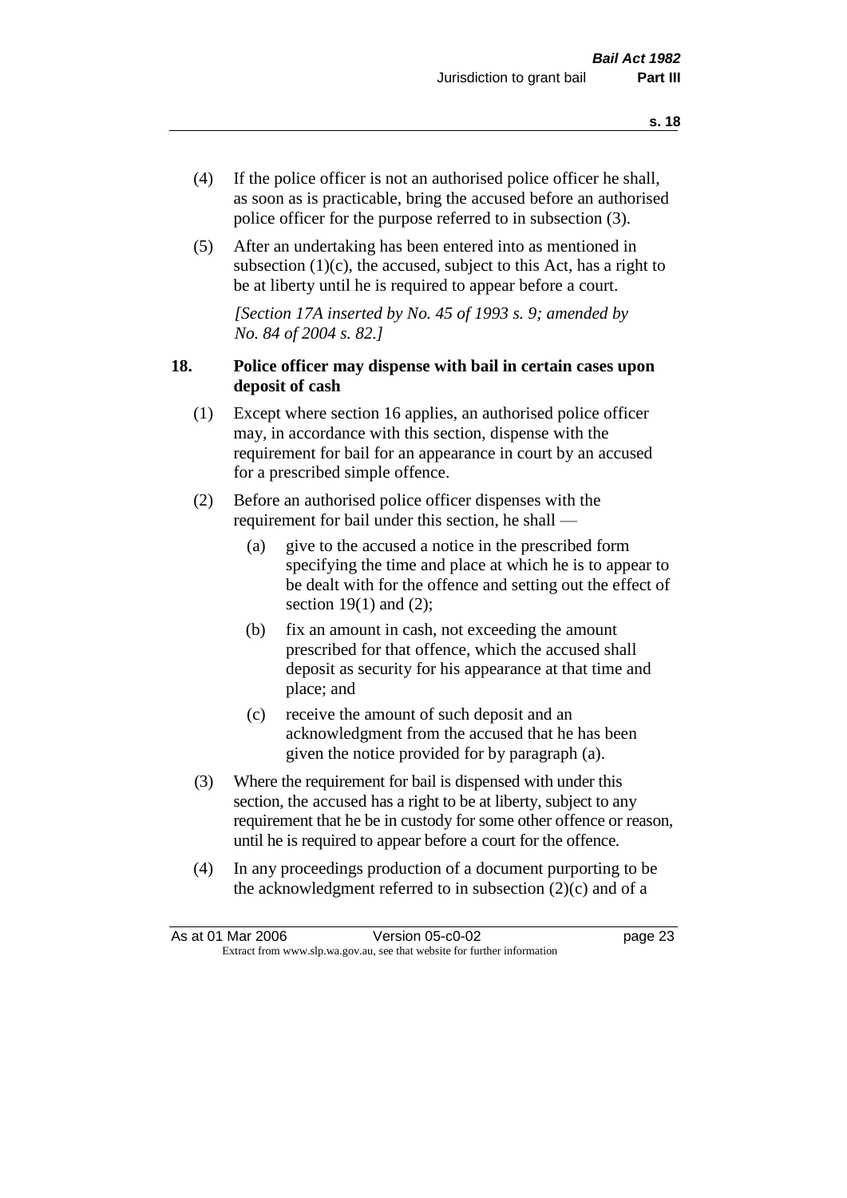(4) If the police officer is not an authorised police officer he shall, as soon as is practicable, bring the accused before an authorised police officer for the purpose referred to in subsection (3).

(5) After an undertaking has been entered into as mentioned in subsection (1)(c), the accused, subject to this Act, has a right to be at liberty until he is required to appear before a court.

*[Section 17A inserted by No. 45 of 1993 s. 9; amended by No. 84 of 2004 s. 82.]*

### 18. Police officer may dispense with bail in certain cases upon deposit of cash

(1) Except where section 16 applies, an authorised police officer may, in accordance with this section, dispense with the requirement for bail for an appearance in court by an accused for a prescribed simple offence.

(2) Before an authorised police officer dispenses with the requirement for bail under this section, he shall —

- (a) give to the accused a notice in the prescribed form specifying the time and place at which he is to appear to be dealt with for the offence and setting out the effect of section 19(1) and (2);
- (b) fix an amount in cash, not exceeding the amount prescribed for that offence, which the accused shall deposit as security for his appearance at that time and place; and
- (c) receive the amount of such deposit and an acknowledgment from the accused that he has been given the notice provided for by paragraph (a).

(3) Where the requirement for bail is dispensed with under this section, the accused has a right to be at liberty, subject to any requirement that he be in custody for some other offence or reason, until he is required to appear before a court for the offence.

(4) In any proceedings production of a document purporting to be the acknowledgment referred to in subsection (2)(c) and of a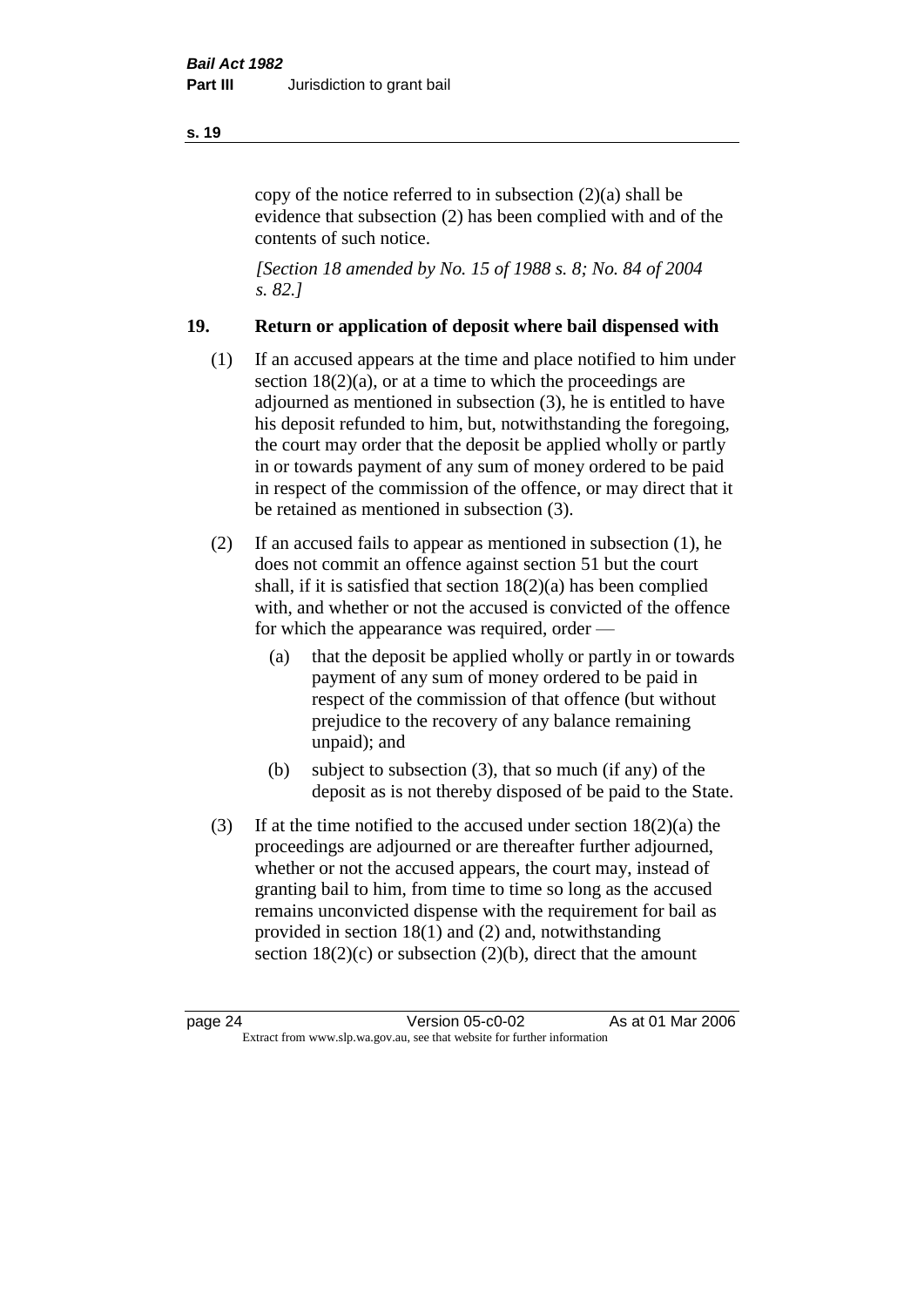copy of the notice referred to in subsection (2)(a) shall be evidence that subsection (2) has been complied with and of the contents of such notice.

*[Section 18 amended by No. 15 of 1988 s. 8; No. 84 of 2004 s. 82.]*

## 19. Return or application of deposit where bail dispensed with

(1) If an accused appears at the time and place notified to him under section 18(2)(a), or at a time to which the proceedings are adjourned as mentioned in subsection (3), he is entitled to have his deposit refunded to him, but, notwithstanding the foregoing, the court may order that the deposit be applied wholly or partly in or towards payment of any sum of money ordered to be paid in respect of the commission of the offence, or may direct that it be retained as mentioned in subsection (3).

(2) If an accused fails to appear as mentioned in subsection (1), he does not commit an offence against section 51 but the court shall, if it is satisfied that section 18(2)(a) has been complied with, and whether or not the accused is convicted of the offence for which the appearance was required, order —

- (a) that the deposit be applied wholly or partly in or towards payment of any sum of money ordered to be paid in respect of the commission of that offence (but without prejudice to the recovery of any balance remaining unpaid); and
- (b) subject to subsection (3), that so much (if any) of the deposit as is not thereby disposed of be paid to the State.

(3) If at the time notified to the accused under section 18(2)(a) the proceedings are adjourned or are thereafter further adjourned, whether or not the accused appears, the court may, instead of granting bail to him, from time to time so long as the accused remains unconvicted dispense with the requirement for bail as provided in section 18(1) and (2) and, notwithstanding section 18(2)(c) or subsection (2)(b), direct that the amount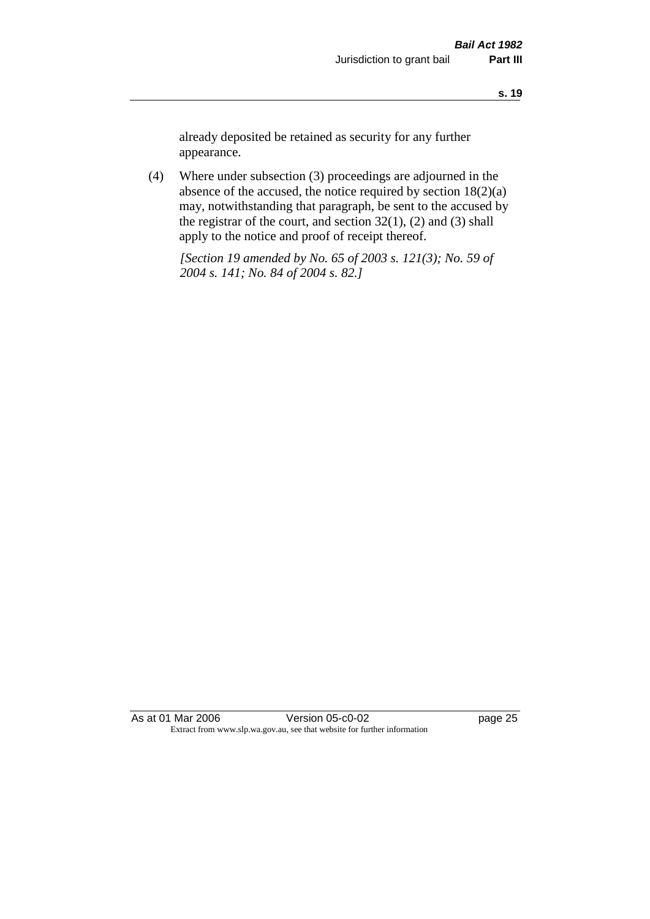already deposited be retained as security for any further appearance.

(4) Where under subsection (3) proceedings are adjourned in the absence of the accused, the notice required by section 18(2)(a) may, notwithstanding that paragraph, be sent to the accused by the registrar of the court, and section 32(1), (2) and (3) shall apply to the notice and proof of receipt thereof.

*[Section 19 amended by No. 65 of 2003 s. 121(3); No. 59 of 2004 s. 141; No. 84 of 2004 s. 82.]*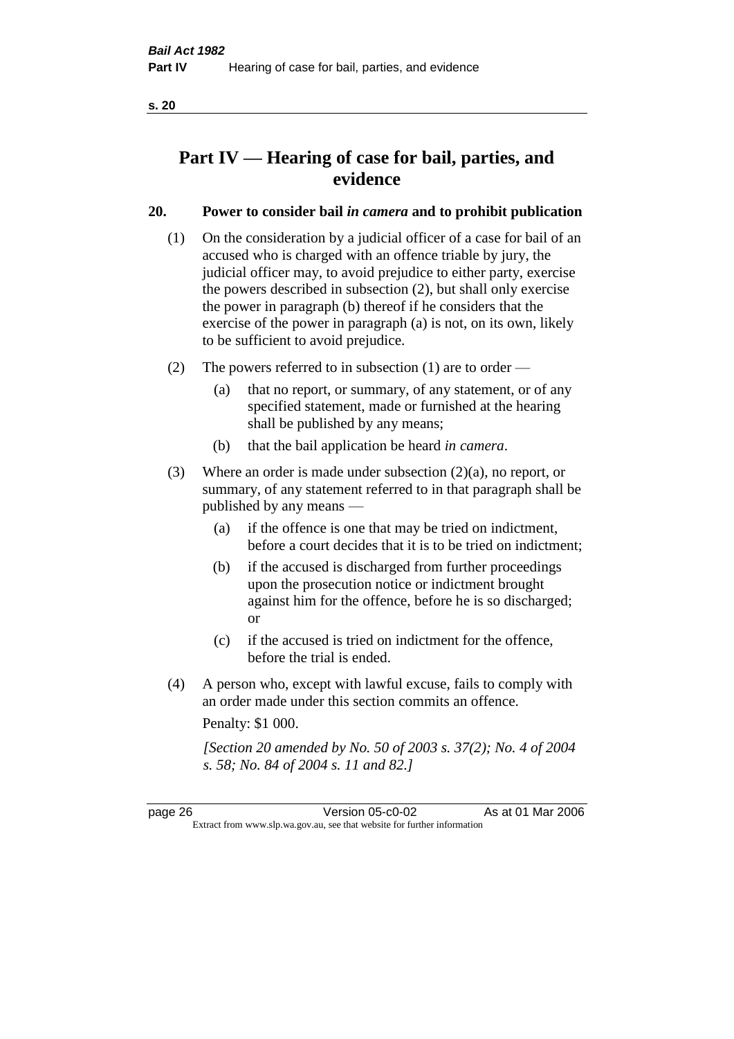# Part IV — Hearing of case for bail, parties, and evidence

## 20. Power to consider bail *in camera* and to prohibit publication

(1) On the consideration by a judicial officer of a case for bail of an accused who is charged with an offence triable by jury, the judicial officer may, to avoid prejudice to either party, exercise the powers described in subsection (2), but shall only exercise the power in paragraph (b) thereof if he considers that the exercise of the power in paragraph (a) is not, on its own, likely to be sufficient to avoid prejudice.

(2) The powers referred to in subsection (1) are to order —

- (a) that no report, or summary, of any statement, or of any specified statement, made or furnished at the hearing shall be published by any means;
- (b) that the bail application be heard *in camera*.

(3) Where an order is made under subsection (2)(a), no report, or summary, of any statement referred to in that paragraph shall be published by any means —

- (a) if the offence is one that may be tried on indictment, before a court decides that it is to be tried on indictment;
- (b) if the accused is discharged from further proceedings upon the prosecution notice or indictment brought against him for the offence, before he is so discharged; or
- (c) if the accused is tried on indictment for the offence, before the trial is ended.

(4) A person who, except with lawful excuse, fails to comply with an order made under this section commits an offence.

Penalty: $1 000.

*[Section 20 amended by No. 50 of 2003 s. 37(2); No. 4 of 2004 s. 58; No. 84 of 2004 s. 11 and 82.]*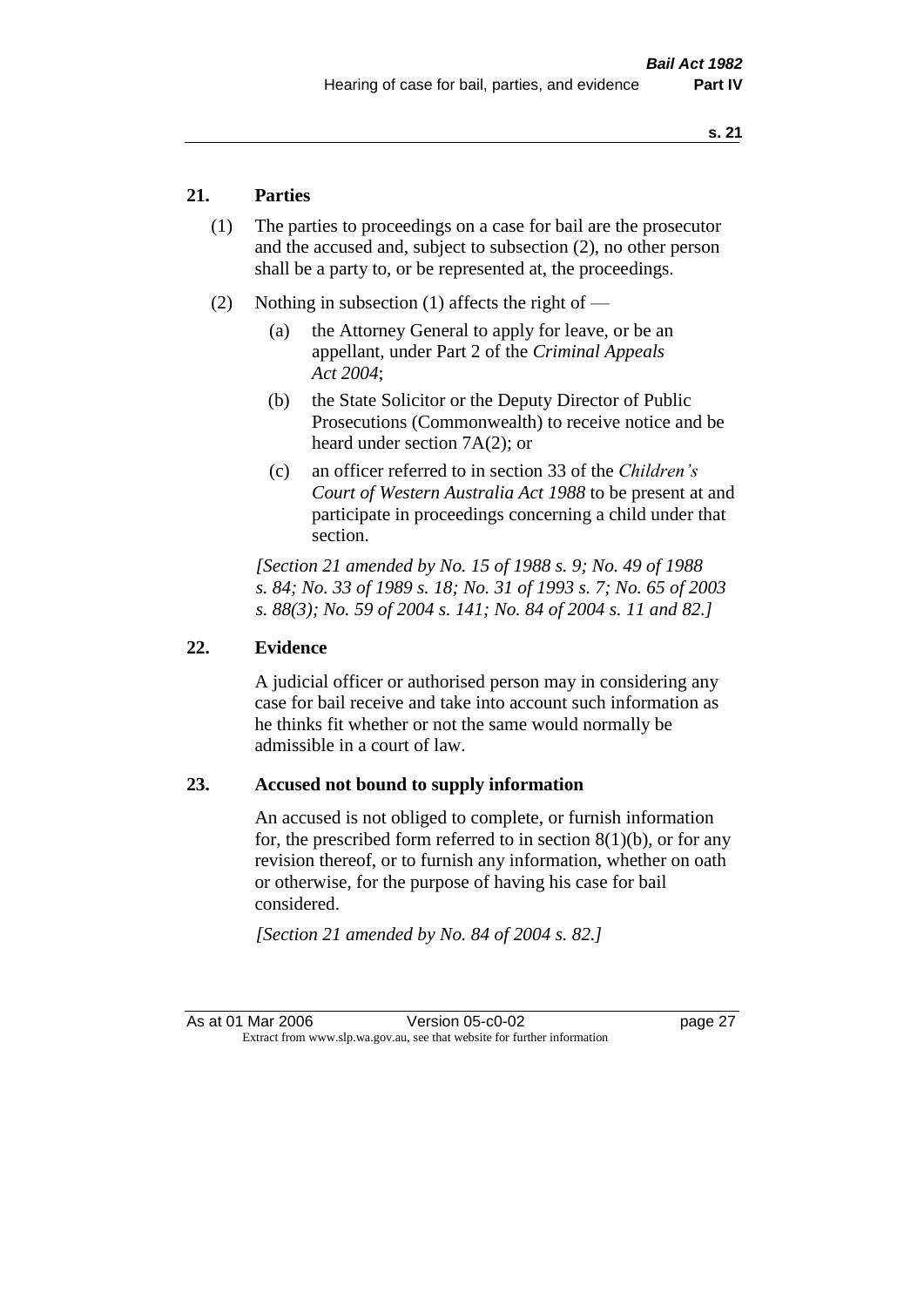## 21. Parties

(1) The parties to proceedings on a case for bail are the prosecutor and the accused and, subject to subsection (2), no other person shall be a party to, or be represented at, the proceedings.

(2) Nothing in subsection (1) affects the right of —

(a) the Attorney General to apply for leave, or be an appellant, under Part 2 of the *Criminal Appeals Act 2004*;

(b) the State Solicitor or the Deputy Director of Public Prosecutions (Commonwealth) to receive notice and be heard under section 7A(2); or

(c) an officer referred to in section 33 of the *Children's Court of Western Australia Act 1988* to be present at and participate in proceedings concerning a child under that section.

*[Section 21 amended by No. 15 of 1988 s. 9; No. 49 of 1988 s. 84; No. 33 of 1989 s. 18; No. 31 of 1993 s. 7; No. 65 of 2003 s. 88(3); No. 59 of 2004 s. 141; No. 84 of 2004 s. 11 and 82.]*

## 22. Evidence

A judicial officer or authorised person may in considering any case for bail receive and take into account such information as he thinks fit whether or not the same would normally be admissible in a court of law.

## 23. Accused not bound to supply information

An accused is not obliged to complete, or furnish information for, the prescribed form referred to in section 8(1)(b), or for any revision thereof, or to furnish any information, whether on oath or otherwise, for the purpose of having his case for bail considered.

*[Section 21 amended by No. 84 of 2004 s. 82.]*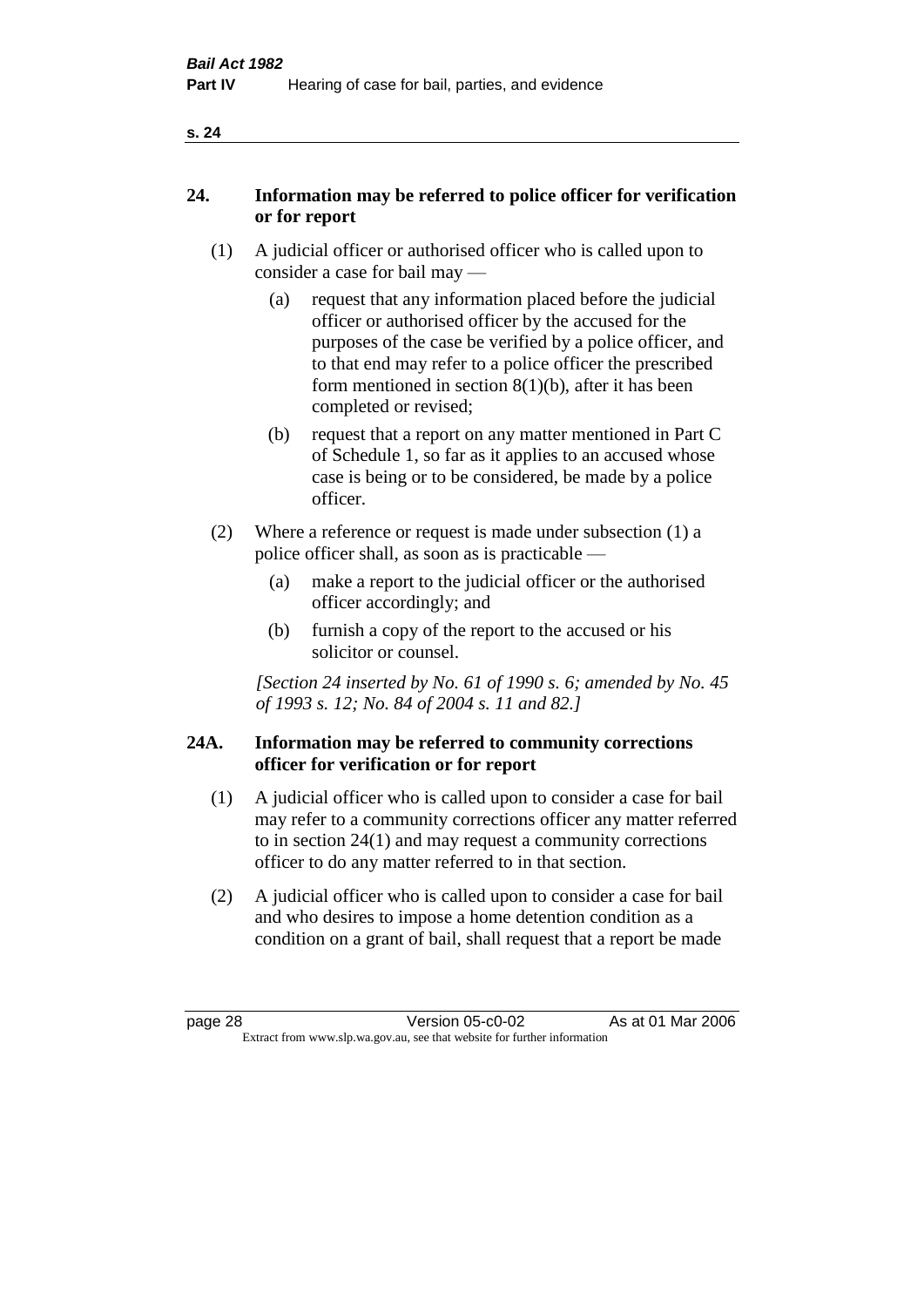## 24. Information may be referred to police officer for verification or for report

(1) A judicial officer or authorised officer who is called upon to consider a case for bail may —

(a) request that any information placed before the judicial officer or authorised officer by the accused for the purposes of the case be verified by a police officer, and to that end may refer to a police officer the prescribed form mentioned in section 8(1)(b), after it has been completed or revised;

(b) request that a report on any matter mentioned in Part C of Schedule 1, so far as it applies to an accused whose case is being or to be considered, be made by a police officer.

(2) Where a reference or request is made under subsection (1) a police officer shall, as soon as is practicable —

(a) make a report to the judicial officer or the authorised officer accordingly; and

(b) furnish a copy of the report to the accused or his solicitor or counsel.

*[Section 24 inserted by No. 61 of 1990 s. 6; amended by No. 45 of 1993 s. 12; No. 84 of 2004 s. 11 and 82.]*

## 24A. Information may be referred to community corrections officer for verification or for report

(1) A judicial officer who is called upon to consider a case for bail may refer to a community corrections officer any matter referred to in section 24(1) and may request a community corrections officer to do any matter referred to in that section.

(2) A judicial officer who is called upon to consider a case for bail and who desires to impose a home detention condition as a condition on a grant of bail, shall request that a report be made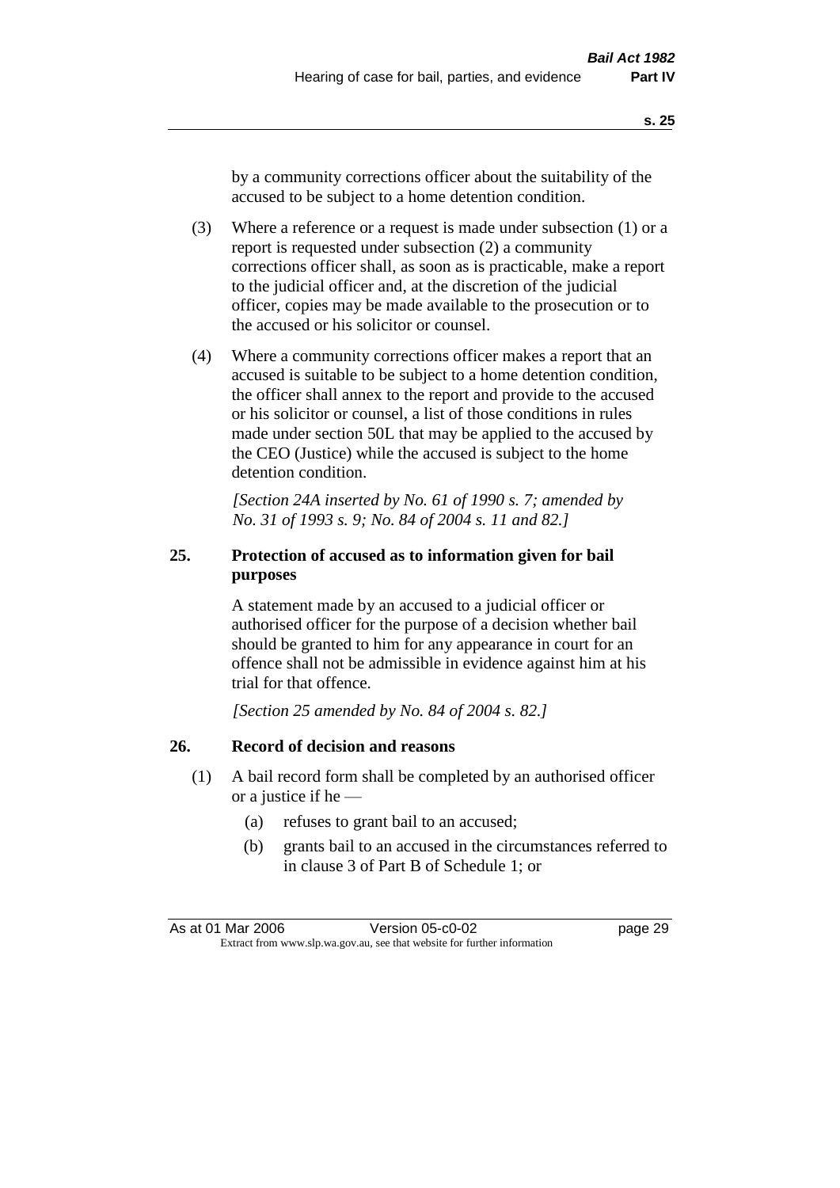by a community corrections officer about the suitability of the accused to be subject to a home detention condition.

(3) Where a reference or a request is made under subsection (1) or a report is requested under subsection (2) a community corrections officer shall, as soon as is practicable, make a report to the judicial officer and, at the discretion of the judicial officer, copies may be made available to the prosecution or to the accused or his solicitor or counsel.

(4) Where a community corrections officer makes a report that an accused is suitable to be subject to a home detention condition, the officer shall annex to the report and provide to the accused or his solicitor or counsel, a list of those conditions in rules made under section 50L that may be applied to the accused by the CEO (Justice) while the accused is subject to the home detention condition.

*[Section 24A inserted by No. 61 of 1990 s. 7; amended by No. 31 of 1993 s. 9; No. 84 of 2004 s. 11 and 82.]*

### 25. Protection of accused as to information given for bail purposes

A statement made by an accused to a judicial officer or authorised officer for the purpose of a decision whether bail should be granted to him for any appearance in court for an offence shall not be admissible in evidence against him at his trial for that offence.

*[Section 25 amended by No. 84 of 2004 s. 82.]*

### 26. Record of decision and reasons

(1) A bail record form shall be completed by an authorised officer or a justice if he —

(a) refuses to grant bail to an accused;

(b) grants bail to an accused in the circumstances referred to in clause 3 of Part B of Schedule 1; or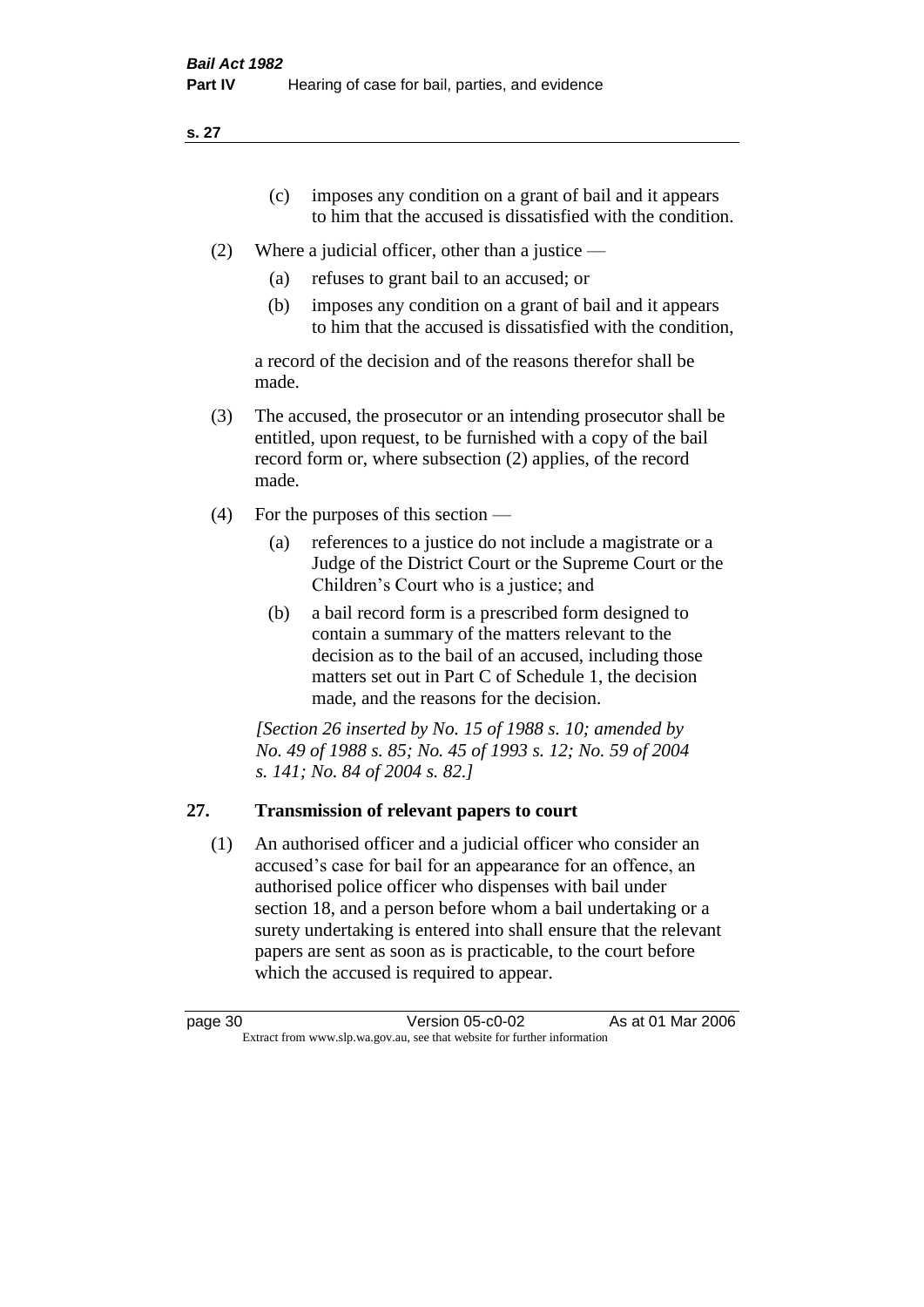(c) imposes any condition on a grant of bail and it appears to him that the accused is dissatisfied with the condition.

(2) Where a judicial officer, other than a justice —

(a) refuses to grant bail to an accused; or

(b) imposes any condition on a grant of bail and it appears to him that the accused is dissatisfied with the condition,

a record of the decision and of the reasons therefor shall be made.

(3) The accused, the prosecutor or an intending prosecutor shall be entitled, upon request, to be furnished with a copy of the bail record form or, where subsection (2) applies, of the record made.

(4) For the purposes of this section —

(a) references to a justice do not include a magistrate or a Judge of the District Court or the Supreme Court or the Children's Court who is a justice; and

(b) a bail record form is a prescribed form designed to contain a summary of the matters relevant to the decision as to the bail of an accused, including those matters set out in Part C of Schedule 1, the decision made, and the reasons for the decision.

*[Section 26 inserted by No. 15 of 1988 s. 10; amended by No. 49 of 1988 s. 85; No. 45 of 1993 s. 12; No. 59 of 2004 s. 141; No. 84 of 2004 s. 82.]*

## 27. Transmission of relevant papers to court

(1) An authorised officer and a judicial officer who consider an accused's case for bail for an appearance for an offence, an authorised police officer who dispenses with bail under section 18, and a person before whom a bail undertaking or a surety undertaking is entered into shall ensure that the relevant papers are sent as soon as is practicable, to the court before which the accused is required to appear.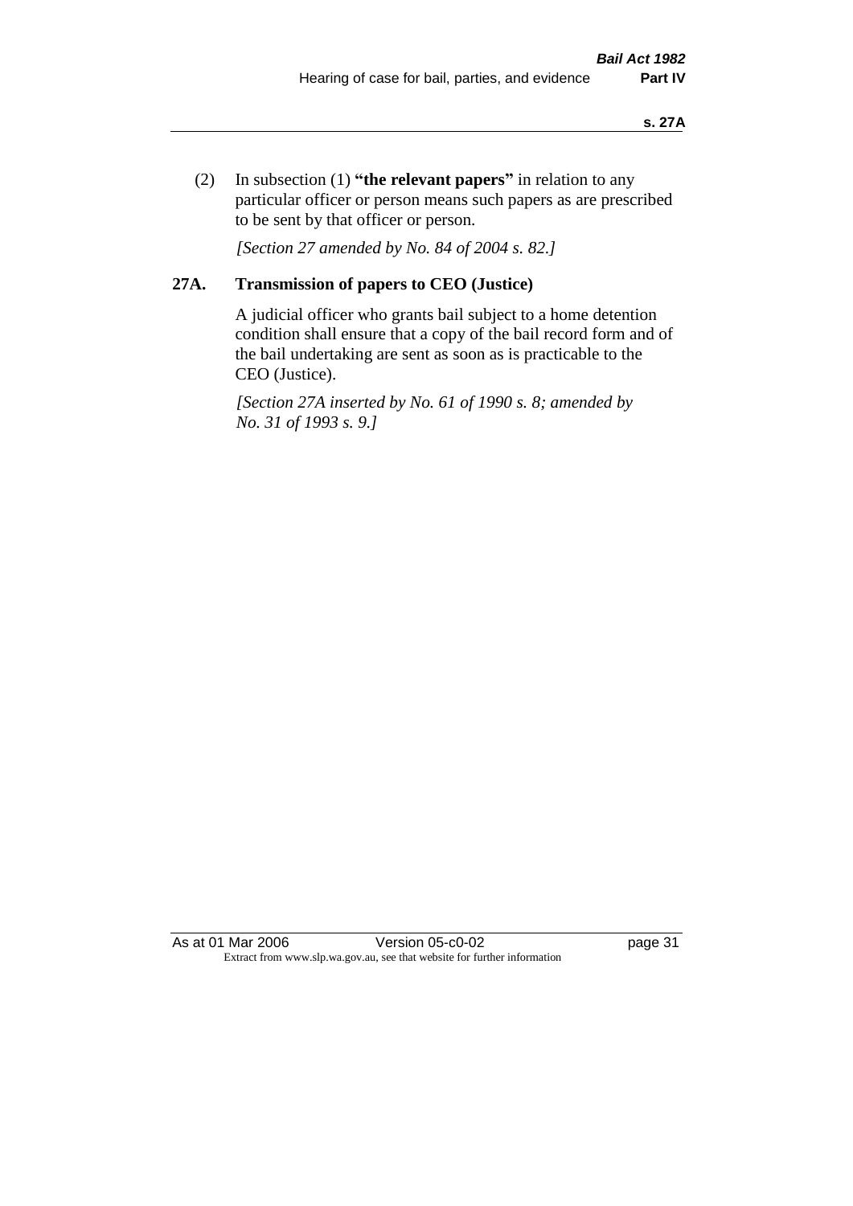(2) In subsection (1) **"the relevant papers"** in relation to any particular officer or person means such papers as are prescribed to be sent by that officer or person.

*[Section 27 amended by No. 84 of 2004 s. 82.]*

## 27A. Transmission of papers to CEO (Justice)

A judicial officer who grants bail subject to a home detention condition shall ensure that a copy of the bail record form and of the bail undertaking are sent as soon as is practicable to the CEO (Justice).

*[Section 27A inserted by No. 61 of 1990 s. 8; amended by No. 31 of 1993 s. 9.]*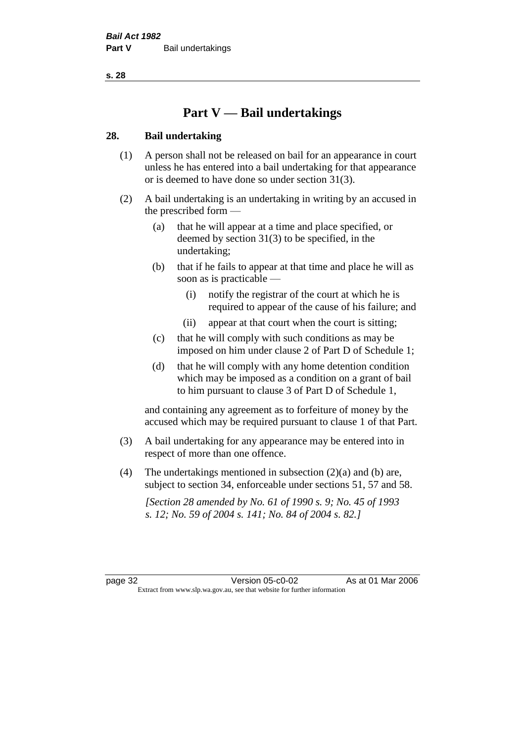# Part V — Bail undertakings

## 28. Bail undertaking

(1) A person shall not be released on bail for an appearance in court unless he has entered into a bail undertaking for that appearance or is deemed to have done so under section 31(3).

(2) A bail undertaking is an undertaking in writing by an accused in the prescribed form —

- (a) that he will appear at a time and place specified, or deemed by section 31(3) to be specified, in the undertaking;
- (b) that if he fails to appear at that time and place he will as soon as is practicable —
  - (i) notify the registrar of the court at which he is required to appear of the cause of his failure; and
  - (ii) appear at that court when the court is sitting;
- (c) that he will comply with such conditions as may be imposed on him under clause 2 of Part D of Schedule 1;
- (d) that he will comply with any home detention condition which may be imposed as a condition on a grant of bail to him pursuant to clause 3 of Part D of Schedule 1,

and containing any agreement as to forfeiture of money by the accused which may be required pursuant to clause 1 of that Part.

(3) A bail undertaking for any appearance may be entered into in respect of more than one offence.

(4) The undertakings mentioned in subsection (2)(a) and (b) are, subject to section 34, enforceable under sections 51, 57 and 58.

*[Section 28 amended by No. 61 of 1990 s. 9; No. 45 of 1993 s. 12; No. 59 of 2004 s. 141; No. 84 of 2004 s. 82.]*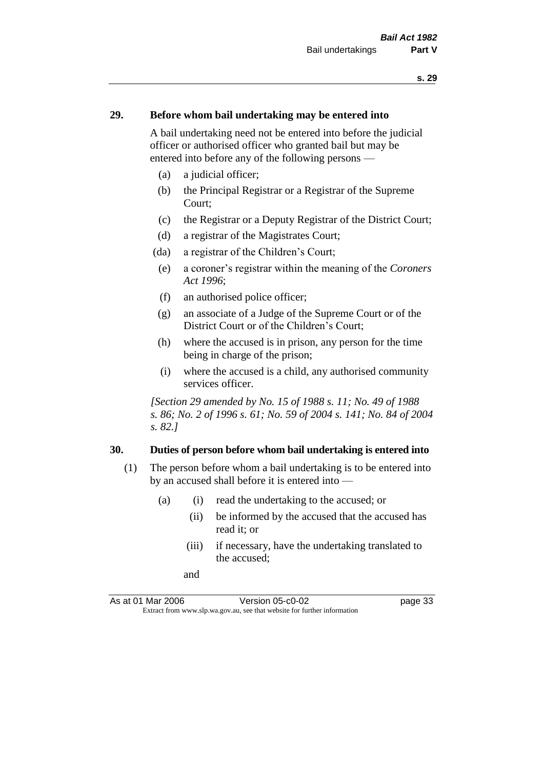## 29. Before whom bail undertaking may be entered into

A bail undertaking need not be entered into before the judicial officer or authorised officer who granted bail but may be entered into before any of the following persons —

(a) a judicial officer;

(b) the Principal Registrar or a Registrar of the Supreme Court;

(c) the Registrar or a Deputy Registrar of the District Court;

(d) a registrar of the Magistrates Court;

(da) a registrar of the Children's Court;

(e) a coroner's registrar within the meaning of the *Coroners Act 1996*;

(f) an authorised police officer;

(g) an associate of a Judge of the Supreme Court or of the District Court or of the Children's Court;

(h) where the accused is in prison, any person for the time being in charge of the prison;

(i) where the accused is a child, any authorised community services officer.

*[Section 29 amended by No. 15 of 1988 s. 11; No. 49 of 1988 s. 86; No. 2 of 1996 s. 61; No. 59 of 2004 s. 141; No. 84 of 2004 s. 82.]*

## 30. Duties of person before whom bail undertaking is entered into

(1) The person before whom a bail undertaking is to be entered into by an accused shall before it is entered into —

(a) (i) read the undertaking to the accused; or

(ii) be informed by the accused that the accused has read it; or

(iii) if necessary, have the undertaking translated to the accused;

and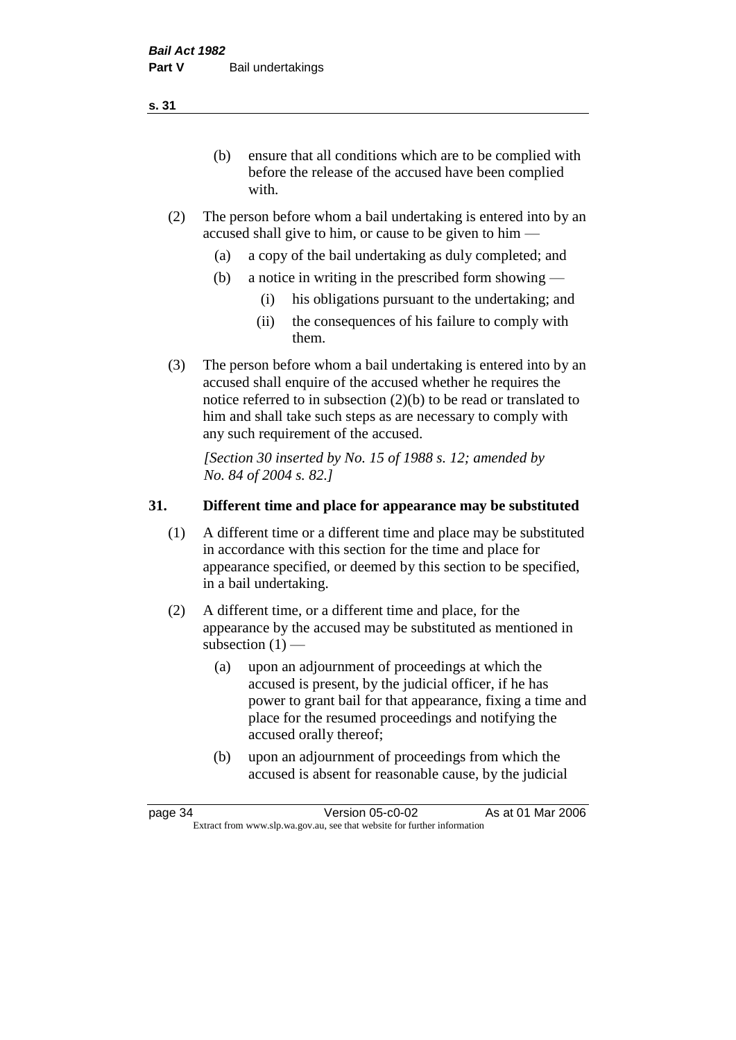(b) ensure that all conditions which are to be complied with before the release of the accused have been complied with.

(2) The person before whom a bail undertaking is entered into by an accused shall give to him, or cause to be given to him —

(a) a copy of the bail undertaking as duly completed; and

(b) a notice in writing in the prescribed form showing —

(i) his obligations pursuant to the undertaking; and

(ii) the consequences of his failure to comply with them.

(3) The person before whom a bail undertaking is entered into by an accused shall enquire of the accused whether he requires the notice referred to in subsection (2)(b) to be read or translated to him and shall take such steps as are necessary to comply with any such requirement of the accused.

*[Section 30 inserted by No. 15 of 1988 s. 12; amended by No. 84 of 2004 s. 82.]*

## 31. Different time and place for appearance may be substituted

(1) A different time or a different time and place may be substituted in accordance with this section for the time and place for appearance specified, or deemed by this section to be specified, in a bail undertaking.

(2) A different time, or a different time and place, for the appearance by the accused may be substituted as mentioned in subsection (1) —

(a) upon an adjournment of proceedings at which the accused is present, by the judicial officer, if he has power to grant bail for that appearance, fixing a time and place for the resumed proceedings and notifying the accused orally thereof;

(b) upon an adjournment of proceedings from which the accused is absent for reasonable cause, by the judicial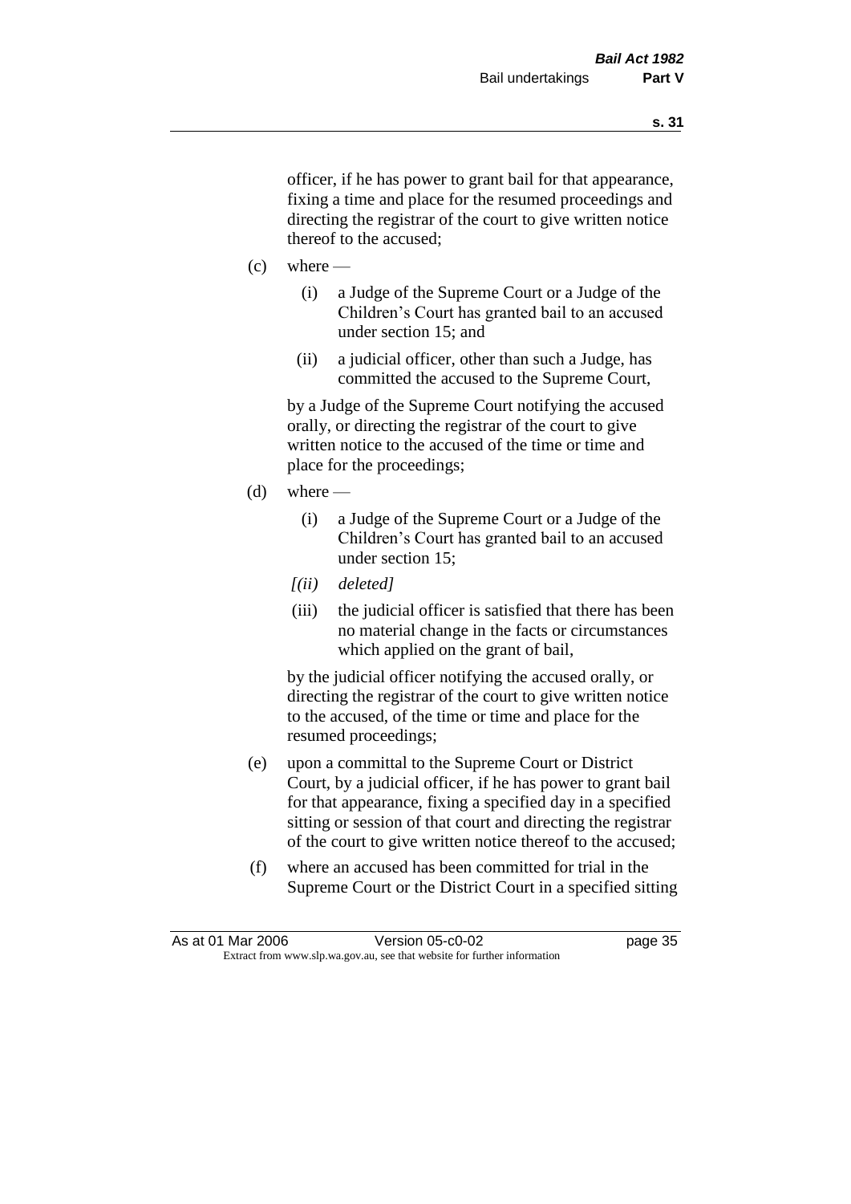officer, if he has power to grant bail for that appearance, fixing a time and place for the resumed proceedings and directing the registrar of the court to give written notice thereof to the accused;

(c) where —

(i) a Judge of the Supreme Court or a Judge of the Children's Court has granted bail to an accused under section 15; and

(ii) a judicial officer, other than such a Judge, has committed the accused to the Supreme Court,

by a Judge of the Supreme Court notifying the accused orally, or directing the registrar of the court to give written notice to the accused of the time or time and place for the proceedings;

(d) where —

(i) a Judge of the Supreme Court or a Judge of the Children's Court has granted bail to an accused under section 15;

*[(ii) deleted]*

(iii) the judicial officer is satisfied that there has been no material change in the facts or circumstances which applied on the grant of bail,

by the judicial officer notifying the accused orally, or directing the registrar of the court to give written notice to the accused, of the time or time and place for the resumed proceedings;

(e) upon a committal to the Supreme Court or District Court, by a judicial officer, if he has power to grant bail for that appearance, fixing a specified day in a specified sitting or session of that court and directing the registrar of the court to give written notice thereof to the accused;

(f) where an accused has been committed for trial in the Supreme Court or the District Court in a specified sitting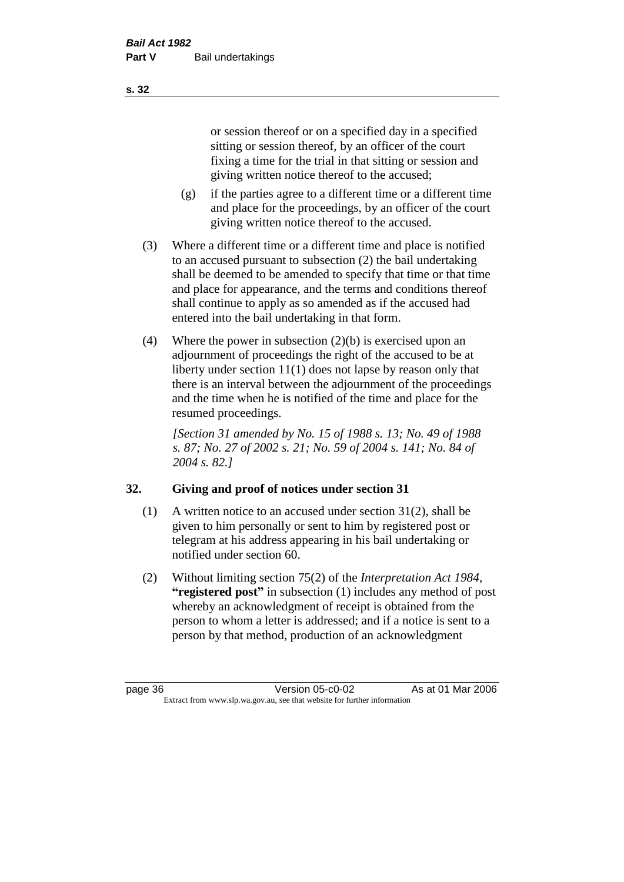or session thereof or on a specified day in a specified sitting or session thereof, by an officer of the court fixing a time for the trial in that sitting or session and giving written notice thereof to the accused;

(g) if the parties agree to a different time or a different time and place for the proceedings, by an officer of the court giving written notice thereof to the accused.

(3) Where a different time or a different time and place is notified to an accused pursuant to subsection (2) the bail undertaking shall be deemed to be amended to specify that time or that time and place for appearance, and the terms and conditions thereof shall continue to apply as so amended as if the accused had entered into the bail undertaking in that form.

(4) Where the power in subsection (2)(b) is exercised upon an adjournment of proceedings the right of the accused to be at liberty under section 11(1) does not lapse by reason only that there is an interval between the adjournment of the proceedings and the time when he is notified of the time and place for the resumed proceedings.

*[Section 31 amended by No. 15 of 1988 s. 13; No. 49 of 1988 s. 87; No. 27 of 2002 s. 21; No. 59 of 2004 s. 141; No. 84 of 2004 s. 82.]*

## 32. Giving and proof of notices under section 31

(1) A written notice to an accused under section 31(2), shall be given to him personally or sent to him by registered post or telegram at his address appearing in his bail undertaking or notified under section 60.

(2) Without limiting section 75(2) of the *Interpretation Act 1984*, **"registered post"** in subsection (1) includes any method of post whereby an acknowledgment of receipt is obtained from the person to whom a letter is addressed; and if a notice is sent to a person by that method, production of an acknowledgment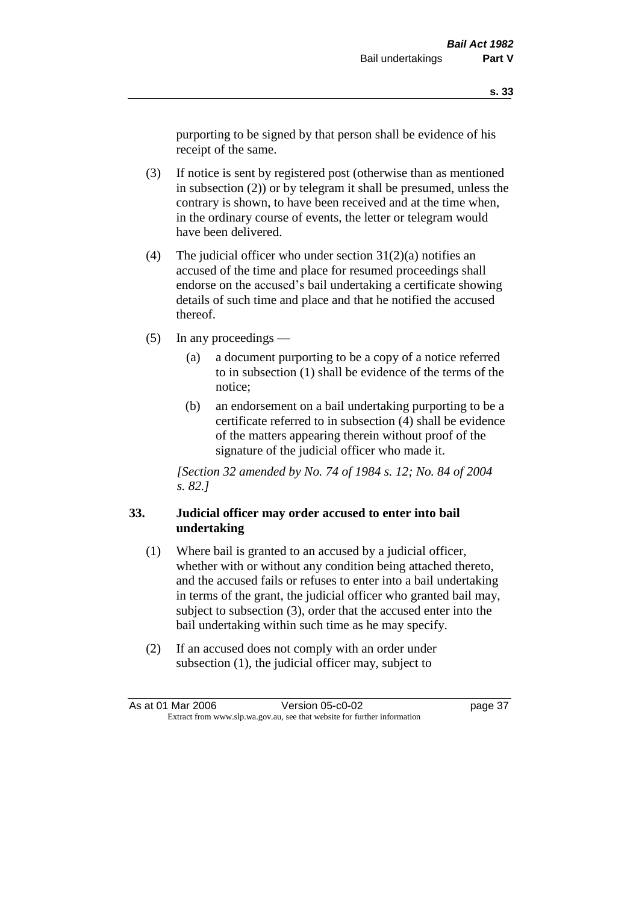purporting to be signed by that person shall be evidence of his receipt of the same.

(3) If notice is sent by registered post (otherwise than as mentioned in subsection (2)) or by telegram it shall be presumed, unless the contrary is shown, to have been received and at the time when, in the ordinary course of events, the letter or telegram would have been delivered.

(4) The judicial officer who under section 31(2)(a) notifies an accused of the time and place for resumed proceedings shall endorse on the accused's bail undertaking a certificate showing details of such time and place and that he notified the accused thereof.

(5) In any proceedings —

(a) a document purporting to be a copy of a notice referred to in subsection (1) shall be evidence of the terms of the notice;

(b) an endorsement on a bail undertaking purporting to be a certificate referred to in subsection (4) shall be evidence of the matters appearing therein without proof of the signature of the judicial officer who made it.

*[Section 32 amended by No. 74 of 1984 s. 12; No. 84 of 2004 s. 82.]*

### 33. Judicial officer may order accused to enter into bail undertaking

(1) Where bail is granted to an accused by a judicial officer, whether with or without any condition being attached thereto, and the accused fails or refuses to enter into a bail undertaking in terms of the grant, the judicial officer who granted bail may, subject to subsection (3), order that the accused enter into the bail undertaking within such time as he may specify.

(2) If an accused does not comply with an order under subsection (1), the judicial officer may, subject to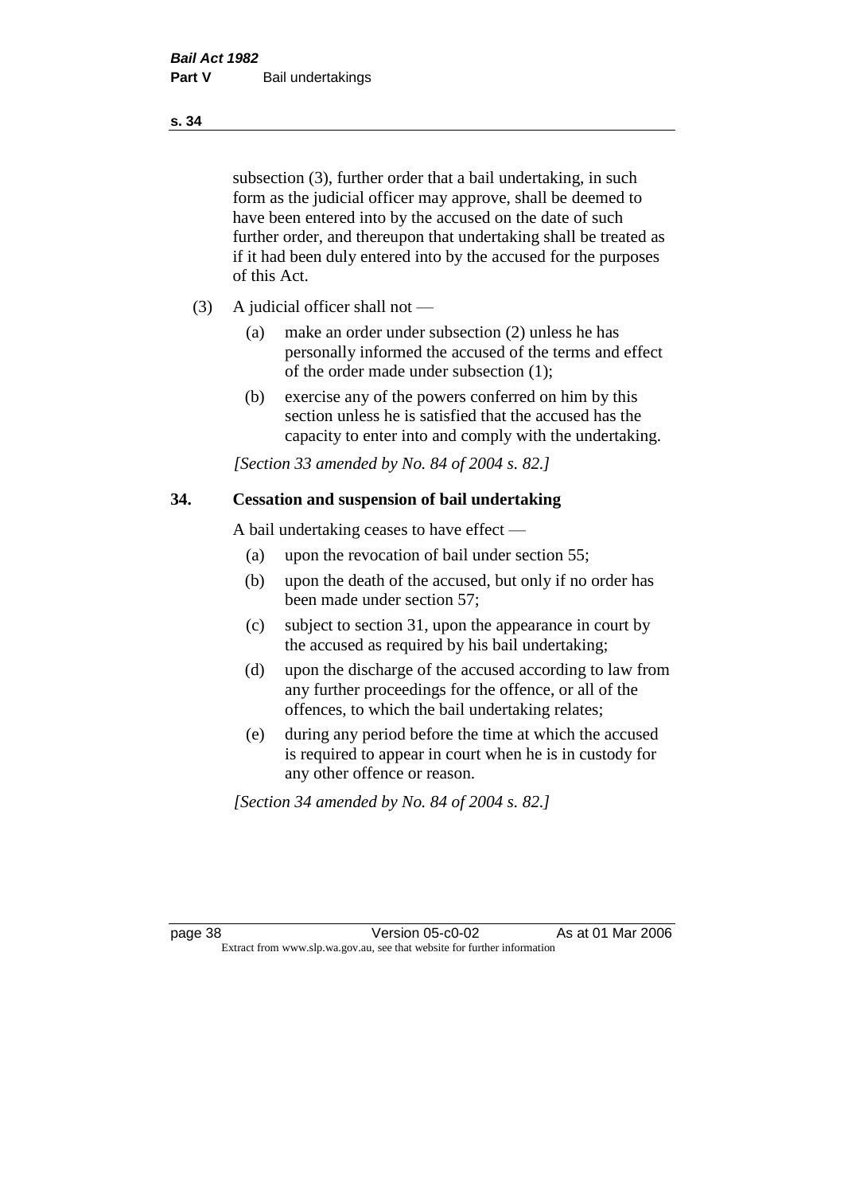subsection (3), further order that a bail undertaking, in such form as the judicial officer may approve, shall be deemed to have been entered into by the accused on the date of such further order, and thereupon that undertaking shall be treated as if it had been duly entered into by the accused for the purposes of this Act.

(3) A judicial officer shall not —

(a) make an order under subsection (2) unless he has personally informed the accused of the terms and effect of the order made under subsection (1);

(b) exercise any of the powers conferred on him by this section unless he is satisfied that the accused has the capacity to enter into and comply with the undertaking.

*[Section 33 amended by No. 84 of 2004 s. 82.]*

## 34. Cessation and suspension of bail undertaking

A bail undertaking ceases to have effect —

(a) upon the revocation of bail under section 55;

(b) upon the death of the accused, but only if no order has been made under section 57;

(c) subject to section 31, upon the appearance in court by the accused as required by his bail undertaking;

(d) upon the discharge of the accused according to law from any further proceedings for the offence, or all of the offences, to which the bail undertaking relates;

(e) during any period before the time at which the accused is required to appear in court when he is in custody for any other offence or reason.

*[Section 34 amended by No. 84 of 2004 s. 82.]*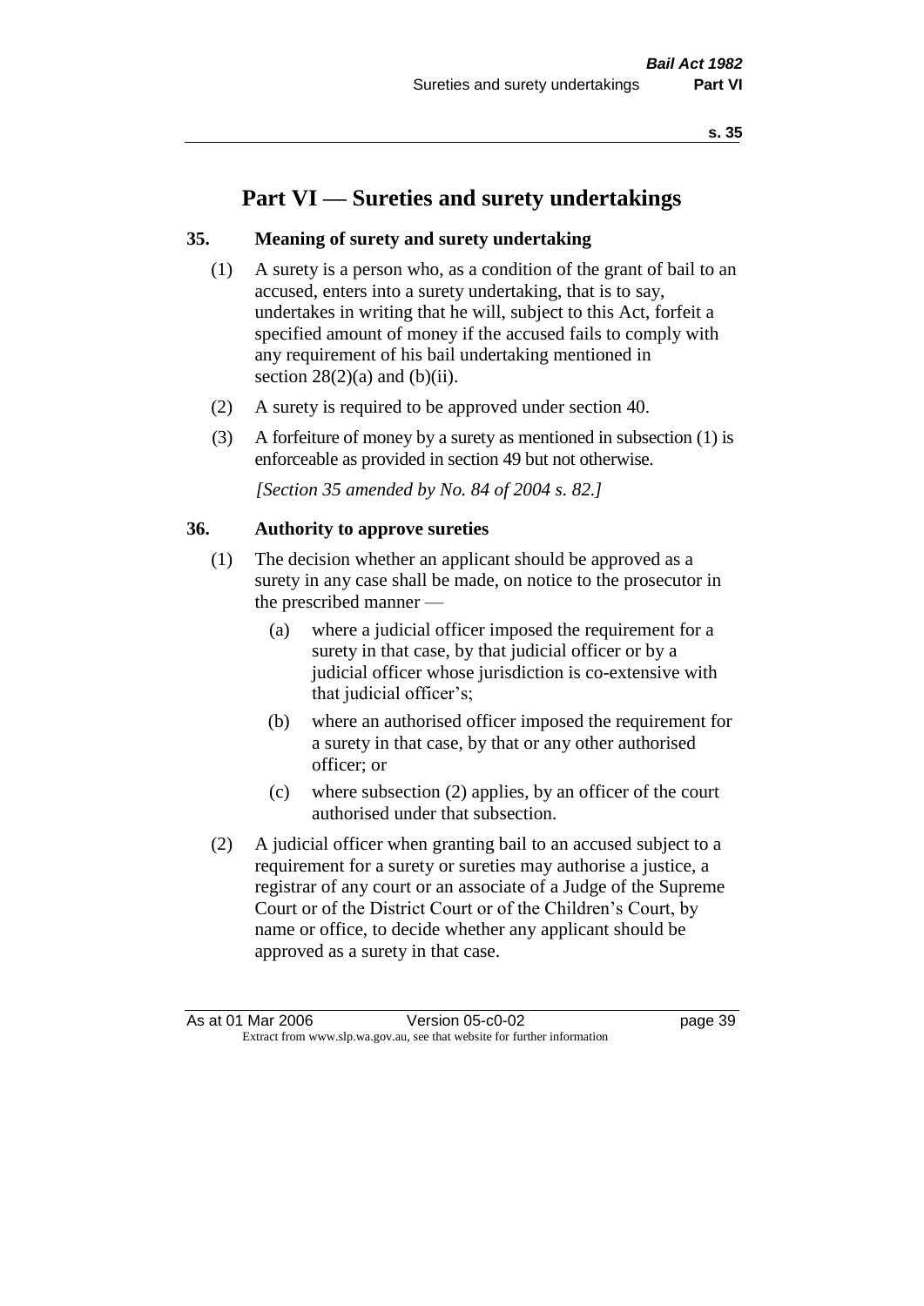# Part VI — Sureties and surety undertakings

## 35. Meaning of surety and surety undertaking

(1) A surety is a person who, as a condition of the grant of bail to an accused, enters into a surety undertaking, that is to say, undertakes in writing that he will, subject to this Act, forfeit a specified amount of money if the accused fails to comply with any requirement of his bail undertaking mentioned in section 28(2)(a) and (b)(ii).

(2) A surety is required to be approved under section 40.

(3) A forfeiture of money by a surety as mentioned in subsection (1) is enforceable as provided in section 49 but not otherwise.

*[Section 35 amended by No. 84 of 2004 s. 82.]*

## 36. Authority to approve sureties

(1) The decision whether an applicant should be approved as a surety in any case shall be made, on notice to the prosecutor in the prescribed manner —

(a) where a judicial officer imposed the requirement for a surety in that case, by that judicial officer or by a judicial officer whose jurisdiction is co-extensive with that judicial officer's;

(b) where an authorised officer imposed the requirement for a surety in that case, by that or any other authorised officer; or

(c) where subsection (2) applies, by an officer of the court authorised under that subsection.

(2) A judicial officer when granting bail to an accused subject to a requirement for a surety or sureties may authorise a justice, a registrar of any court or an associate of a Judge of the Supreme Court or of the District Court or of the Children's Court, by name or office, to decide whether any applicant should be approved as a surety in that case.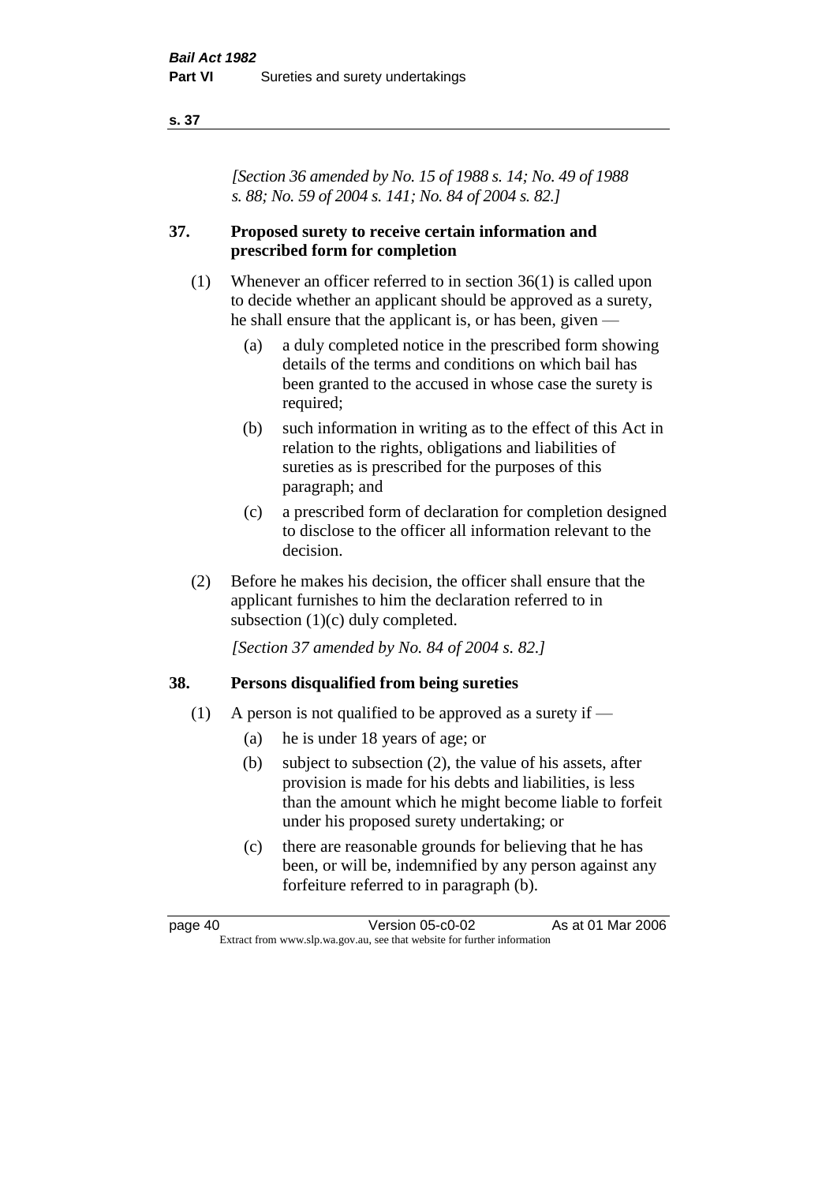*[Section 36 amended by No. 15 of 1988 s. 14; No. 49 of 1988 s. 88; No. 59 of 2004 s. 141; No. 84 of 2004 s. 82.]*

## 37. Proposed surety to receive certain information and prescribed form for completion

(1) Whenever an officer referred to in section 36(1) is called upon to decide whether an applicant should be approved as a surety, he shall ensure that the applicant is, or has been, given —

(a) a duly completed notice in the prescribed form showing details of the terms and conditions on which bail has been granted to the accused in whose case the surety is required;

(b) such information in writing as to the effect of this Act in relation to the rights, obligations and liabilities of sureties as is prescribed for the purposes of this paragraph; and

(c) a prescribed form of declaration for completion designed to disclose to the officer all information relevant to the decision.

(2) Before he makes his decision, the officer shall ensure that the applicant furnishes to him the declaration referred to in subsection (1)(c) duly completed.

*[Section 37 amended by No. 84 of 2004 s. 82.]*

## 38. Persons disqualified from being sureties

(1) A person is not qualified to be approved as a surety if —

(a) he is under 18 years of age; or

(b) subject to subsection (2), the value of his assets, after provision is made for his debts and liabilities, is less than the amount which he might become liable to forfeit under his proposed surety undertaking; or

(c) there are reasonable grounds for believing that he has been, or will be, indemnified by any person against any forfeiture referred to in paragraph (b).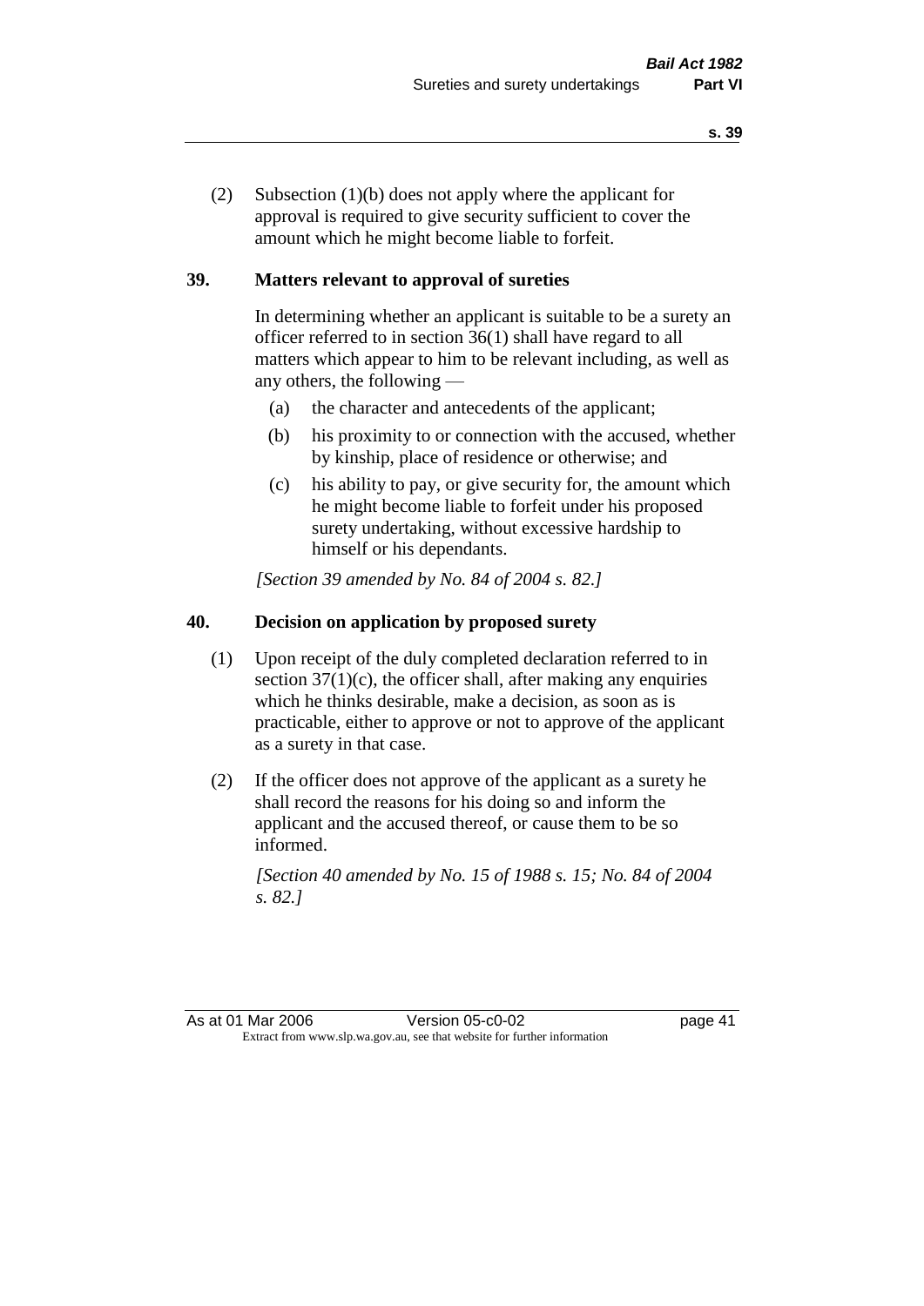(2) Subsection (1)(b) does not apply where the applicant for approval is required to give security sufficient to cover the amount which he might become liable to forfeit.

## 39. Matters relevant to approval of sureties

In determining whether an applicant is suitable to be a surety an officer referred to in section 36(1) shall have regard to all matters which appear to him to be relevant including, as well as any others, the following —

- (a) the character and antecedents of the applicant;
- (b) his proximity to or connection with the accused, whether by kinship, place of residence or otherwise; and
- (c) his ability to pay, or give security for, the amount which he might become liable to forfeit under his proposed surety undertaking, without excessive hardship to himself or his dependants.

*[Section 39 amended by No. 84 of 2004 s. 82.]*

## 40. Decision on application by proposed surety

(1) Upon receipt of the duly completed declaration referred to in section 37(1)(c), the officer shall, after making any enquiries which he thinks desirable, make a decision, as soon as is practicable, either to approve or not to approve of the applicant as a surety in that case.

(2) If the officer does not approve of the applicant as a surety he shall record the reasons for his doing so and inform the applicant and the accused thereof, or cause them to be so informed.

*[Section 40 amended by No. 15 of 1988 s. 15; No. 84 of 2004 s. 82.]*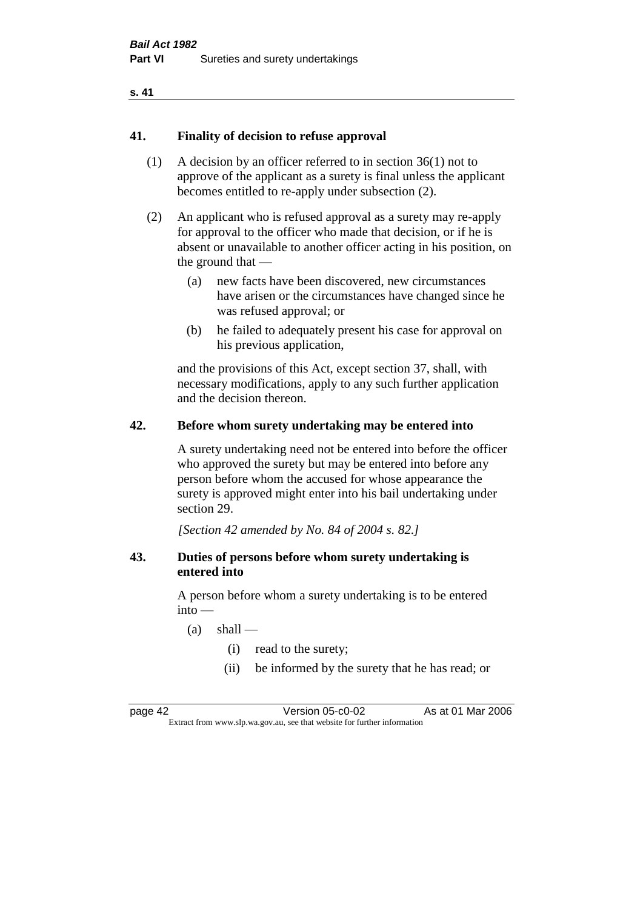## 41. Finality of decision to refuse approval

(1) A decision by an officer referred to in section 36(1) not to approve of the applicant as a surety is final unless the applicant becomes entitled to re-apply under subsection (2).

(2) An applicant who is refused approval as a surety may re-apply for approval to the officer who made that decision, or if he is absent or unavailable to another officer acting in his position, on the ground that —

- (a) new facts have been discovered, new circumstances have arisen or the circumstances have changed since he was refused approval; or
- (b) he failed to adequately present his case for approval on his previous application,

and the provisions of this Act, except section 37, shall, with necessary modifications, apply to any such further application and the decision thereon.

## 42. Before whom surety undertaking may be entered into

A surety undertaking need not be entered into before the officer who approved the surety but may be entered into before any person before whom the accused for whose appearance the surety is approved might enter into his bail undertaking under section 29.

*[Section 42 amended by No. 84 of 2004 s. 82.]*

## 43. Duties of persons before whom surety undertaking is entered into

A person before whom a surety undertaking is to be entered into —

- (a) shall —
  - (i) read to the surety;
  - (ii) be informed by the surety that he has read; or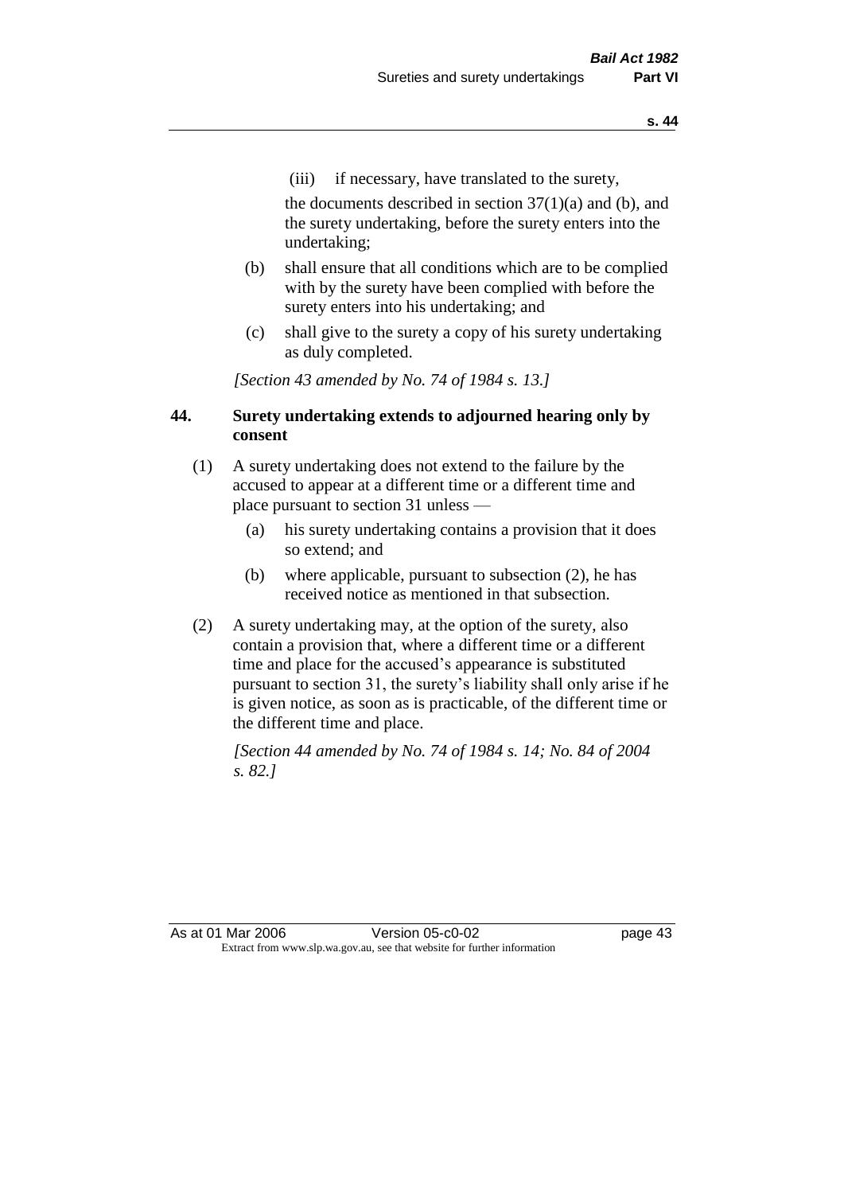(iii) if necessary, have translated to the surety,

the documents described in section 37(1)(a) and (b), and the surety undertaking, before the surety enters into the undertaking;

(b) shall ensure that all conditions which are to be complied with by the surety have been complied with before the surety enters into his undertaking; and

(c) shall give to the surety a copy of his surety undertaking as duly completed.

*[Section 43 amended by No. 74 of 1984 s. 13.]*

**44. Surety undertaking extends to adjourned hearing only by consent**

(1) A surety undertaking does not extend to the failure by the accused to appear at a different time or a different time and place pursuant to section 31 unless —

(a) his surety undertaking contains a provision that it does so extend; and

(b) where applicable, pursuant to subsection (2), he has received notice as mentioned in that subsection.

(2) A surety undertaking may, at the option of the surety, also contain a provision that, where a different time or a different time and place for the accused's appearance is substituted pursuant to section 31, the surety's liability shall only arise if he is given notice, as soon as is practicable, of the different time or the different time and place.

*[Section 44 amended by No. 74 of 1984 s. 14; No. 84 of 2004 s. 82.]*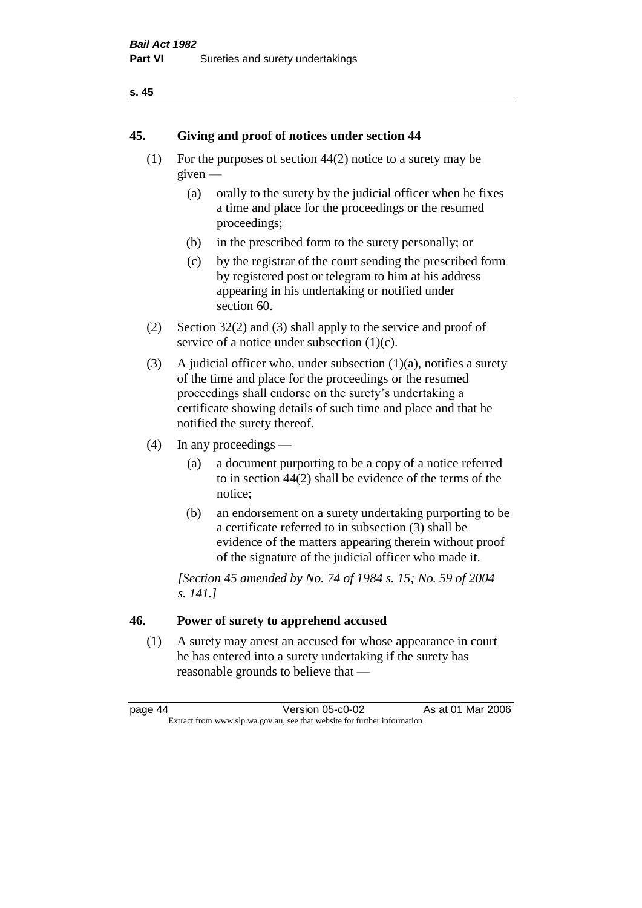## 45. Giving and proof of notices under section 44

(1) For the purposes of section 44(2) notice to a surety may be given —

  (a) orally to the surety by the judicial officer when he fixes a time and place for the proceedings or the resumed proceedings;

  (b) in the prescribed form to the surety personally; or

  (c) by the registrar of the court sending the prescribed form by registered post or telegram to him at his address appearing in his undertaking or notified under section 60.

(2) Section 32(2) and (3) shall apply to the service and proof of service of a notice under subsection (1)(c).

(3) A judicial officer who, under subsection (1)(a), notifies a surety of the time and place for the proceedings or the resumed proceedings shall endorse on the surety's undertaking a certificate showing details of such time and place and that he notified the surety thereof.

(4) In any proceedings —

  (a) a document purporting to be a copy of a notice referred to in section 44(2) shall be evidence of the terms of the notice;

  (b) an endorsement on a surety undertaking purporting to be a certificate referred to in subsection (3) shall be evidence of the matters appearing therein without proof of the signature of the judicial officer who made it.

*[Section 45 amended by No. 74 of 1984 s. 15; No. 59 of 2004 s. 141.]*

## 46. Power of surety to apprehend accused

(1) A surety may arrest an accused for whose appearance in court he has entered into a surety undertaking if the surety has reasonable grounds to believe that —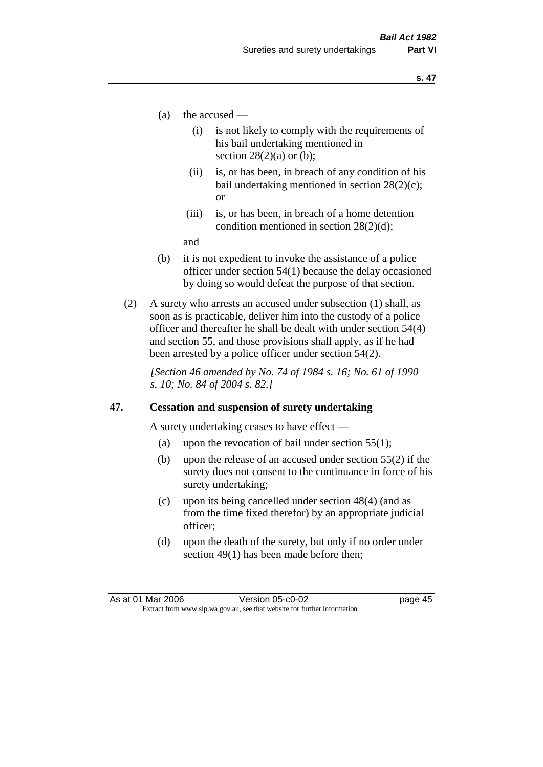(a) the accused —

(i) is not likely to comply with the requirements of his bail undertaking mentioned in section 28(2)(a) or (b);

(ii) is, or has been, in breach of any condition of his bail undertaking mentioned in section 28(2)(c); or

(iii) is, or has been, in breach of a home detention condition mentioned in section 28(2)(d);

and

(b) it is not expedient to invoke the assistance of a police officer under section 54(1) because the delay occasioned by doing so would defeat the purpose of that section.

(2) A surety who arrests an accused under subsection (1) shall, as soon as is practicable, deliver him into the custody of a police officer and thereafter he shall be dealt with under section 54(4) and section 55, and those provisions shall apply, as if he had been arrested by a police officer under section 54(2).

*[Section 46 amended by No. 74 of 1984 s. 16; No. 61 of 1990 s. 10; No. 84 of 2004 s. 82.]*

## 47. Cessation and suspension of surety undertaking

A surety undertaking ceases to have effect —

(a) upon the revocation of bail under section 55(1);

(b) upon the release of an accused under section 55(2) if the surety does not consent to the continuance in force of his surety undertaking;

(c) upon its being cancelled under section 48(4) (and as from the time fixed therefor) by an appropriate judicial officer;

(d) upon the death of the surety, but only if no order under section 49(1) has been made before then;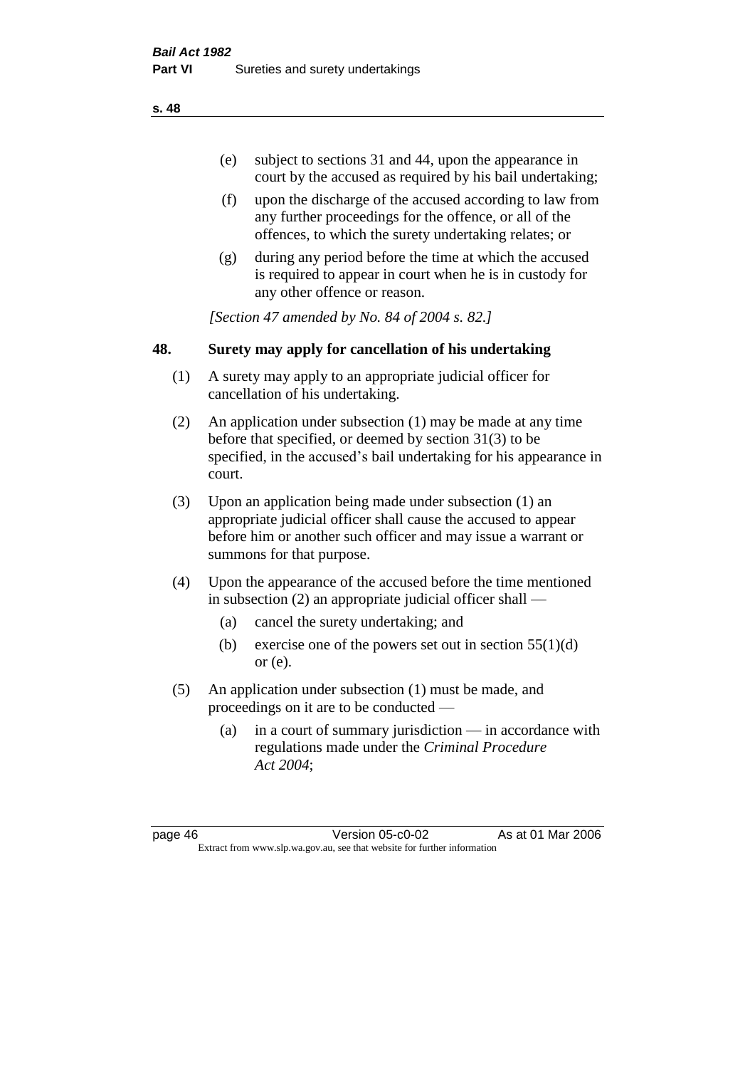(e) subject to sections 31 and 44, upon the appearance in court by the accused as required by his bail undertaking;

(f) upon the discharge of the accused according to law from any further proceedings for the offence, or all of the offences, to which the surety undertaking relates; or

(g) during any period before the time at which the accused is required to appear in court when he is in custody for any other offence or reason.

*[Section 47 amended by No. 84 of 2004 s. 82.]*

## 48. Surety may apply for cancellation of his undertaking

(1) A surety may apply to an appropriate judicial officer for cancellation of his undertaking.

(2) An application under subsection (1) may be made at any time before that specified, or deemed by section 31(3) to be specified, in the accused's bail undertaking for his appearance in court.

(3) Upon an application being made under subsection (1) an appropriate judicial officer shall cause the accused to appear before him or another such officer and may issue a warrant or summons for that purpose.

(4) Upon the appearance of the accused before the time mentioned in subsection (2) an appropriate judicial officer shall —

(a) cancel the surety undertaking; and

(b) exercise one of the powers set out in section 55(1)(d) or (e).

(5) An application under subsection (1) must be made, and proceedings on it are to be conducted —

(a) in a court of summary jurisdiction — in accordance with regulations made under the *Criminal Procedure Act 2004*;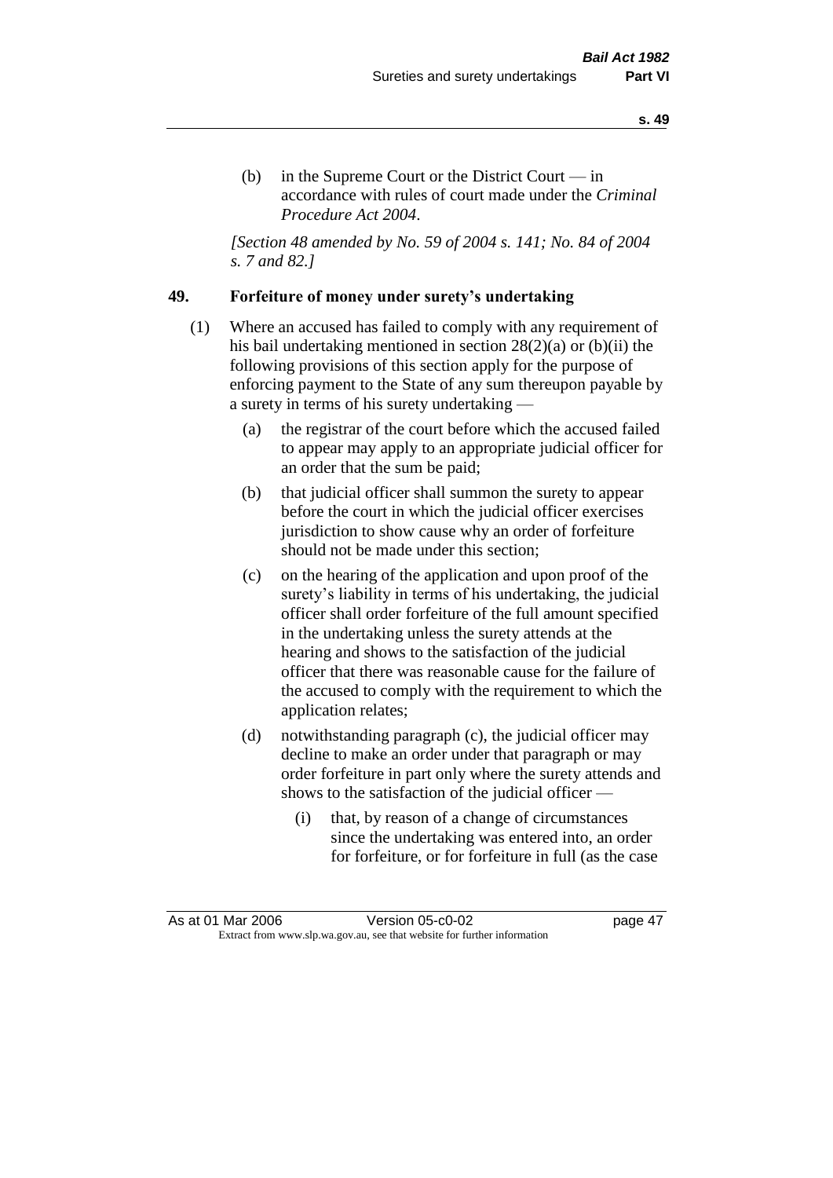(b) in the Supreme Court or the District Court — in accordance with rules of court made under the *Criminal Procedure Act 2004*.

*[Section 48 amended by No. 59 of 2004 s. 141; No. 84 of 2004 s. 7 and 82.]*

## 49. Forfeiture of money under surety's undertaking

(1) Where an accused has failed to comply with any requirement of his bail undertaking mentioned in section 28(2)(a) or (b)(ii) the following provisions of this section apply for the purpose of enforcing payment to the State of any sum thereupon payable by a surety in terms of his surety undertaking —

   (a) the registrar of the court before which the accused failed to appear may apply to an appropriate judicial officer for an order that the sum be paid;

   (b) that judicial officer shall summon the surety to appear before the court in which the judicial officer exercises jurisdiction to show cause why an order of forfeiture should not be made under this section;

   (c) on the hearing of the application and upon proof of the surety's liability in terms of his undertaking, the judicial officer shall order forfeiture of the full amount specified in the undertaking unless the surety attends at the hearing and shows to the satisfaction of the judicial officer that there was reasonable cause for the failure of the accused to comply with the requirement to which the application relates;

   (d) notwithstanding paragraph (c), the judicial officer may decline to make an order under that paragraph or may order forfeiture in part only where the surety attends and shows to the satisfaction of the judicial officer —

      (i) that, by reason of a change of circumstances since the undertaking was entered into, an order for forfeiture, or for forfeiture in full (as the case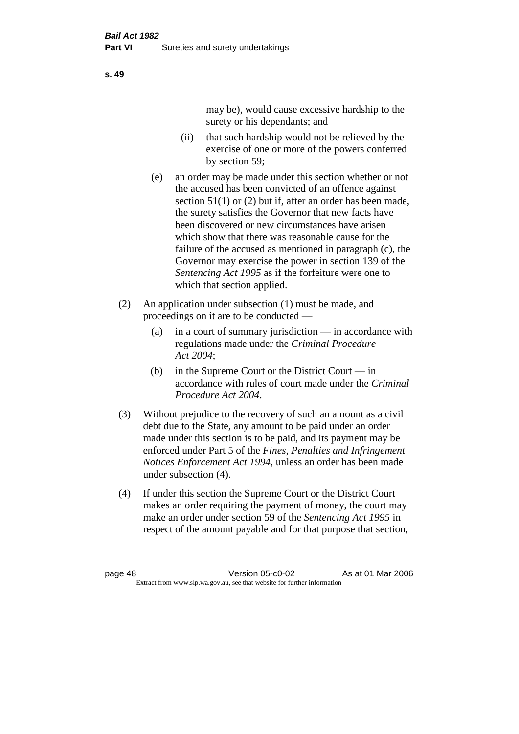may be), would cause excessive hardship to the surety or his dependants; and

(ii) that such hardship would not be relieved by the exercise of one or more of the powers conferred by section 59;

(e) an order may be made under this section whether or not the accused has been convicted of an offence against section 51(1) or (2) but if, after an order has been made, the surety satisfies the Governor that new facts have been discovered or new circumstances have arisen which show that there was reasonable cause for the failure of the accused as mentioned in paragraph (c), the Governor may exercise the power in section 139 of the *Sentencing Act 1995* as if the forfeiture were one to which that section applied.

(2) An application under subsection (1) must be made, and proceedings on it are to be conducted —

(a) in a court of summary jurisdiction — in accordance with regulations made under the *Criminal Procedure Act 2004*;

(b) in the Supreme Court or the District Court — in accordance with rules of court made under the *Criminal Procedure Act 2004*.

(3) Without prejudice to the recovery of such an amount as a civil debt due to the State, any amount to be paid under an order made under this section is to be paid, and its payment may be enforced under Part 5 of the *Fines, Penalties and Infringement Notices Enforcement Act 1994*, unless an order has been made under subsection (4).

(4) If under this section the Supreme Court or the District Court makes an order requiring the payment of money, the court may make an order under section 59 of the *Sentencing Act 1995* in respect of the amount payable and for that purpose that section,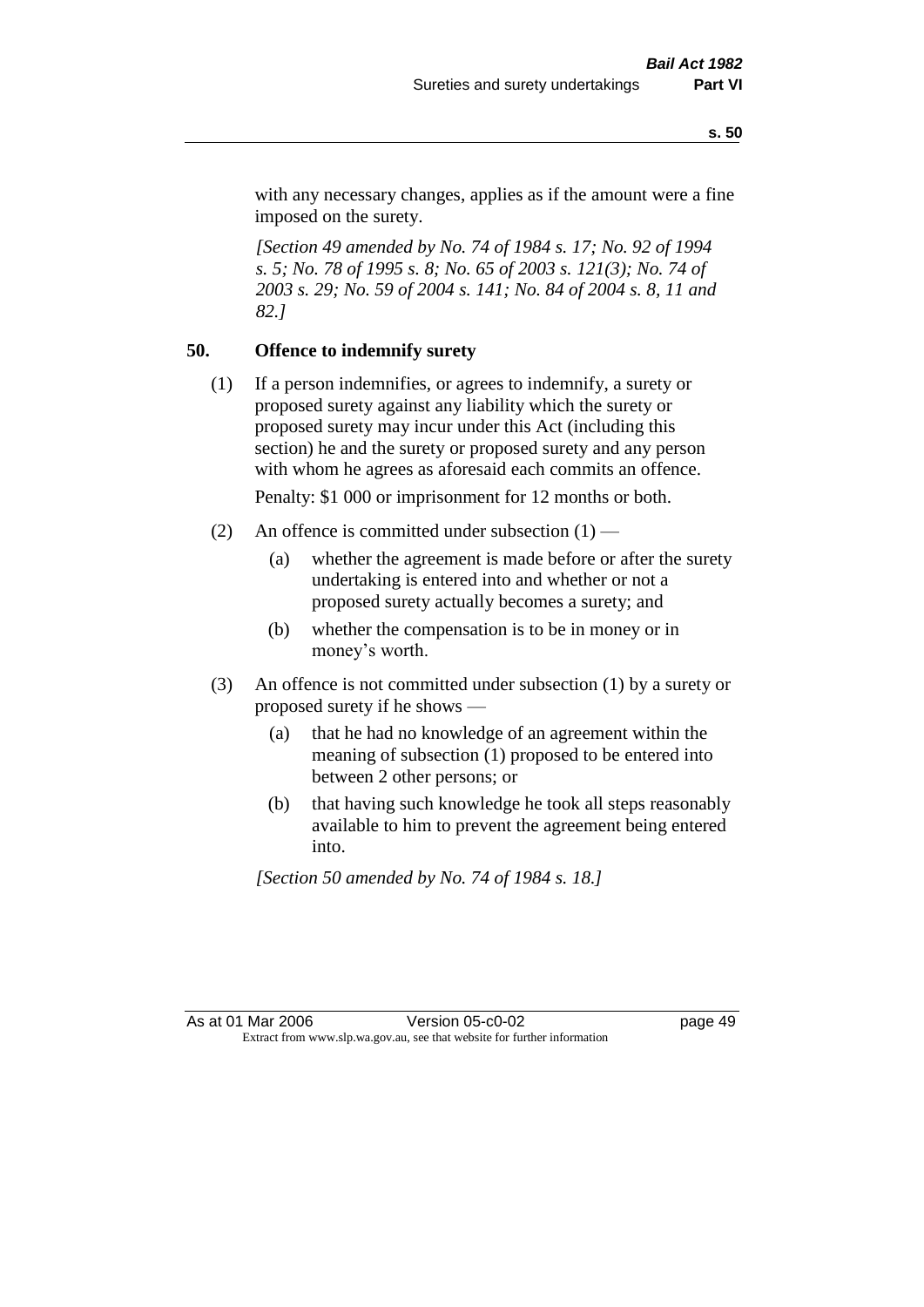with any necessary changes, applies as if the amount were a fine imposed on the surety.

*[Section 49 amended by No. 74 of 1984 s. 17; No. 92 of 1994 s. 5; No. 78 of 1995 s. 8; No. 65 of 2003 s. 121(3); No. 74 of 2003 s. 29; No. 59 of 2004 s. 141; No. 84 of 2004 s. 8, 11 and 82.]*

## 50. Offence to indemnify surety

(1) If a person indemnifies, or agrees to indemnify, a surety or proposed surety against any liability which the surety or proposed surety may incur under this Act (including this section) he and the surety or proposed surety and any person with whom he agrees as aforesaid each commits an offence.

Penalty: $1 000 or imprisonment for 12 months or both.

(2) An offence is committed under subsection (1) —

- (a) whether the agreement is made before or after the surety undertaking is entered into and whether or not a proposed surety actually becomes a surety; and
- (b) whether the compensation is to be in money or in money's worth.

(3) An offence is not committed under subsection (1) by a surety or proposed surety if he shows —

- (a) that he had no knowledge of an agreement within the meaning of subsection (1) proposed to be entered into between 2 other persons; or
- (b) that having such knowledge he took all steps reasonably available to him to prevent the agreement being entered into.

*[Section 50 amended by No. 74 of 1984 s. 18.]*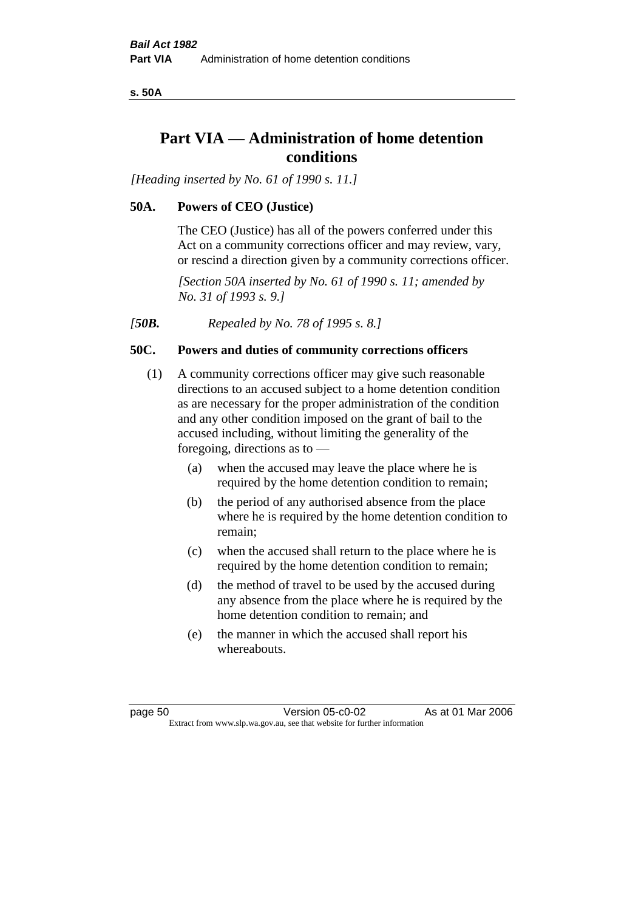# Part VIA — Administration of home detention conditions

*[Heading inserted by No. 61 of 1990 s. 11.]*

## 50A. Powers of CEO (Justice)

The CEO (Justice) has all of the powers conferred under this Act on a community corrections officer and may review, vary, or rescind a direction given by a community corrections officer.

*[Section 50A inserted by No. 61 of 1990 s. 11; amended by No. 31 of 1993 s. 9.]*

*[**50B.** Repealed by No. 78 of 1995 s. 8.]*

## 50C. Powers and duties of community corrections officers

(1) A community corrections officer may give such reasonable directions to an accused subject to a home detention condition as are necessary for the proper administration of the condition and any other condition imposed on the grant of bail to the accused including, without limiting the generality of the foregoing, directions as to —

- (a) when the accused may leave the place where he is required by the home detention condition to remain;
- (b) the period of any authorised absence from the place where he is required by the home detention condition to remain;
- (c) when the accused shall return to the place where he is required by the home detention condition to remain;
- (d) the method of travel to be used by the accused during any absence from the place where he is required by the home detention condition to remain; and
- (e) the manner in which the accused shall report his whereabouts.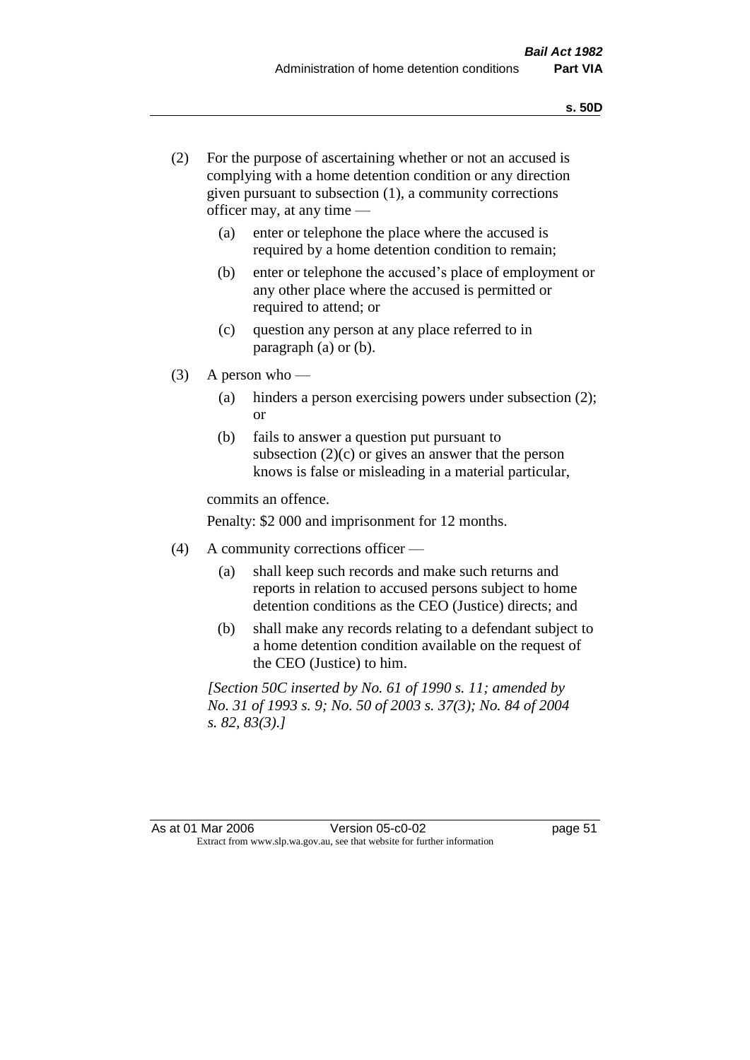(2) For the purpose of ascertaining whether or not an accused is complying with a home detention condition or any direction given pursuant to subsection (1), a community corrections officer may, at any time —

  (a) enter or telephone the place where the accused is required by a home detention condition to remain;

  (b) enter or telephone the accused's place of employment or any other place where the accused is permitted or required to attend; or

  (c) question any person at any place referred to in paragraph (a) or (b).

(3) A person who —

  (a) hinders a person exercising powers under subsection (2); or

  (b) fails to answer a question put pursuant to subsection (2)(c) or gives an answer that the person knows is false or misleading in a material particular,

commits an offence.

Penalty: $2 000 and imprisonment for 12 months.

(4) A community corrections officer —

  (a) shall keep such records and make such returns and reports in relation to accused persons subject to home detention conditions as the CEO (Justice) directs; and

  (b) shall make any records relating to a defendant subject to a home detention condition available on the request of the CEO (Justice) to him.

*[Section 50C inserted by No. 61 of 1990 s. 11; amended by No. 31 of 1993 s. 9; No. 50 of 2003 s. 37(3); No. 84 of 2004 s. 82, 83(3).]*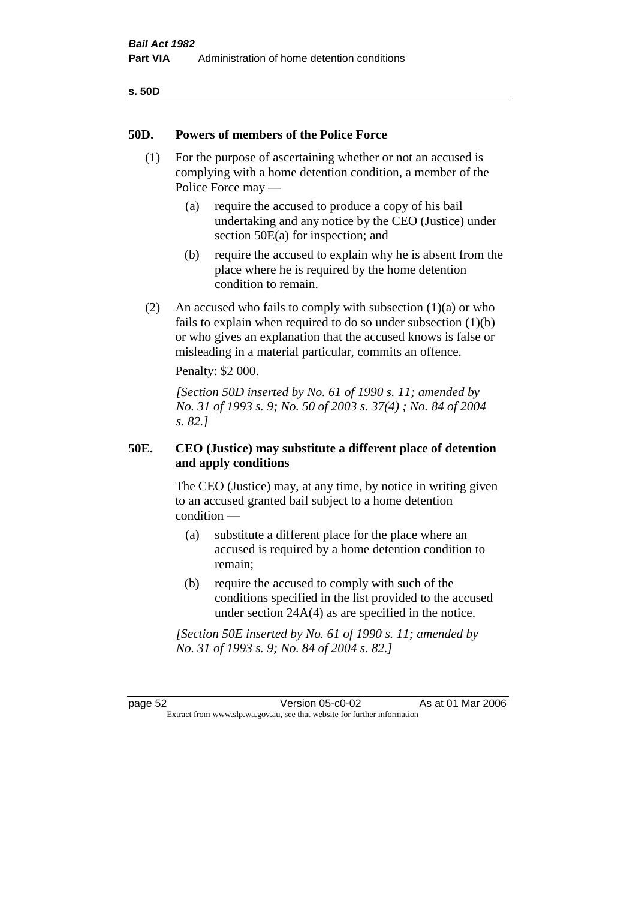## 50D. Powers of members of the Police Force

(1) For the purpose of ascertaining whether or not an accused is complying with a home detention condition, a member of the Police Force may —

- (a) require the accused to produce a copy of his bail undertaking and any notice by the CEO (Justice) under section 50E(a) for inspection; and
- (b) require the accused to explain why he is absent from the place where he is required by the home detention condition to remain.

(2) An accused who fails to comply with subsection (1)(a) or who fails to explain when required to do so under subsection (1)(b) or who gives an explanation that the accused knows is false or misleading in a material particular, commits an offence.

Penalty: $2 000.

*[Section 50D inserted by No. 61 of 1990 s. 11; amended by No. 31 of 1993 s. 9; No. 50 of 2003 s. 37(4) ; No. 84 of 2004 s. 82.]*

## 50E. CEO (Justice) may substitute a different place of detention and apply conditions

The CEO (Justice) may, at any time, by notice in writing given to an accused granted bail subject to a home detention condition —

- (a) substitute a different place for the place where an accused is required by a home detention condition to remain;
- (b) require the accused to comply with such of the conditions specified in the list provided to the accused under section 24A(4) as are specified in the notice.

*[Section 50E inserted by No. 61 of 1990 s. 11; amended by No. 31 of 1993 s. 9; No. 84 of 2004 s. 82.]*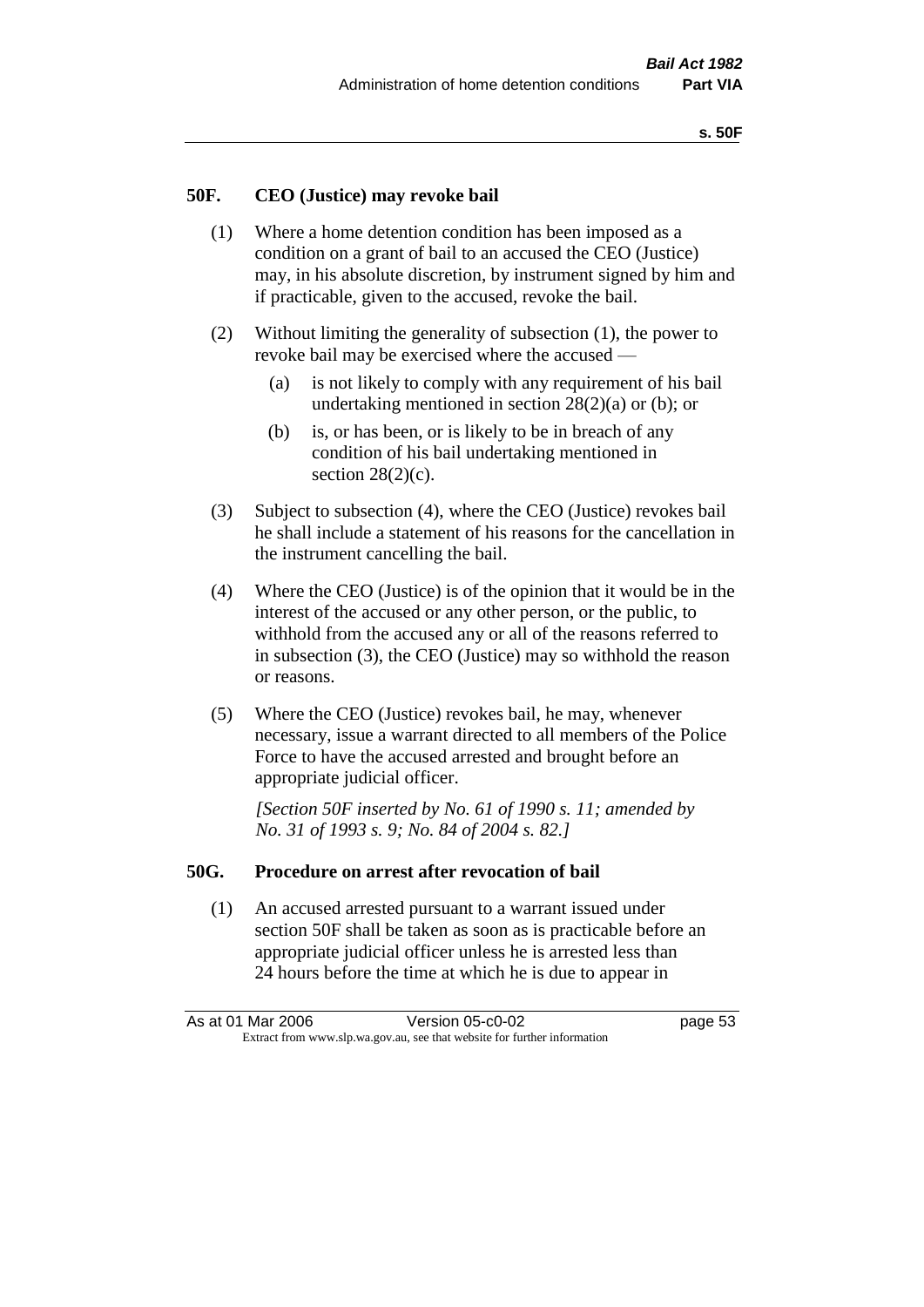### 50F. CEO (Justice) may revoke bail

(1) Where a home detention condition has been imposed as a condition on a grant of bail to an accused the CEO (Justice) may, in his absolute discretion, by instrument signed by him and if practicable, given to the accused, revoke the bail.

(2) Without limiting the generality of subsection (1), the power to revoke bail may be exercised where the accused —

- (a) is not likely to comply with any requirement of his bail undertaking mentioned in section 28(2)(a) or (b); or
- (b) is, or has been, or is likely to be in breach of any condition of his bail undertaking mentioned in section 28(2)(c).

(3) Subject to subsection (4), where the CEO (Justice) revokes bail he shall include a statement of his reasons for the cancellation in the instrument cancelling the bail.

(4) Where the CEO (Justice) is of the opinion that it would be in the interest of the accused or any other person, or the public, to withhold from the accused any or all of the reasons referred to in subsection (3), the CEO (Justice) may so withhold the reason or reasons.

(5) Where the CEO (Justice) revokes bail, he may, whenever necessary, issue a warrant directed to all members of the Police Force to have the accused arrested and brought before an appropriate judicial officer.

*[Section 50F inserted by No. 61 of 1990 s. 11; amended by No. 31 of 1993 s. 9; No. 84 of 2004 s. 82.]*

### 50G. Procedure on arrest after revocation of bail

(1) An accused arrested pursuant to a warrant issued under section 50F shall be taken as soon as is practicable before an appropriate judicial officer unless he is arrested less than 24 hours before the time at which he is due to appear in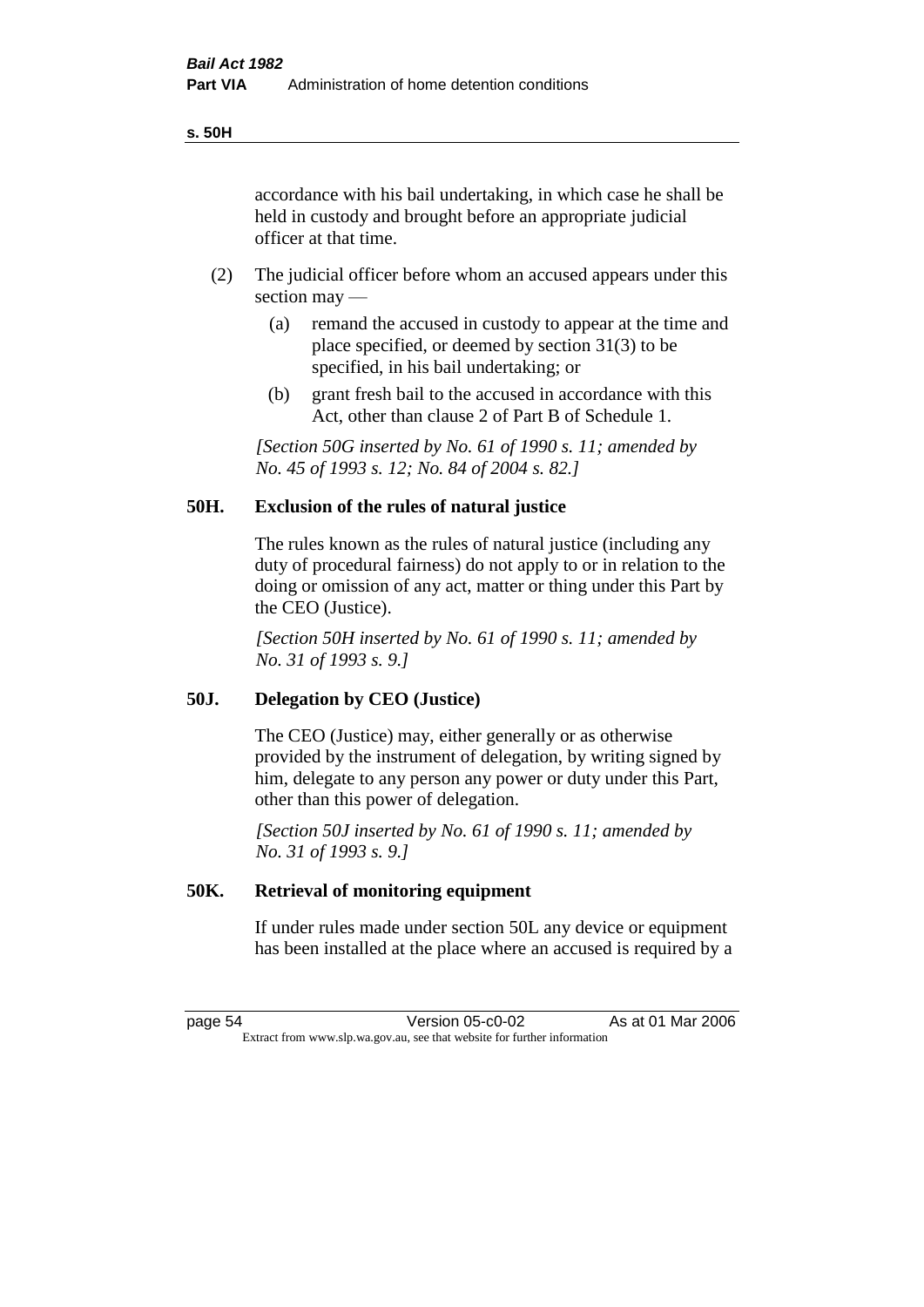accordance with his bail undertaking, in which case he shall be held in custody and brought before an appropriate judicial officer at that time.

(2) The judicial officer before whom an accused appears under this section may —

(a) remand the accused in custody to appear at the time and place specified, or deemed by section 31(3) to be specified, in his bail undertaking; or

(b) grant fresh bail to the accused in accordance with this Act, other than clause 2 of Part B of Schedule 1.

*[Section 50G inserted by No. 61 of 1990 s. 11; amended by No. 45 of 1993 s. 12; No. 84 of 2004 s. 82.]*

## 50H. Exclusion of the rules of natural justice

The rules known as the rules of natural justice (including any duty of procedural fairness) do not apply to or in relation to the doing or omission of any act, matter or thing under this Part by the CEO (Justice).

*[Section 50H inserted by No. 61 of 1990 s. 11; amended by No. 31 of 1993 s. 9.]*

## 50J. Delegation by CEO (Justice)

The CEO (Justice) may, either generally or as otherwise provided by the instrument of delegation, by writing signed by him, delegate to any person any power or duty under this Part, other than this power of delegation.

*[Section 50J inserted by No. 61 of 1990 s. 11; amended by No. 31 of 1993 s. 9.]*

## 50K. Retrieval of monitoring equipment

If under rules made under section 50L any device or equipment has been installed at the place where an accused is required by a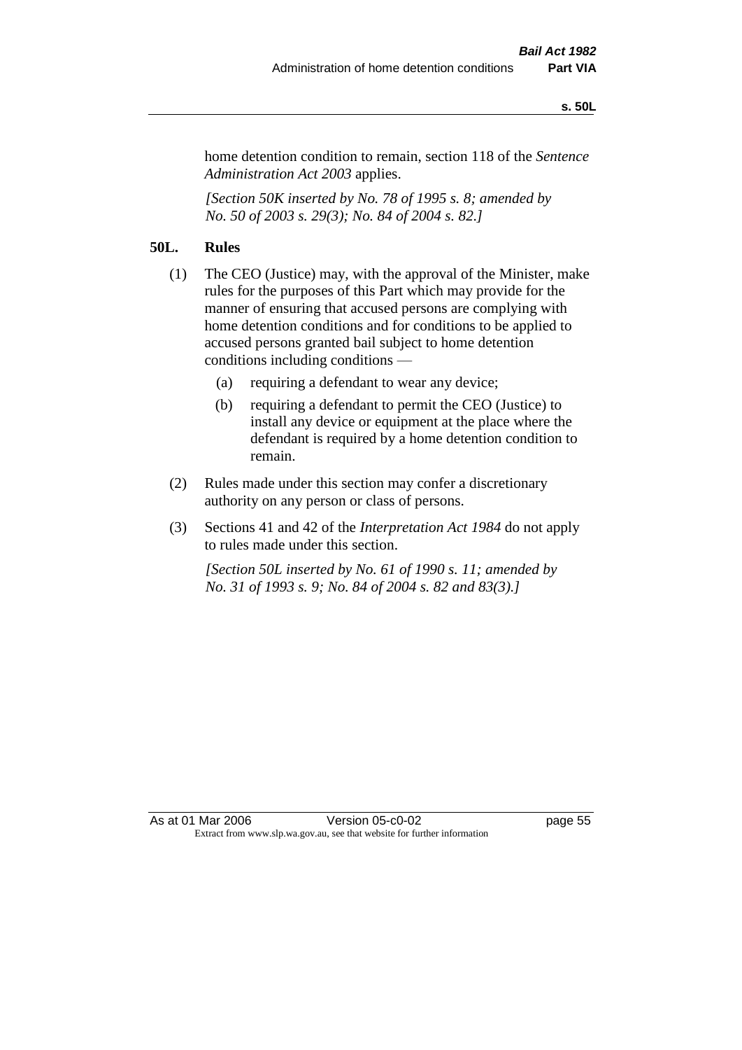home detention condition to remain, section 118 of the *Sentence Administration Act 2003* applies.

*[Section 50K inserted by No. 78 of 1995 s. 8; amended by No. 50 of 2003 s. 29(3); No. 84 of 2004 s. 82.]*

**50L. Rules**

(1) The CEO (Justice) may, with the approval of the Minister, make rules for the purposes of this Part which may provide for the manner of ensuring that accused persons are complying with home detention conditions and for conditions to be applied to accused persons granted bail subject to home detention conditions including conditions —

(a) requiring a defendant to wear any device;

(b) requiring a defendant to permit the CEO (Justice) to install any device or equipment at the place where the defendant is required by a home detention condition to remain.

(2) Rules made under this section may confer a discretionary authority on any person or class of persons.

(3) Sections 41 and 42 of the *Interpretation Act 1984* do not apply to rules made under this section.

*[Section 50L inserted by No. 61 of 1990 s. 11; amended by No. 31 of 1993 s. 9; No. 84 of 2004 s. 82 and 83(3).]*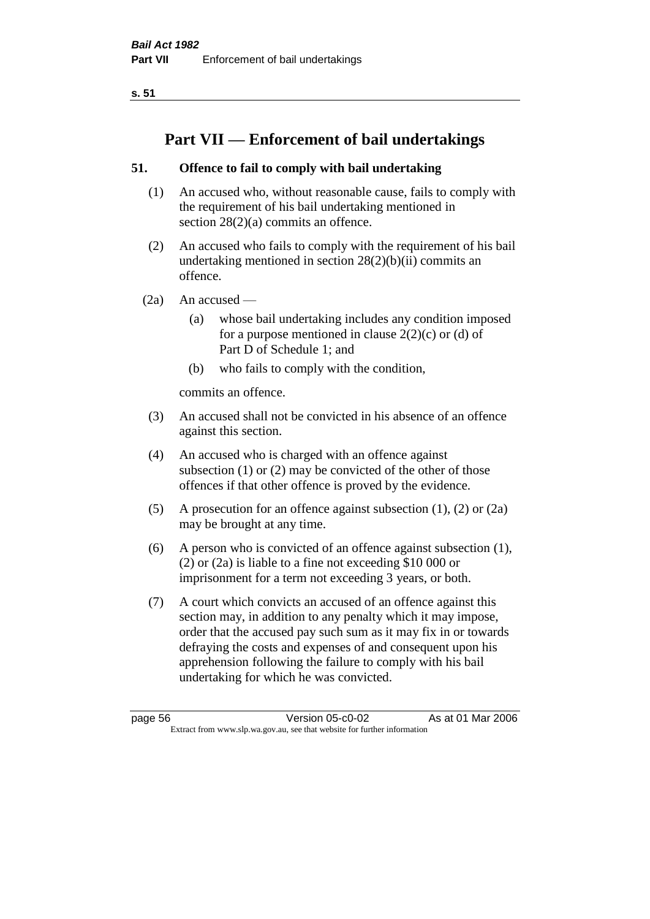# Part VII — Enforcement of bail undertakings

## 51. Offence to fail to comply with bail undertaking

(1) An accused who, without reasonable cause, fails to comply with the requirement of his bail undertaking mentioned in section 28(2)(a) commits an offence.

(2) An accused who fails to comply with the requirement of his bail undertaking mentioned in section 28(2)(b)(ii) commits an offence.

(2a) An accused —

- (a) whose bail undertaking includes any condition imposed for a purpose mentioned in clause 2(2)(c) or (d) of Part D of Schedule 1; and
- (b) who fails to comply with the condition,

commits an offence.

(3) An accused shall not be convicted in his absence of an offence against this section.

(4) An accused who is charged with an offence against subsection (1) or (2) may be convicted of the other of those offences if that other offence is proved by the evidence.

(5) A prosecution for an offence against subsection (1), (2) or (2a) may be brought at any time.

(6) A person who is convicted of an offence against subsection (1), (2) or (2a) is liable to a fine not exceeding $10 000 or imprisonment for a term not exceeding 3 years, or both.

(7) A court which convicts an accused of an offence against this section may, in addition to any penalty which it may impose, order that the accused pay such sum as it may fix in or towards defraying the costs and expenses of and consequent upon his apprehension following the failure to comply with his bail undertaking for which he was convicted.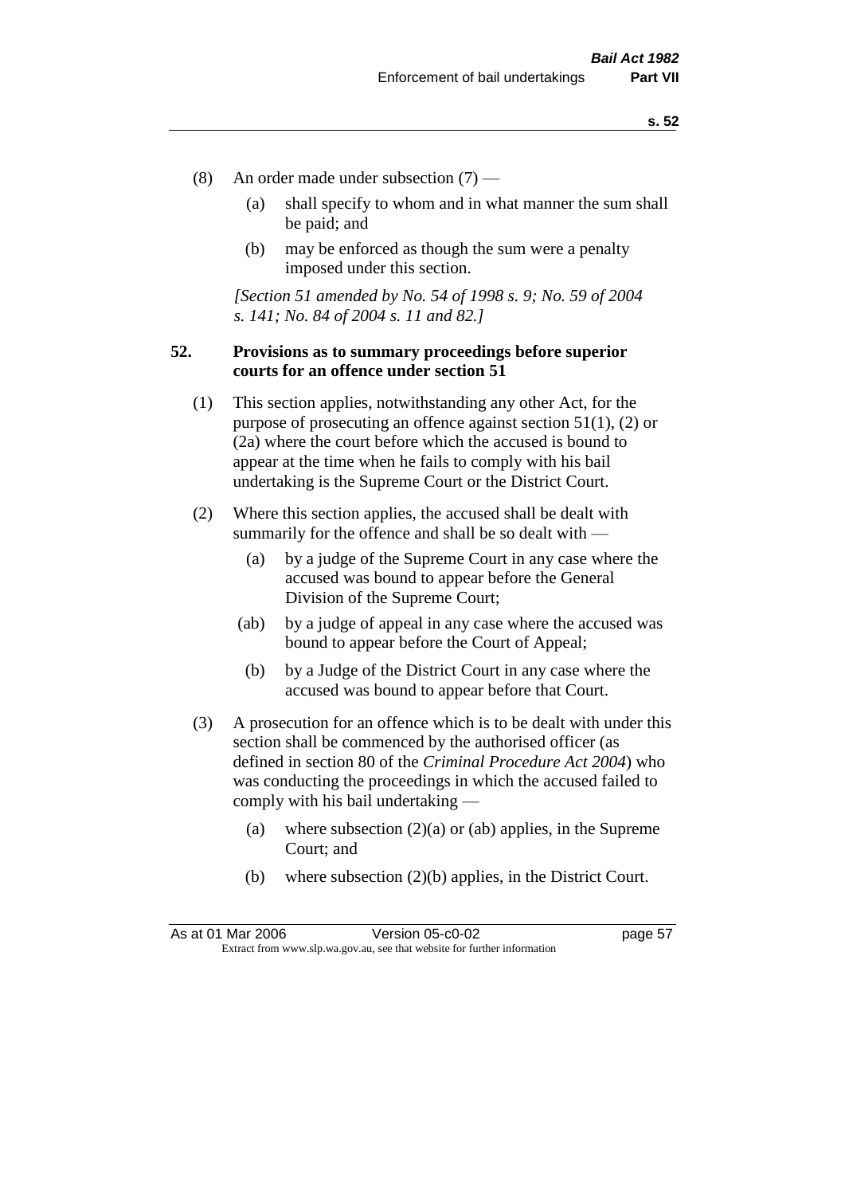(8) An order made under subsection (7) —

    (a) shall specify to whom and in what manner the sum shall be paid; and

    (b) may be enforced as though the sum were a penalty imposed under this section.

*[Section 51 amended by No. 54 of 1998 s. 9; No. 59 of 2004 s. 141; No. 84 of 2004 s. 11 and 82.]*

**52. Provisions as to summary proceedings before superior courts for an offence under section 51**

(1) This section applies, notwithstanding any other Act, for the purpose of prosecuting an offence against section 51(1), (2) or (2a) where the court before which the accused is bound to appear at the time when he fails to comply with his bail undertaking is the Supreme Court or the District Court.

(2) Where this section applies, the accused shall be dealt with summarily for the offence and shall be so dealt with —

    (a) by a judge of the Supreme Court in any case where the accused was bound to appear before the General Division of the Supreme Court;

    (ab) by a judge of appeal in any case where the accused was bound to appear before the Court of Appeal;

    (b) by a Judge of the District Court in any case where the accused was bound to appear before that Court.

(3) A prosecution for an offence which is to be dealt with under this section shall be commenced by the authorised officer (as defined in section 80 of the *Criminal Procedure Act 2004*) who was conducting the proceedings in which the accused failed to comply with his bail undertaking —

    (a) where subsection (2)(a) or (ab) applies, in the Supreme Court; and

    (b) where subsection (2)(b) applies, in the District Court.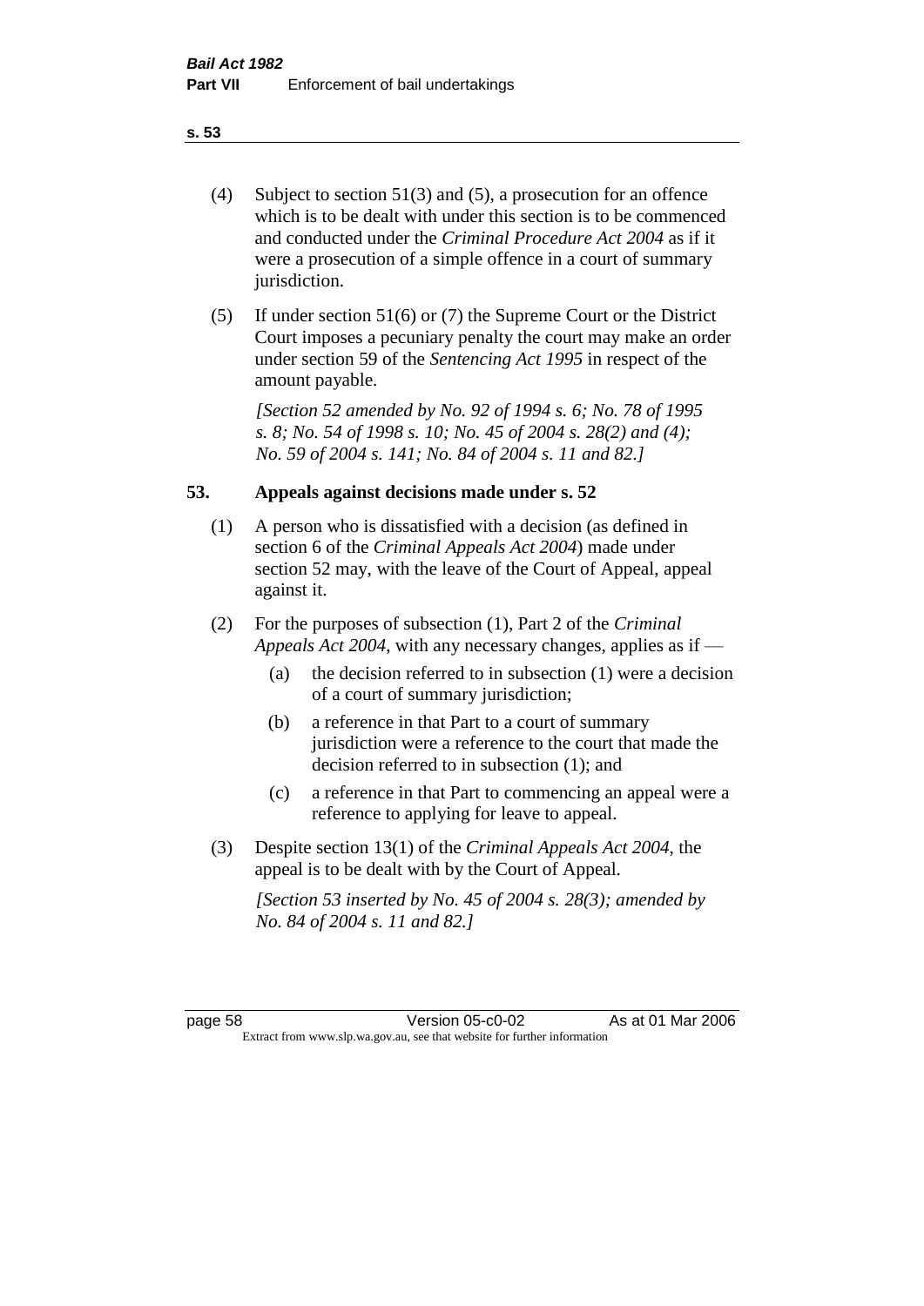(4) Subject to section 51(3) and (5), a prosecution for an offence which is to be dealt with under this section is to be commenced and conducted under the *Criminal Procedure Act 2004* as if it were a prosecution of a simple offence in a court of summary jurisdiction.

(5) If under section 51(6) or (7) the Supreme Court or the District Court imposes a pecuniary penalty the court may make an order under section 59 of the *Sentencing Act 1995* in respect of the amount payable.

*[Section 52 amended by No. 92 of 1994 s. 6; No. 78 of 1995 s. 8; No. 54 of 1998 s. 10; No. 45 of 2004 s. 28(2) and (4); No. 59 of 2004 s. 141; No. 84 of 2004 s. 11 and 82.]*

## 53. Appeals against decisions made under s. 52

(1) A person who is dissatisfied with a decision (as defined in section 6 of the *Criminal Appeals Act 2004*) made under section 52 may, with the leave of the Court of Appeal, appeal against it.

(2) For the purposes of subsection (1), Part 2 of the *Criminal Appeals Act 2004*, with any necessary changes, applies as if —

   (a) the decision referred to in subsection (1) were a decision of a court of summary jurisdiction;

   (b) a reference in that Part to a court of summary jurisdiction were a reference to the court that made the decision referred to in subsection (1); and

   (c) a reference in that Part to commencing an appeal were a reference to applying for leave to appeal.

(3) Despite section 13(1) of the *Criminal Appeals Act 2004*, the appeal is to be dealt with by the Court of Appeal.

*[Section 53 inserted by No. 45 of 2004 s. 28(3); amended by No. 84 of 2004 s. 11 and 82.]*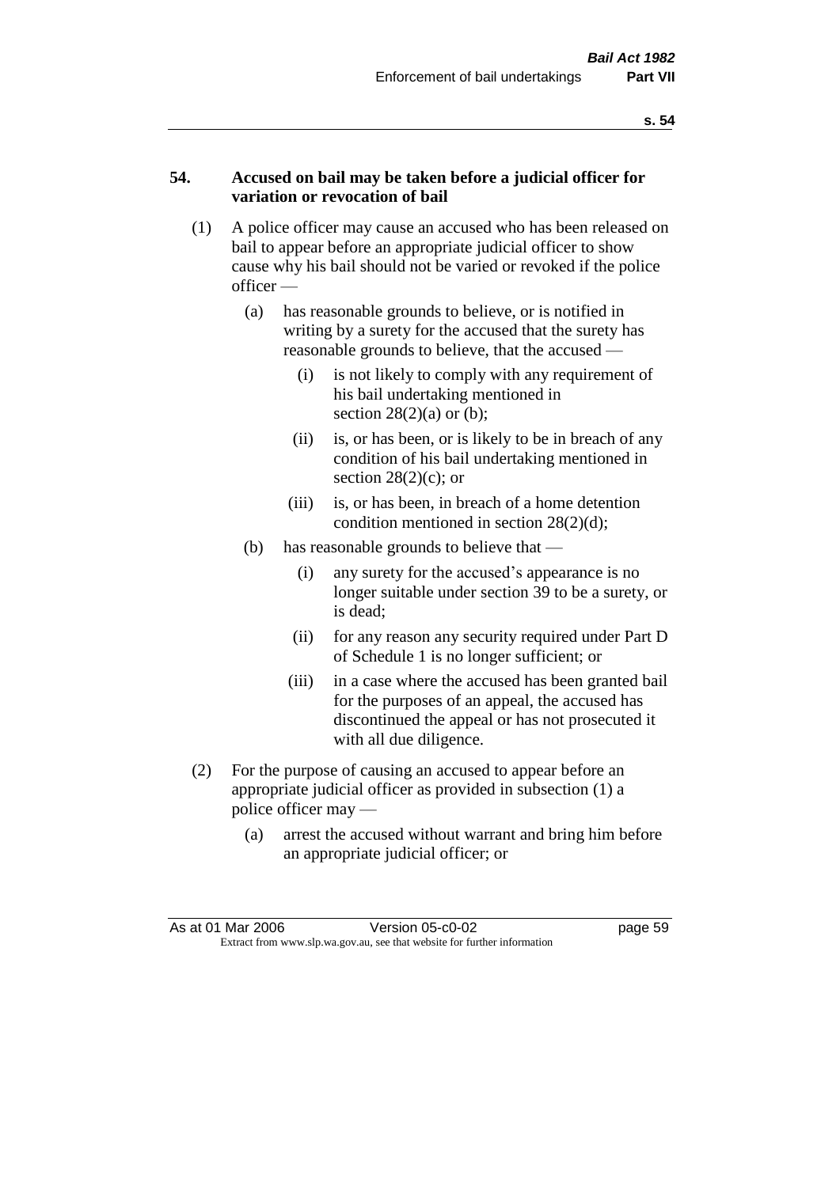## 54. Accused on bail may be taken before a judicial officer for variation or revocation of bail

(1) A police officer may cause an accused who has been released on bail to appear before an appropriate judicial officer to show cause why his bail should not be varied or revoked if the police officer —

(a) has reasonable grounds to believe, or is notified in writing by a surety for the accused that the surety has reasonable grounds to believe, that the accused —

(i) is not likely to comply with any requirement of his bail undertaking mentioned in section 28(2)(a) or (b);

(ii) is, or has been, or is likely to be in breach of any condition of his bail undertaking mentioned in section 28(2)(c); or

(iii) is, or has been, in breach of a home detention condition mentioned in section 28(2)(d);

(b) has reasonable grounds to believe that —

(i) any surety for the accused's appearance is no longer suitable under section 39 to be a surety, or is dead;

(ii) for any reason any security required under Part D of Schedule 1 is no longer sufficient; or

(iii) in a case where the accused has been granted bail for the purposes of an appeal, the accused has discontinued the appeal or has not prosecuted it with all due diligence.

(2) For the purpose of causing an accused to appear before an appropriate judicial officer as provided in subsection (1) a police officer may —

(a) arrest the accused without warrant and bring him before an appropriate judicial officer; or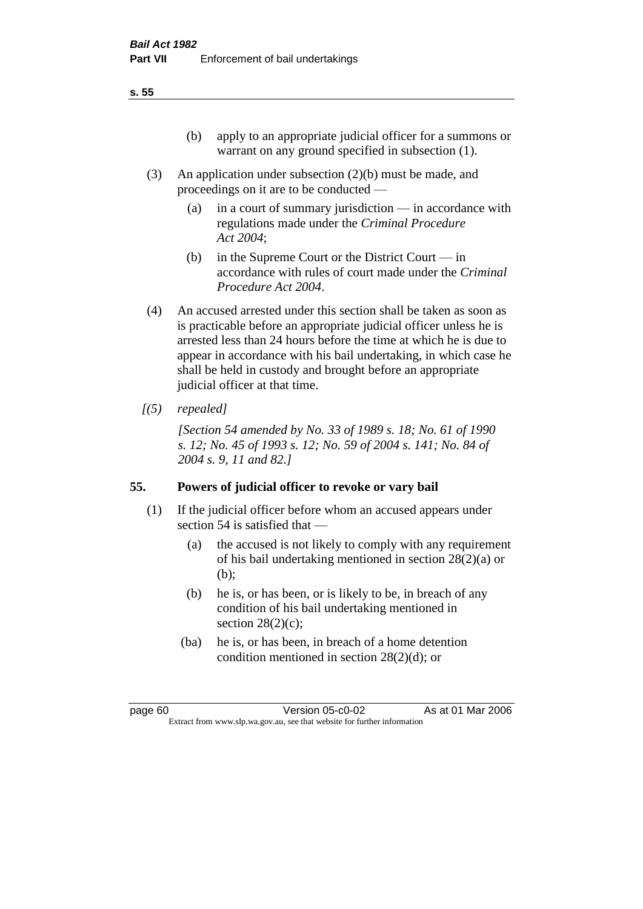(b) apply to an appropriate judicial officer for a summons or warrant on any ground specified in subsection (1).

(3) An application under subsection (2)(b) must be made, and proceedings on it are to be conducted —

(a) in a court of summary jurisdiction — in accordance with regulations made under the *Criminal Procedure Act 2004*;

(b) in the Supreme Court or the District Court — in accordance with rules of court made under the *Criminal Procedure Act 2004*.

(4) An accused arrested under this section shall be taken as soon as is practicable before an appropriate judicial officer unless he is arrested less than 24 hours before the time at which he is due to appear in accordance with his bail undertaking, in which case he shall be held in custody and brought before an appropriate judicial officer at that time.

*[(5) repealed]*

*[Section 54 amended by No. 33 of 1989 s. 18; No. 61 of 1990 s. 12; No. 45 of 1993 s. 12; No. 59 of 2004 s. 141; No. 84 of 2004 s. 9, 11 and 82.]*

## 55. Powers of judicial officer to revoke or vary bail

(1) If the judicial officer before whom an accused appears under section 54 is satisfied that —

(a) the accused is not likely to comply with any requirement of his bail undertaking mentioned in section 28(2)(a) or (b);

(b) he is, or has been, or is likely to be, in breach of any condition of his bail undertaking mentioned in section 28(2)(c);

(ba) he is, or has been, in breach of a home detention condition mentioned in section 28(2)(d); or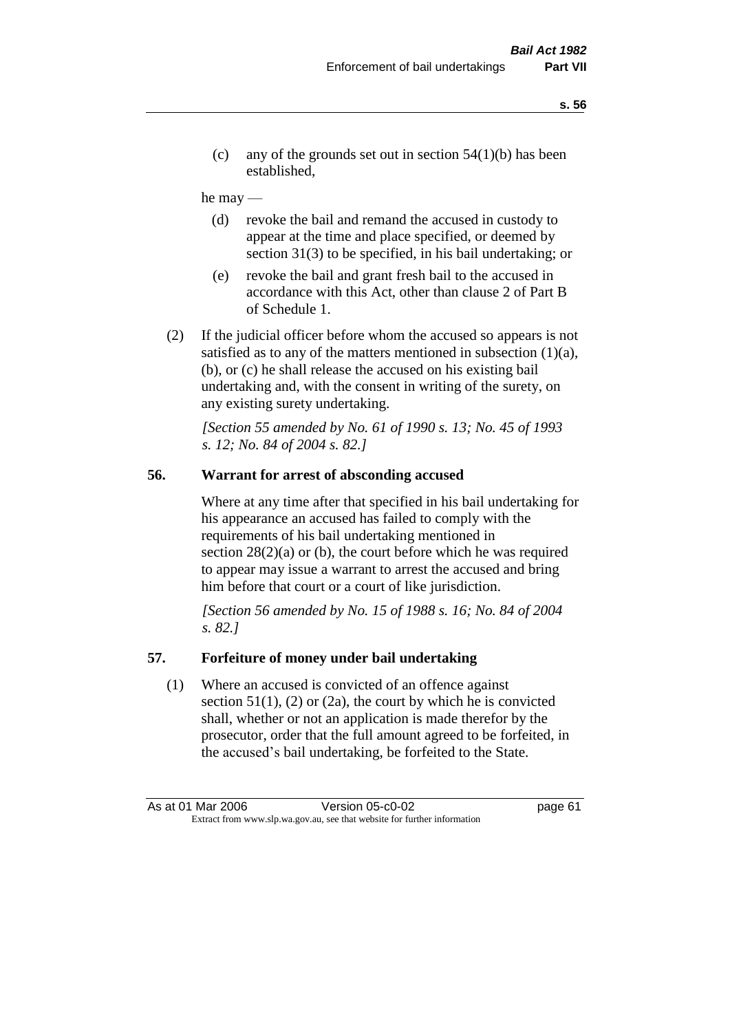(c) any of the grounds set out in section 54(1)(b) has been established,

he may —

(d) revoke the bail and remand the accused in custody to appear at the time and place specified, or deemed by section 31(3) to be specified, in his bail undertaking; or

(e) revoke the bail and grant fresh bail to the accused in accordance with this Act, other than clause 2 of Part B of Schedule 1.

(2) If the judicial officer before whom the accused so appears is not satisfied as to any of the matters mentioned in subsection (1)(a), (b), or (c) he shall release the accused on his existing bail undertaking and, with the consent in writing of the surety, on any existing surety undertaking.

*[Section 55 amended by No. 61 of 1990 s. 13; No. 45 of 1993 s. 12; No. 84 of 2004 s. 82.]*

## 56. Warrant for arrest of absconding accused

Where at any time after that specified in his bail undertaking for his appearance an accused has failed to comply with the requirements of his bail undertaking mentioned in section 28(2)(a) or (b), the court before which he was required to appear may issue a warrant to arrest the accused and bring him before that court or a court of like jurisdiction.

*[Section 56 amended by No. 15 of 1988 s. 16; No. 84 of 2004 s. 82.]*

## 57. Forfeiture of money under bail undertaking

(1) Where an accused is convicted of an offence against section 51(1), (2) or (2a), the court by which he is convicted shall, whether or not an application is made therefor by the prosecutor, order that the full amount agreed to be forfeited, in the accused's bail undertaking, be forfeited to the State.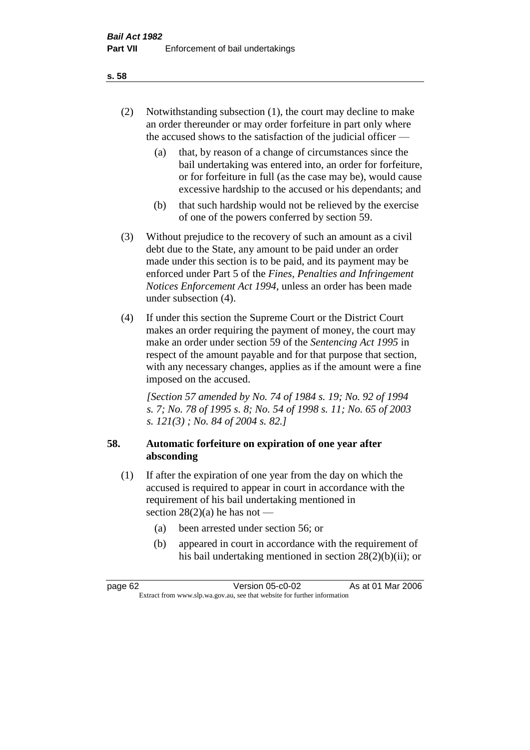(2) Notwithstanding subsection (1), the court may decline to make an order thereunder or may order forfeiture in part only where the accused shows to the satisfaction of the judicial officer —

(a) that, by reason of a change of circumstances since the bail undertaking was entered into, an order for forfeiture, or for forfeiture in full (as the case may be), would cause excessive hardship to the accused or his dependants; and

(b) that such hardship would not be relieved by the exercise of one of the powers conferred by section 59.

(3) Without prejudice to the recovery of such an amount as a civil debt due to the State, any amount to be paid under an order made under this section is to be paid, and its payment may be enforced under Part 5 of the *Fines, Penalties and Infringement Notices Enforcement Act 1994*, unless an order has been made under subsection (4).

(4) If under this section the Supreme Court or the District Court makes an order requiring the payment of money, the court may make an order under section 59 of the *Sentencing Act 1995* in respect of the amount payable and for that purpose that section, with any necessary changes, applies as if the amount were a fine imposed on the accused.

*[Section 57 amended by No. 74 of 1984 s. 19; No. 92 of 1994 s. 7; No. 78 of 1995 s. 8; No. 54 of 1998 s. 11; No. 65 of 2003 s. 121(3) ; No. 84 of 2004 s. 82.]*

### 58. Automatic forfeiture on expiration of one year after absconding

(1) If after the expiration of one year from the day on which the accused is required to appear in court in accordance with the requirement of his bail undertaking mentioned in section 28(2)(a) he has not —

(a) been arrested under section 56; or

(b) appeared in court in accordance with the requirement of his bail undertaking mentioned in section 28(2)(b)(ii); or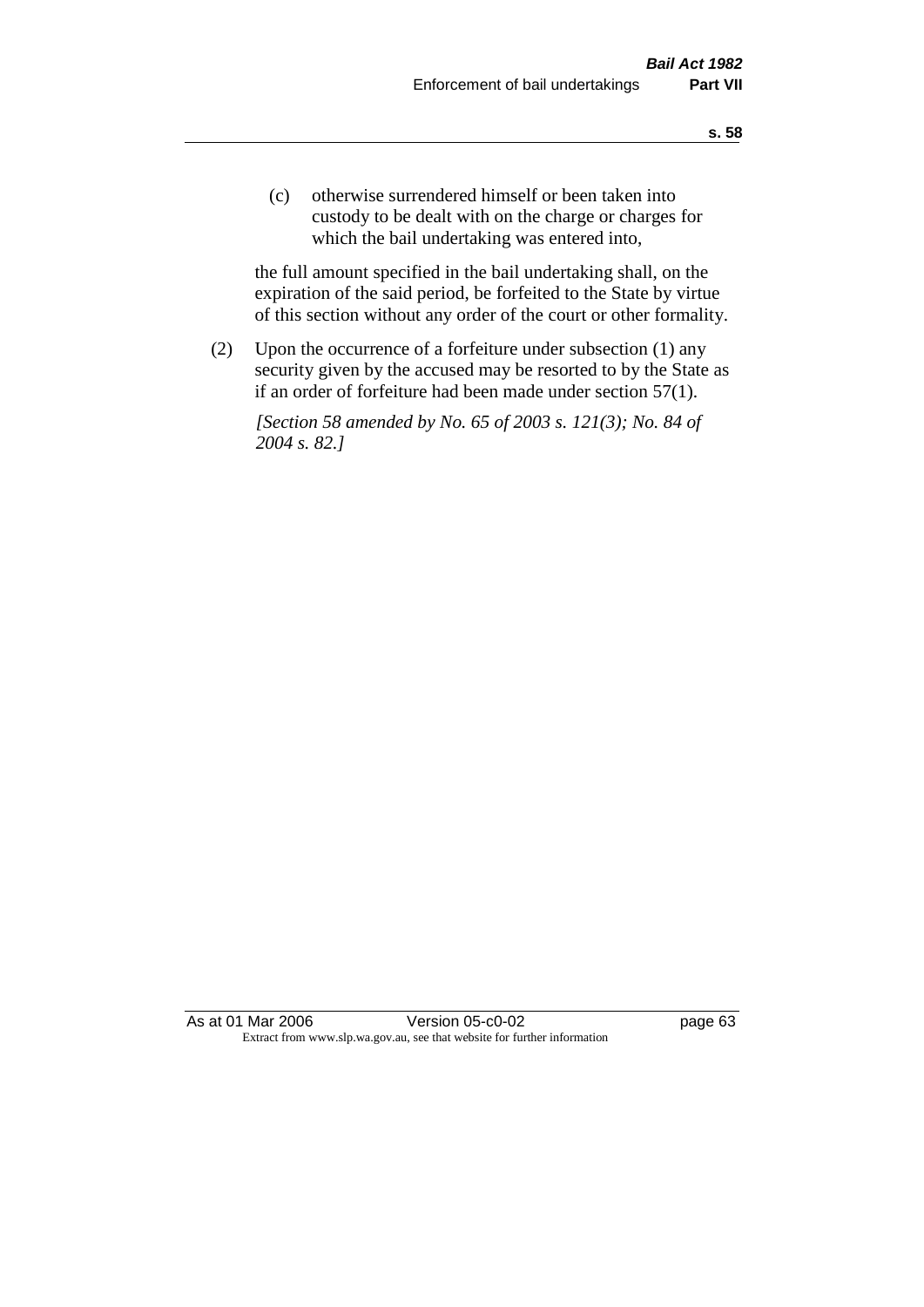(c) otherwise surrendered himself or been taken into custody to be dealt with on the charge or charges for which the bail undertaking was entered into,

the full amount specified in the bail undertaking shall, on the expiration of the said period, be forfeited to the State by virtue of this section without any order of the court or other formality.

(2) Upon the occurrence of a forfeiture under subsection (1) any security given by the accused may be resorted to by the State as if an order of forfeiture had been made under section 57(1).

*[Section 58 amended by No. 65 of 2003 s. 121(3); No. 84 of 2004 s. 82.]*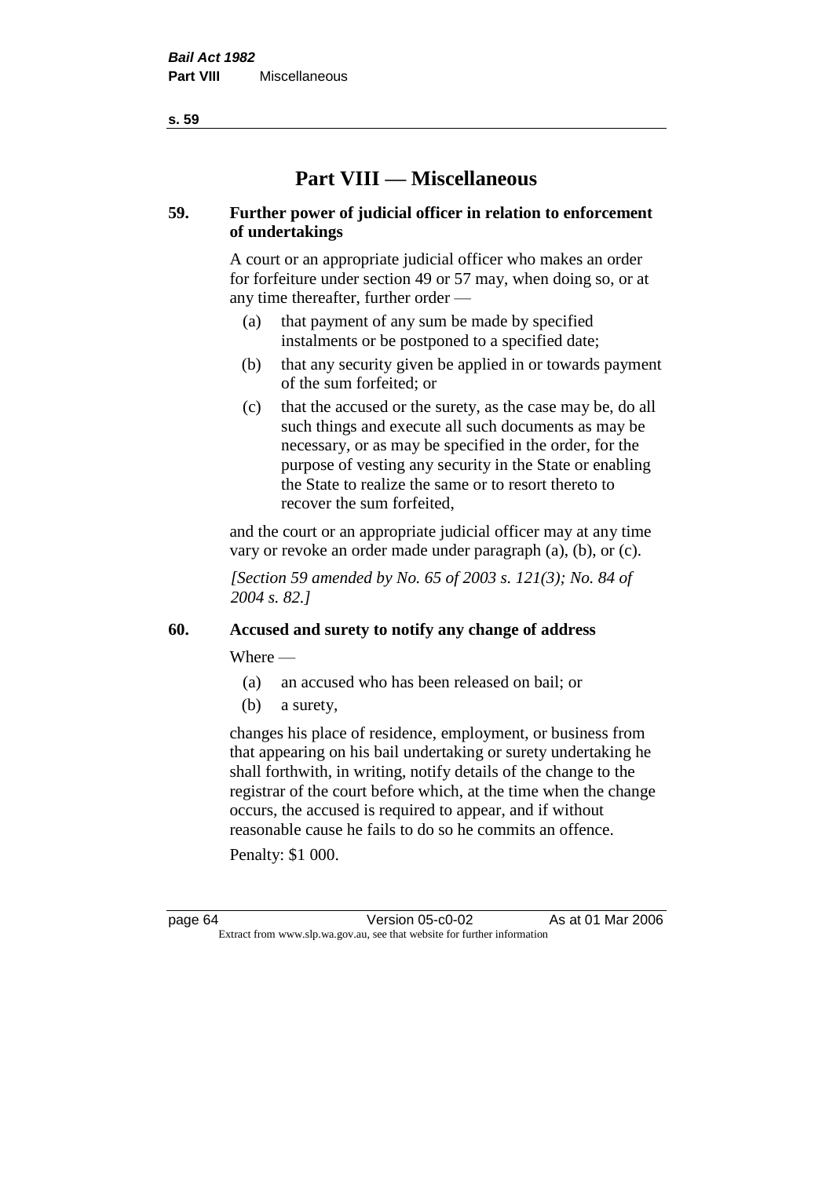# Part VIII — Miscellaneous

**59. Further power of judicial officer in relation to enforcement of undertakings**

A court or an appropriate judicial officer who makes an order for forfeiture under section 49 or 57 may, when doing so, or at any time thereafter, further order —

- (a) that payment of any sum be made by specified instalments or be postponed to a specified date;
- (b) that any security given be applied in or towards payment of the sum forfeited; or
- (c) that the accused or the surety, as the case may be, do all such things and execute all such documents as may be necessary, or as may be specified in the order, for the purpose of vesting any security in the State or enabling the State to realize the same or to resort thereto to recover the sum forfeited,

and the court or an appropriate judicial officer may at any time vary or revoke an order made under paragraph (a), (b), or (c).

*[Section 59 amended by No. 65 of 2003 s. 121(3); No. 84 of 2004 s. 82.]*

**60. Accused and surety to notify any change of address**

Where —

- (a) an accused who has been released on bail; or
- (b) a surety,

changes his place of residence, employment, or business from that appearing on his bail undertaking or surety undertaking he shall forthwith, in writing, notify details of the change to the registrar of the court before which, at the time when the change occurs, the accused is required to appear, and if without reasonable cause he fails to do so he commits an offence.

Penalty: $1 000.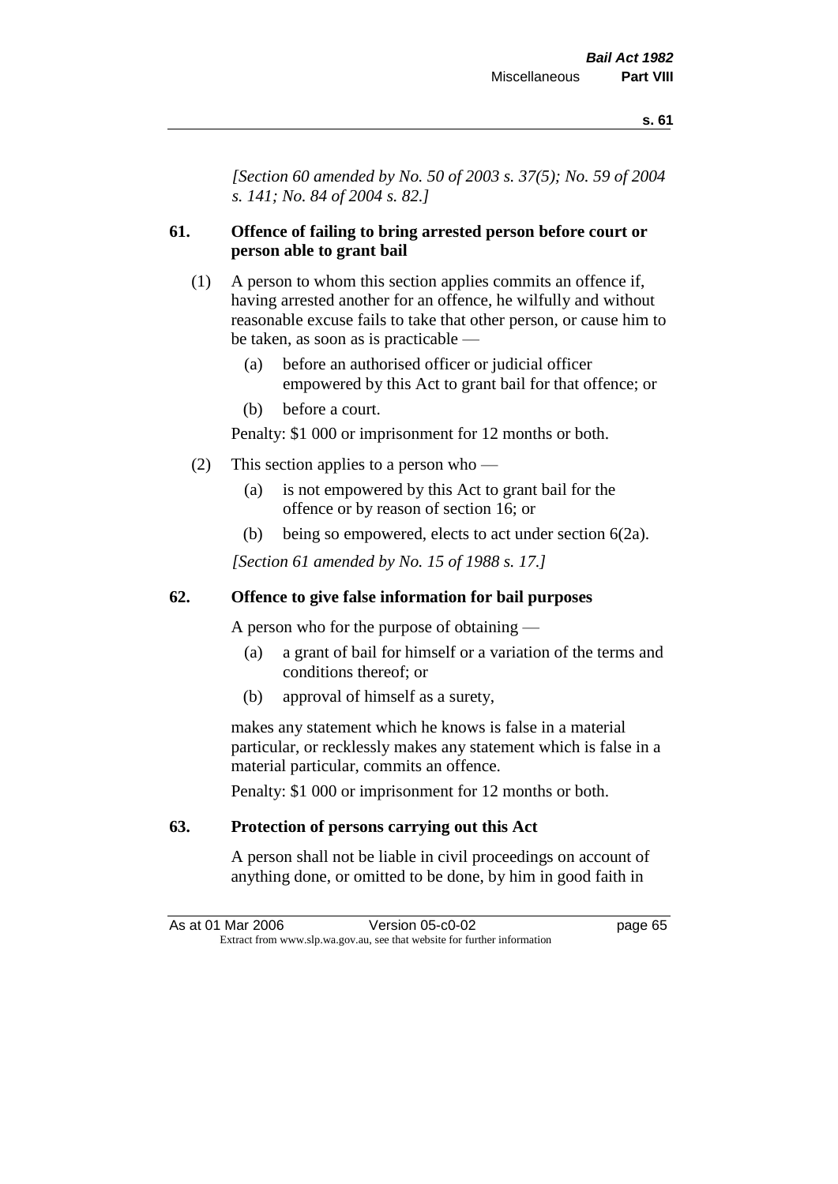*[Section 60 amended by No. 50 of 2003 s. 37(5); No. 59 of 2004 s. 141; No. 84 of 2004 s. 82.]*

## 61. Offence of failing to bring arrested person before court or person able to grant bail

(1) A person to whom this section applies commits an offence if, having arrested another for an offence, he wilfully and without reasonable excuse fails to take that other person, or cause him to be taken, as soon as is practicable —

- (a) before an authorised officer or judicial officer empowered by this Act to grant bail for that offence; or
- (b) before a court.

Penalty: $1 000 or imprisonment for 12 months or both.

(2) This section applies to a person who —

- (a) is not empowered by this Act to grant bail for the offence or by reason of section 16; or
- (b) being so empowered, elects to act under section 6(2a).

*[Section 61 amended by No. 15 of 1988 s. 17.]*

## 62. Offence to give false information for bail purposes

A person who for the purpose of obtaining —

- (a) a grant of bail for himself or a variation of the terms and conditions thereof; or
- (b) approval of himself as a surety,

makes any statement which he knows is false in a material particular, or recklessly makes any statement which is false in a material particular, commits an offence.

Penalty: $1 000 or imprisonment for 12 months or both.

## 63. Protection of persons carrying out this Act

A person shall not be liable in civil proceedings on account of anything done, or omitted to be done, by him in good faith in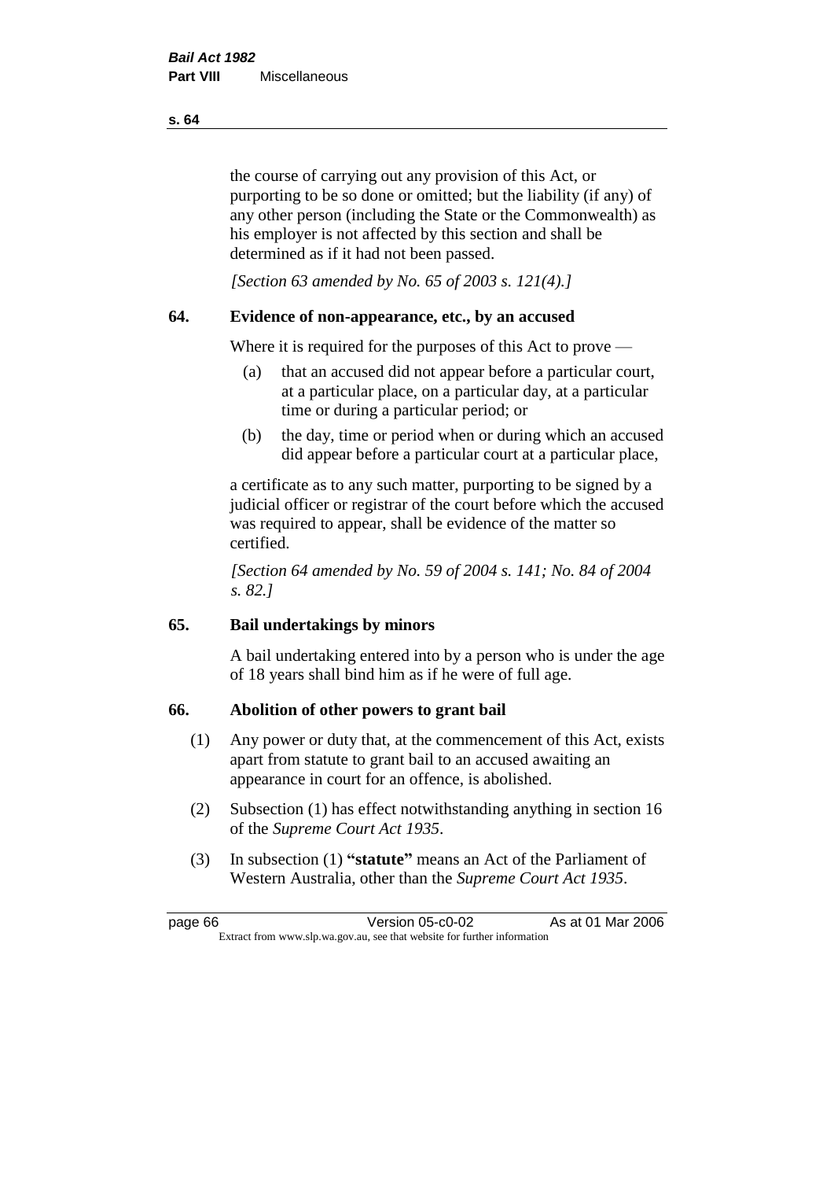the course of carrying out any provision of this Act, or purporting to be so done or omitted; but the liability (if any) of any other person (including the State or the Commonwealth) as his employer is not affected by this section and shall be determined as if it had not been passed.

*[Section 63 amended by No. 65 of 2003 s. 121(4).]*

## 64. Evidence of non-appearance, etc., by an accused

Where it is required for the purposes of this Act to prove —

(a) that an accused did not appear before a particular court, at a particular place, on a particular day, at a particular time or during a particular period; or

(b) the day, time or period when or during which an accused did appear before a particular court at a particular place,

a certificate as to any such matter, purporting to be signed by a judicial officer or registrar of the court before which the accused was required to appear, shall be evidence of the matter so certified.

*[Section 64 amended by No. 59 of 2004 s. 141; No. 84 of 2004 s. 82.]*

## 65. Bail undertakings by minors

A bail undertaking entered into by a person who is under the age of 18 years shall bind him as if he were of full age.

## 66. Abolition of other powers to grant bail

(1) Any power or duty that, at the commencement of this Act, exists apart from statute to grant bail to an accused awaiting an appearance in court for an offence, is abolished.

(2) Subsection (1) has effect notwithstanding anything in section 16 of the *Supreme Court Act 1935*.

(3) In subsection (1) **"statute"** means an Act of the Parliament of Western Australia, other than the *Supreme Court Act 1935*.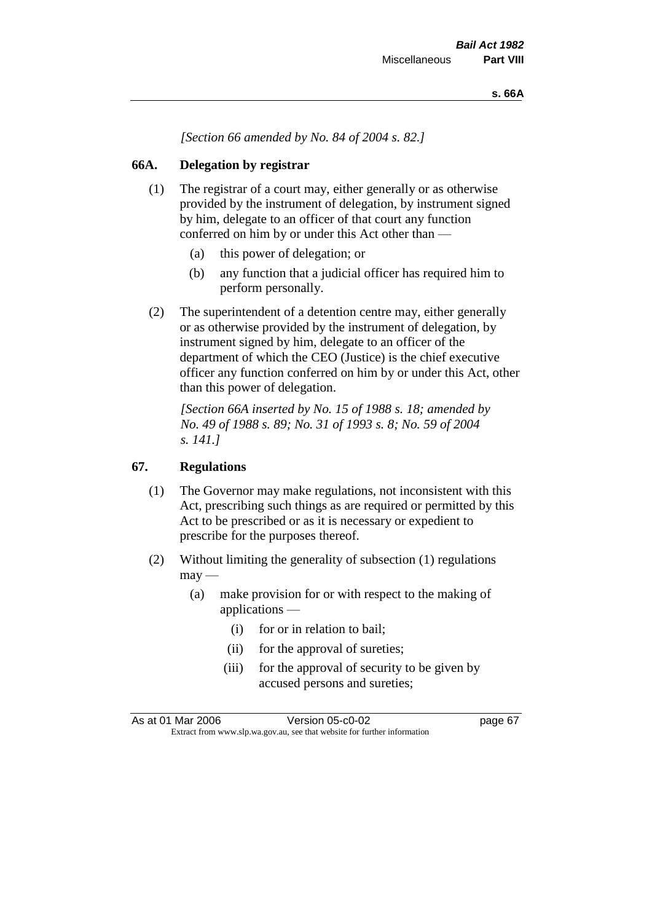*[Section 66 amended by No. 84 of 2004 s. 82.]*

## 66A. Delegation by registrar

(1) The registrar of a court may, either generally or as otherwise provided by the instrument of delegation, by instrument signed by him, delegate to an officer of that court any function conferred on him by or under this Act other than —

- (a) this power of delegation; or
- (b) any function that a judicial officer has required him to perform personally.

(2) The superintendent of a detention centre may, either generally or as otherwise provided by the instrument of delegation, by instrument signed by him, delegate to an officer of the department of which the CEO (Justice) is the chief executive officer any function conferred on him by or under this Act, other than this power of delegation.

*[Section 66A inserted by No. 15 of 1988 s. 18; amended by No. 49 of 1988 s. 89; No. 31 of 1993 s. 8; No. 59 of 2004 s. 141.]*

## 67. Regulations

(1) The Governor may make regulations, not inconsistent with this Act, prescribing such things as are required or permitted by this Act to be prescribed or as it is necessary or expedient to prescribe for the purposes thereof.

(2) Without limiting the generality of subsection (1) regulations may —

- (a) make provision for or with respect to the making of applications —
  - (i) for or in relation to bail;
  - (ii) for the approval of sureties;
  - (iii) for the approval of security to be given by accused persons and sureties;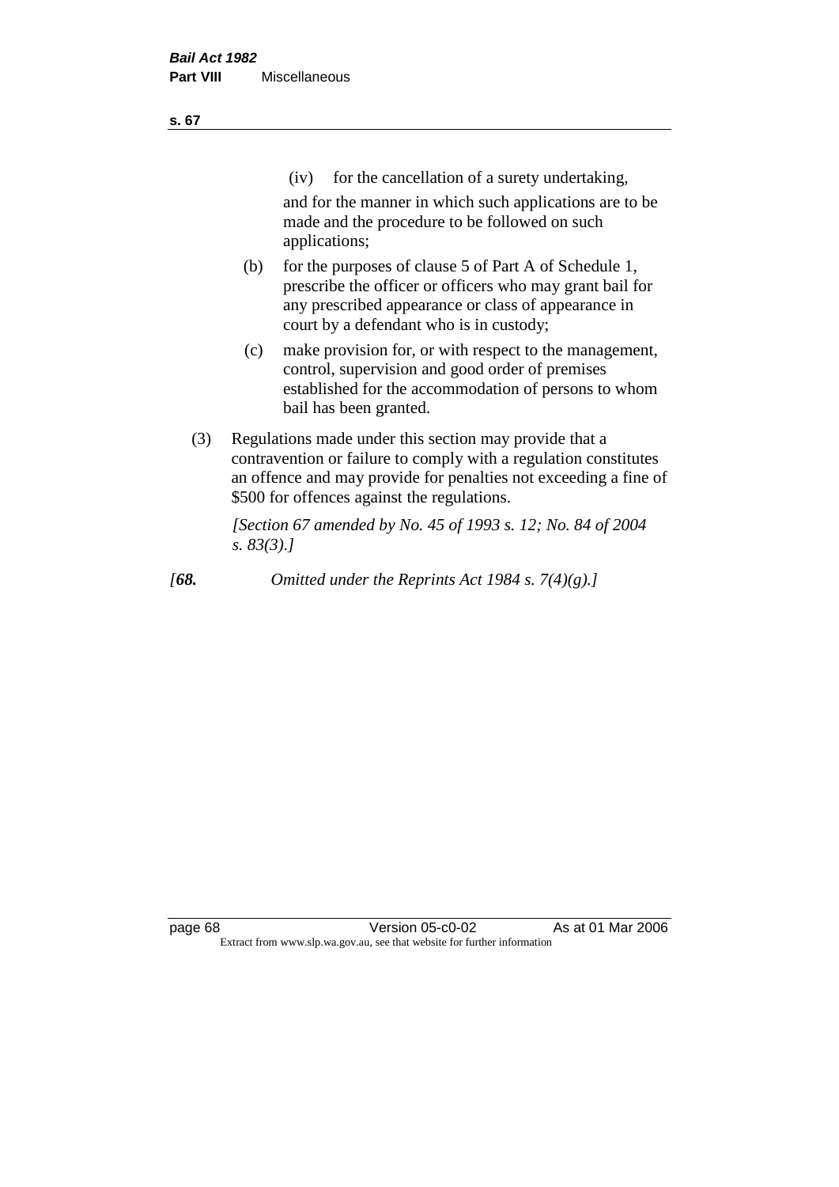(iv) for the cancellation of a surety undertaking,

and for the manner in which such applications are to be made and the procedure to be followed on such applications;

(b) for the purposes of clause 5 of Part A of Schedule 1, prescribe the officer or officers who may grant bail for any prescribed appearance or class of appearance in court by a defendant who is in custody;

(c) make provision for, or with respect to the management, control, supervision and good order of premises established for the accommodation of persons to whom bail has been granted.

(3) Regulations made under this section may provide that a contravention or failure to comply with a regulation constitutes an offence and may provide for penalties not exceeding a fine of $500 for offences against the regulations.

*[Section 67 amended by No. 45 of 1993 s. 12; No. 84 of 2004 s. 83(3).]*

*[**68.** Omitted under the Reprints Act 1984 s. 7(4)(g).]*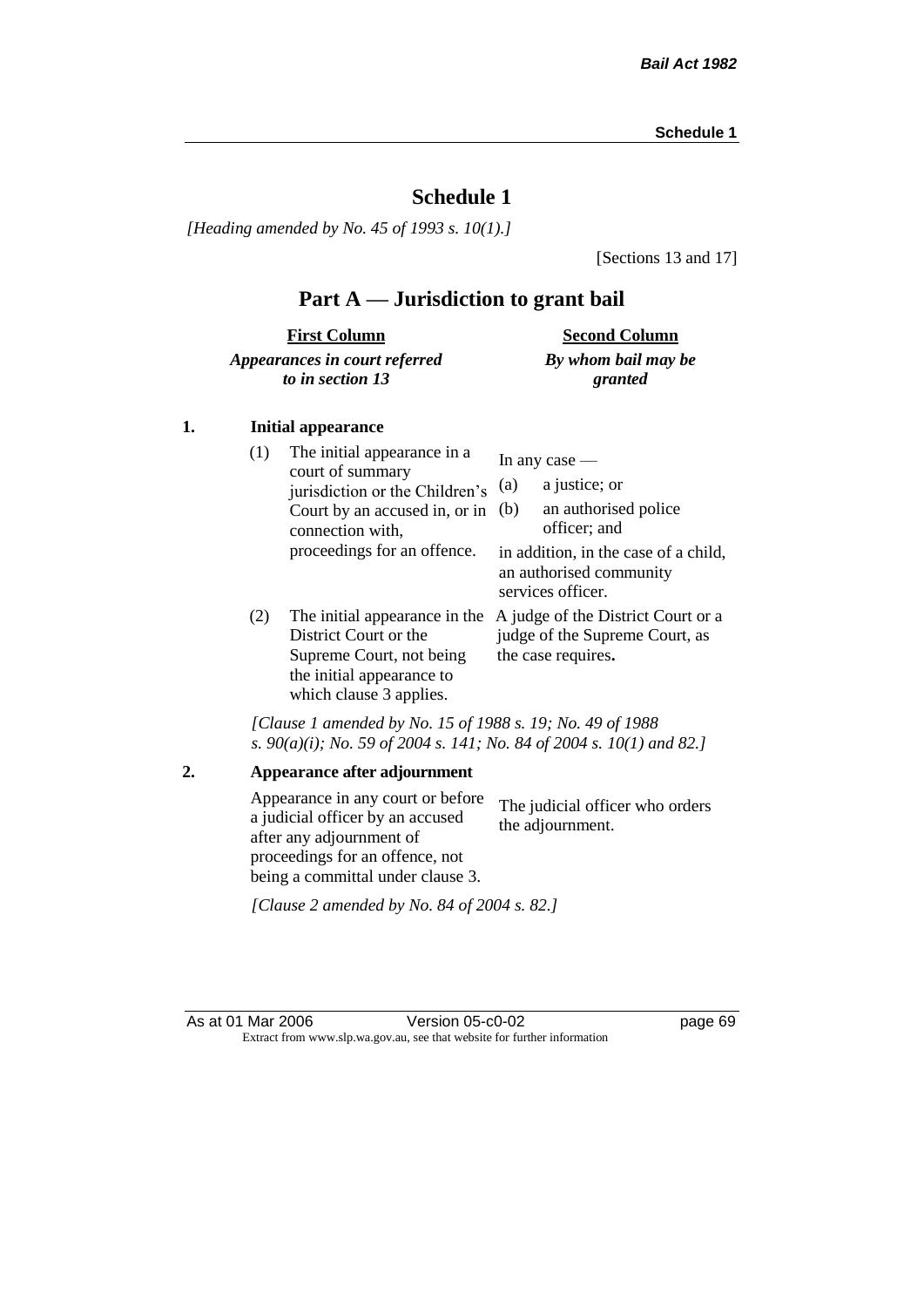# Schedule 1

*[Heading amended by No. 45 of 1993 s. 10(1).]*

[Sections 13 and 17]

## Part A — Jurisdiction to grant bail

| **First Column** *Appearances in court referred to in section 13* | **Second Column** *By whom bail may be granted* |
|---|---|

**1. Initial appearance**

| | |
|---|---|
| (1) The initial appearance in a court of summary jurisdiction or the Children's Court by an accused in, or in connection with, proceedings for an offence. | In any case — (a) a justice; or (b) an authorised police officer; and in addition, in the case of a child, an authorised community services officer. |
| (2) The initial appearance in the District Court or the Supreme Court, not being the initial appearance to which clause 3 applies. | A judge of the District Court or a judge of the Supreme Court, as the case requires**.** |

*[Clause 1 amended by No. 15 of 1988 s. 19; No. 49 of 1988 s. 90(a)(i); No. 59 of 2004 s. 141; No. 84 of 2004 s. 10(1) and 82.]*

**2. Appearance after adjournment**

| | |
|---|---|
| Appearance in any court or before a judicial officer by an accused after any adjournment of proceedings for an offence, not being a committal under clause 3. | The judicial officer who orders the adjournment. |

*[Clause 2 amended by No. 84 of 2004 s. 82.]*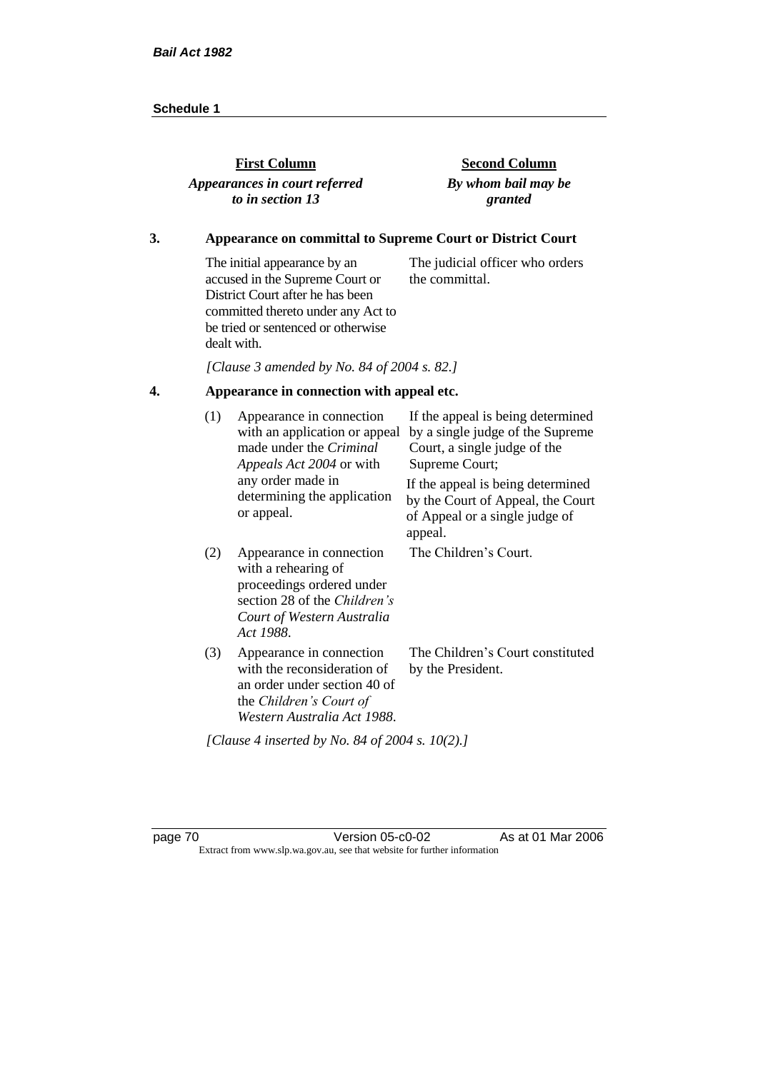| First Column | Second Column |
|---|---|
| ***Appearances in court referred to in section 13*** | ***By whom bail may be granted*** |

### 3. Appearance on committal to Supreme Court or District Court

| | |
|---|---|
| The initial appearance by an accused in the Supreme Court or District Court after he has been committed thereto under any Act to be tried or sentenced or otherwise dealt with. | The judicial officer who orders the committal. |

*[Clause 3 amended by No. 84 of 2004 s. 82.]*

### 4. Appearance in connection with appeal etc.

| | | |
|---|---|---|
| (1) | Appearance in connection with an application or appeal made under the *Criminal Appeals Act 2004* or with any order made in determining the application or appeal. | If the appeal is being determined by a single judge of the Supreme Court, a single judge of the Supreme Court; If the appeal is being determined by the Court of Appeal, the Court of Appeal or a single judge of appeal. |
| (2) | Appearance in connection with a rehearing of proceedings ordered under section 28 of the *Children's Court of Western Australia Act 1988*. | The Children's Court. |
| (3) | Appearance in connection with the reconsideration of an order under section 40 of the *Children's Court of Western Australia Act 1988*. | The Children's Court constituted by the President. |

*[Clause 4 inserted by No. 84 of 2004 s. 10(2).]*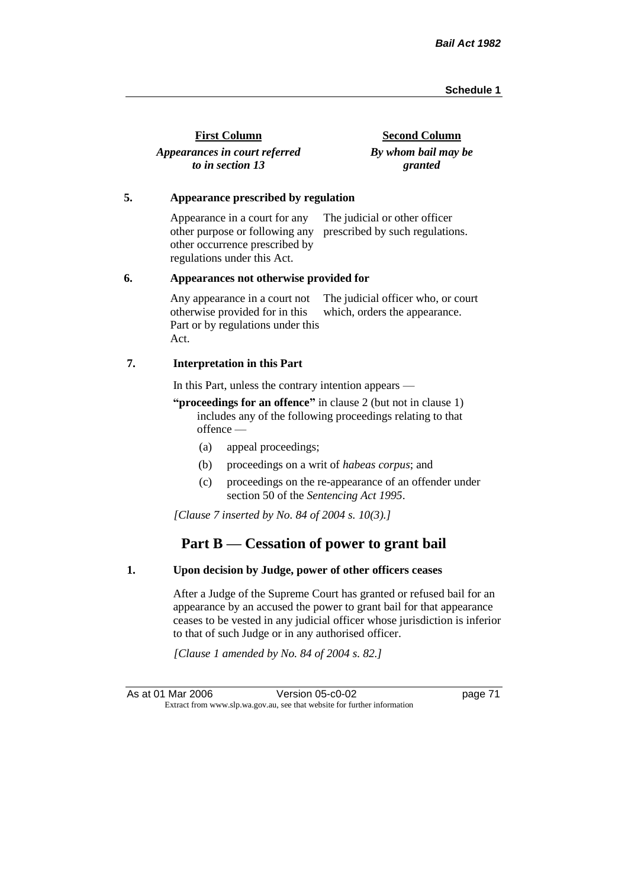| First Column | Second Column |
| --- | --- |
| *Appearances in court referred to in section 13* | *By whom bail may be granted* |

**5. Appearance prescribed by regulation**

| | |
| --- | --- |
| Appearance in a court for any other purpose or following any other occurrence prescribed by regulations under this Act. | The judicial or other officer prescribed by such regulations. |

**6. Appearances not otherwise provided for**

| | |
| --- | --- |
| Any appearance in a court not otherwise provided for in this Part or by regulations under this Act. | The judicial officer who, or court which, orders the appearance. |

**7. Interpretation in this Part**

In this Part, unless the contrary intention appears —

**"proceedings for an offence"** in clause 2 (but not in clause 1) includes any of the following proceedings relating to that offence —

(a) appeal proceedings;

(b) proceedings on a writ of *habeas corpus*; and

(c) proceedings on the re-appearance of an offender under section 50 of the *Sentencing Act 1995*.

*[Clause 7 inserted by No. 84 of 2004 s. 10(3).]*

## Part B — Cessation of power to grant bail

**1. Upon decision by Judge, power of other officers ceases**

After a Judge of the Supreme Court has granted or refused bail for an appearance by an accused the power to grant bail for that appearance ceases to be vested in any judicial officer whose jurisdiction is inferior to that of such Judge or in any authorised officer.

*[Clause 1 amended by No. 84 of 2004 s. 82.]*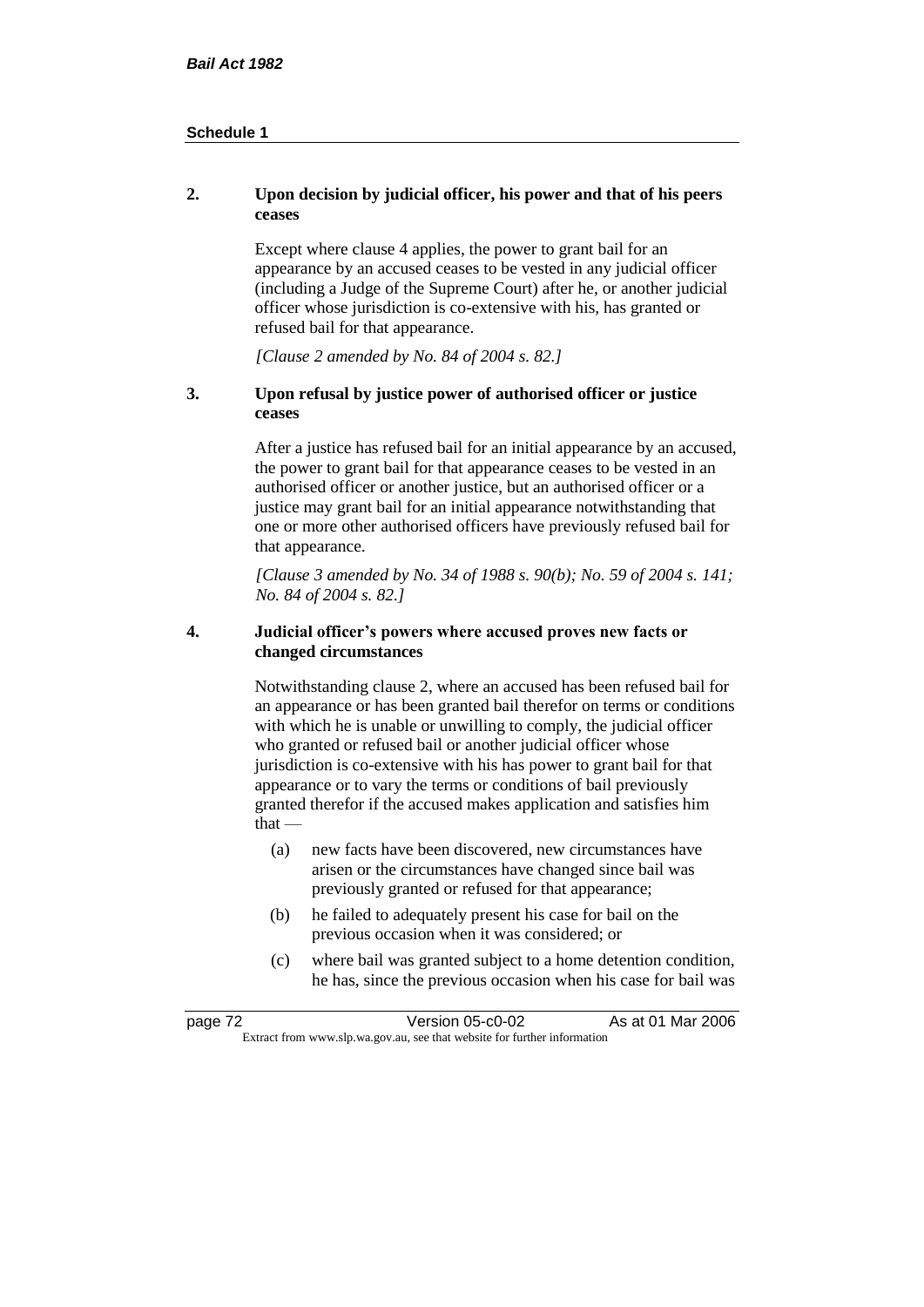**2. Upon decision by judicial officer, his power and that of his peers ceases**

Except where clause 4 applies, the power to grant bail for an appearance by an accused ceases to be vested in any judicial officer (including a Judge of the Supreme Court) after he, or another judicial officer whose jurisdiction is co-extensive with his, has granted or refused bail for that appearance.

*[Clause 2 amended by No. 84 of 2004 s. 82.]*

**3. Upon refusal by justice power of authorised officer or justice ceases**

After a justice has refused bail for an initial appearance by an accused, the power to grant bail for that appearance ceases to be vested in an authorised officer or another justice, but an authorised officer or a justice may grant bail for an initial appearance notwithstanding that one or more other authorised officers have previously refused bail for that appearance.

*[Clause 3 amended by No. 34 of 1988 s. 90(b); No. 59 of 2004 s. 141; No. 84 of 2004 s. 82.]*

**4. Judicial officer's powers where accused proves new facts or changed circumstances**

Notwithstanding clause 2, where an accused has been refused bail for an appearance or has been granted bail therefor on terms or conditions with which he is unable or unwilling to comply, the judicial officer who granted or refused bail or another judicial officer whose jurisdiction is co-extensive with his has power to grant bail for that appearance or to vary the terms or conditions of bail previously granted therefor if the accused makes application and satisfies him that —

- (a) new facts have been discovered, new circumstances have arisen or the circumstances have changed since bail was previously granted or refused for that appearance;
- (b) he failed to adequately present his case for bail on the previous occasion when it was considered; or
- (c) where bail was granted subject to a home detention condition, he has, since the previous occasion when his case for bail was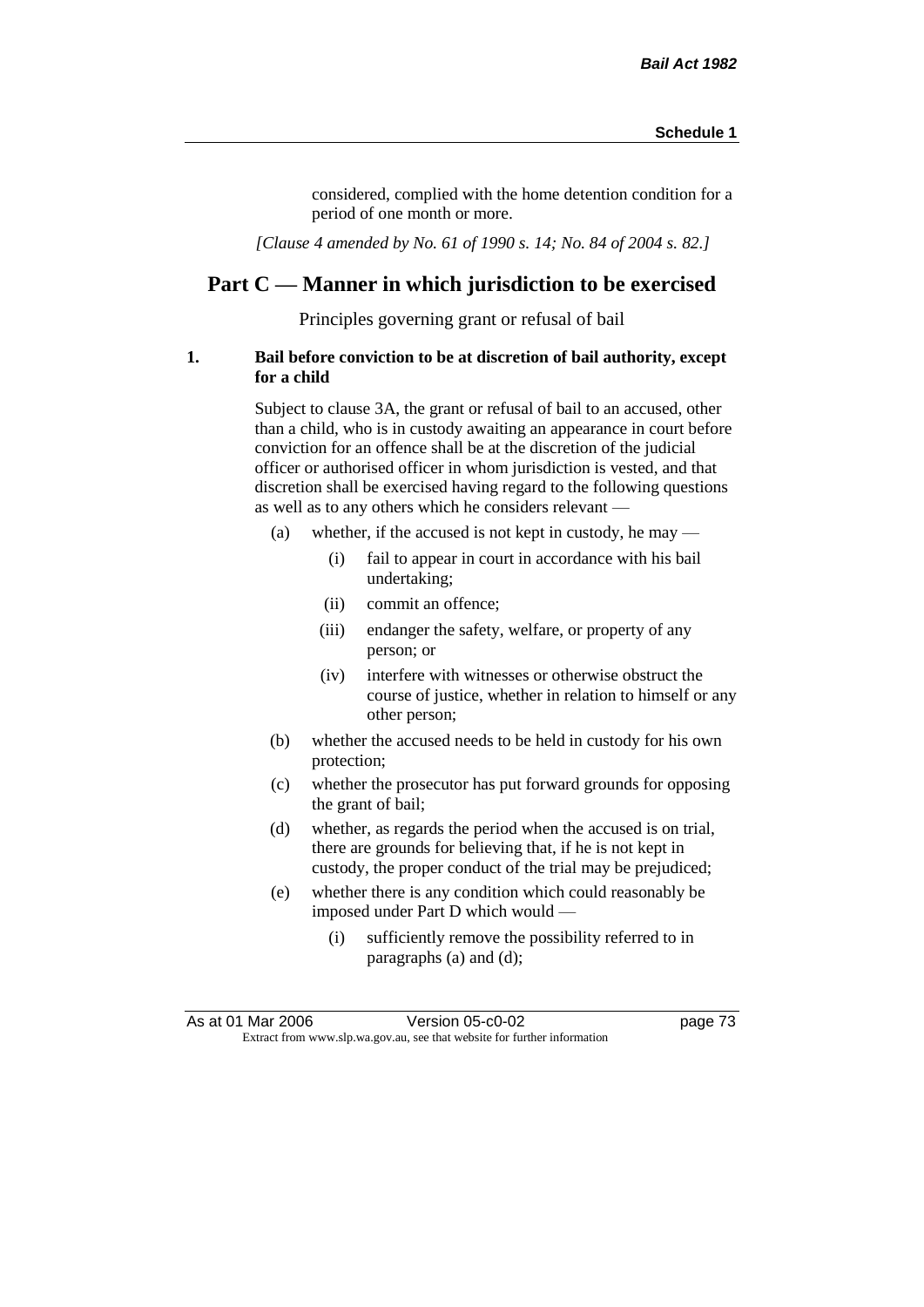considered, complied with the home detention condition for a period of one month or more.

*[Clause 4 amended by No. 61 of 1990 s. 14; No. 84 of 2004 s. 82.]*

## Part C — Manner in which jurisdiction to be exercised

Principles governing grant or refusal of bail

**1. Bail before conviction to be at discretion of bail authority, except for a child**

Subject to clause 3A, the grant or refusal of bail to an accused, other than a child, who is in custody awaiting an appearance in court before conviction for an offence shall be at the discretion of the judicial officer or authorised officer in whom jurisdiction is vested, and that discretion shall be exercised having regard to the following questions as well as to any others which he considers relevant —

- (a) whether, if the accused is not kept in custody, he may —
  - (i) fail to appear in court in accordance with his bail undertaking;
  - (ii) commit an offence;
  - (iii) endanger the safety, welfare, or property of any person; or
  - (iv) interfere with witnesses or otherwise obstruct the course of justice, whether in relation to himself or any other person;
- (b) whether the accused needs to be held in custody for his own protection;
- (c) whether the prosecutor has put forward grounds for opposing the grant of bail;
- (d) whether, as regards the period when the accused is on trial, there are grounds for believing that, if he is not kept in custody, the proper conduct of the trial may be prejudiced;
- (e) whether there is any condition which could reasonably be imposed under Part D which would —
  - (i) sufficiently remove the possibility referred to in paragraphs (a) and (d);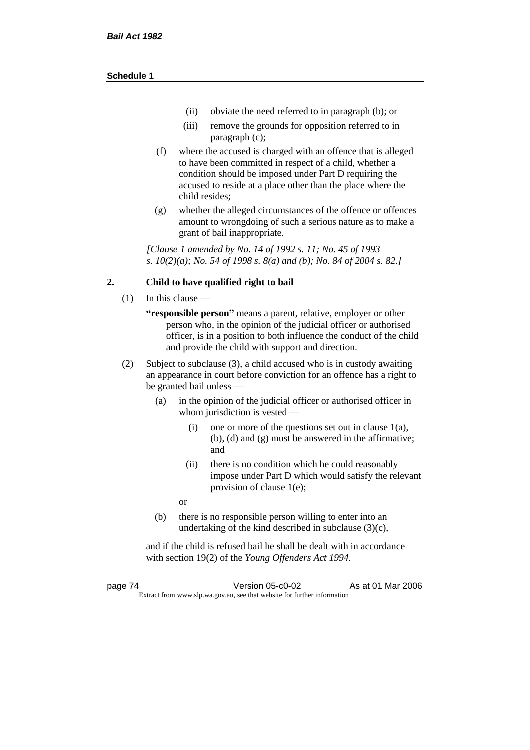- (ii) obviate the need referred to in paragraph (b); or
- (iii) remove the grounds for opposition referred to in paragraph (c);

(f) where the accused is charged with an offence that is alleged to have been committed in respect of a child, whether a condition should be imposed under Part D requiring the accused to reside at a place other than the place where the child resides;

(g) whether the alleged circumstances of the offence or offences amount to wrongdoing of such a serious nature as to make a grant of bail inappropriate.

*[Clause 1 amended by No. 14 of 1992 s. 11; No. 45 of 1993 s. 10(2)(a); No. 54 of 1998 s. 8(a) and (b); No. 84 of 2004 s. 82.]*

### 2. Child to have qualified right to bail

(1) In this clause —

**"responsible person"** means a parent, relative, employer or other person who, in the opinion of the judicial officer or authorised officer, is in a position to both influence the conduct of the child and provide the child with support and direction.

(2) Subject to subclause (3), a child accused who is in custody awaiting an appearance in court before conviction for an offence has a right to be granted bail unless —

(a) in the opinion of the judicial officer or authorised officer in whom jurisdiction is vested —

- (i) one or more of the questions set out in clause 1(a), (b), (d) and (g) must be answered in the affirmative; and
- (ii) there is no condition which he could reasonably impose under Part D which would satisfy the relevant provision of clause 1(e);

or

(b) there is no responsible person willing to enter into an undertaking of the kind described in subclause (3)(c),

and if the child is refused bail he shall be dealt with in accordance with section 19(2) of the *Young Offenders Act 1994*.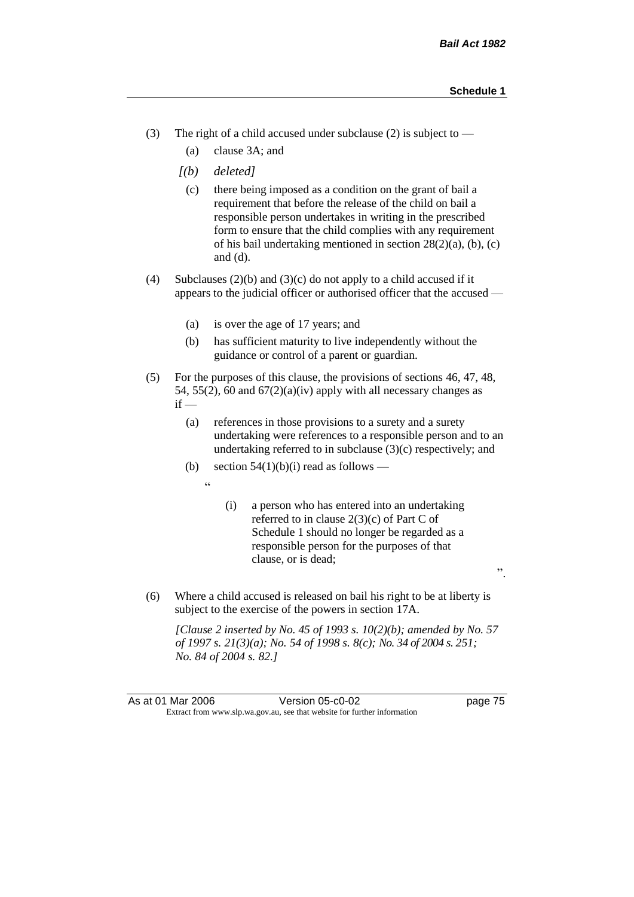(3) The right of a child accused under subclause (2) is subject to —

  (a) clause 3A; and

  *[(b) deleted]*

  (c) there being imposed as a condition on the grant of bail a requirement that before the release of the child on bail a responsible person undertakes in writing in the prescribed form to ensure that the child complies with any requirement of his bail undertaking mentioned in section 28(2)(a), (b), (c) and (d).

(4) Subclauses (2)(b) and (3)(c) do not apply to a child accused if it appears to the judicial officer or authorised officer that the accused —

  (a) is over the age of 17 years; and

  (b) has sufficient maturity to live independently without the guidance or control of a parent or guardian.

(5) For the purposes of this clause, the provisions of sections 46, 47, 48, 54, 55(2), 60 and 67(2)(a)(iv) apply with all necessary changes as if —

  (a) references in those provisions to a surety and a surety undertaking were references to a responsible person and to an undertaking referred to in subclause (3)(c) respectively; and

  (b) section 54(1)(b)(i) read as follows —

    "

    (i) a person who has entered into an undertaking referred to in clause 2(3)(c) of Part C of Schedule 1 should no longer be regarded as a responsible person for the purposes of that clause, or is dead;

    ".

(6) Where a child accused is released on bail his right to be at liberty is subject to the exercise of the powers in section 17A.

*[Clause 2 inserted by No. 45 of 1993 s. 10(2)(b); amended by No. 57 of 1997 s. 21(3)(a); No. 54 of 1998 s. 8(c); No. 34 of 2004 s. 251; No. 84 of 2004 s. 82.]*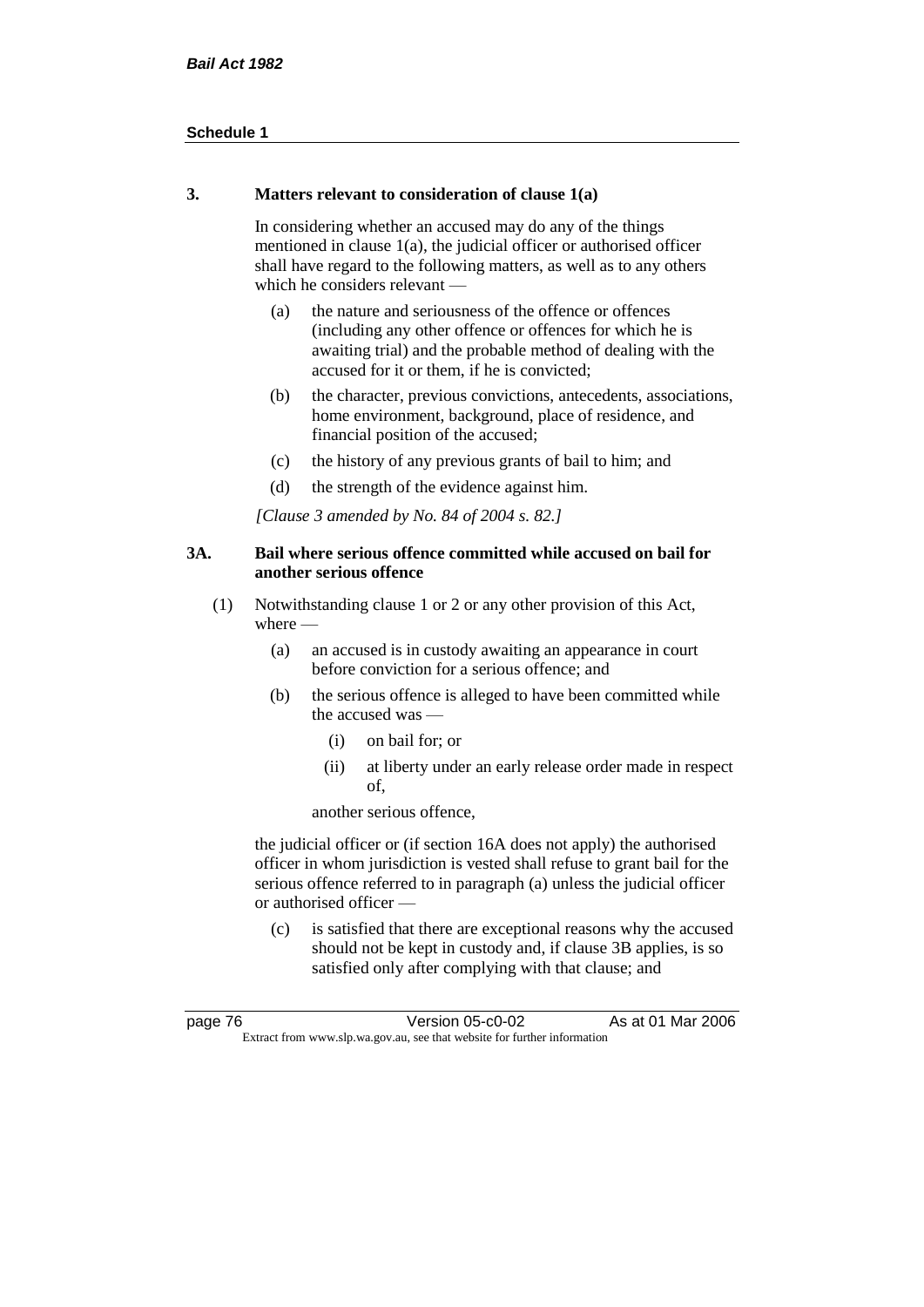### 3. Matters relevant to consideration of clause 1(a)

In considering whether an accused may do any of the things mentioned in clause 1(a), the judicial officer or authorised officer shall have regard to the following matters, as well as to any others which he considers relevant —

(a) the nature and seriousness of the offence or offences (including any other offence or offences for which he is awaiting trial) and the probable method of dealing with the accused for it or them, if he is convicted;

(b) the character, previous convictions, antecedents, associations, home environment, background, place of residence, and financial position of the accused;

(c) the history of any previous grants of bail to him; and

(d) the strength of the evidence against him.

*[Clause 3 amended by No. 84 of 2004 s. 82.]*

### 3A. Bail where serious offence committed while accused on bail for another serious offence

(1) Notwithstanding clause 1 or 2 or any other provision of this Act, where —

(a) an accused is in custody awaiting an appearance in court before conviction for a serious offence; and

(b) the serious offence is alleged to have been committed while the accused was —

(i) on bail for; or

(ii) at liberty under an early release order made in respect of,

another serious offence,

the judicial officer or (if section 16A does not apply) the authorised officer in whom jurisdiction is vested shall refuse to grant bail for the serious offence referred to in paragraph (a) unless the judicial officer or authorised officer —

(c) is satisfied that there are exceptional reasons why the accused should not be kept in custody and, if clause 3B applies, is so satisfied only after complying with that clause; and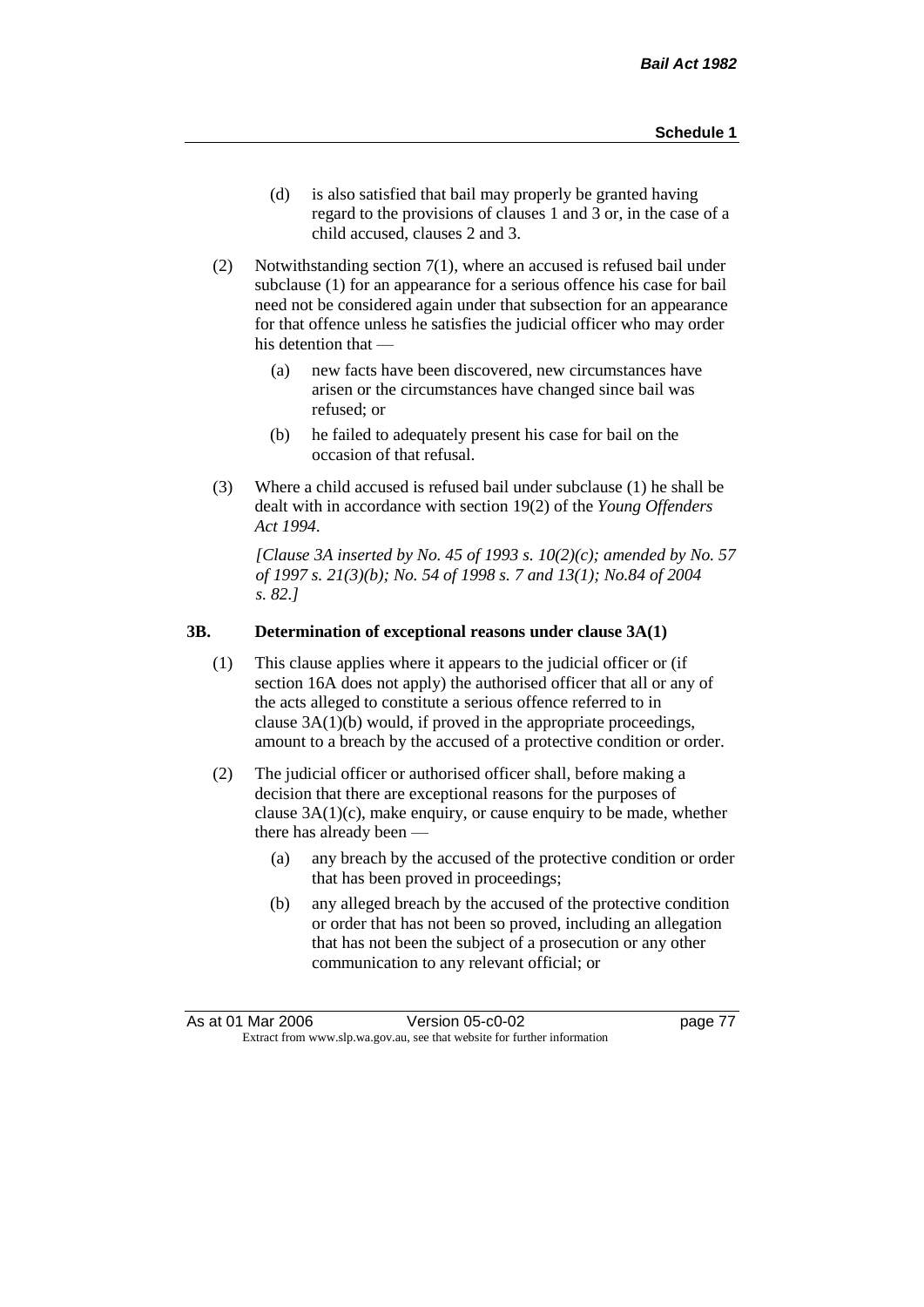(d) is also satisfied that bail may properly be granted having regard to the provisions of clauses 1 and 3 or, in the case of a child accused, clauses 2 and 3.

(2) Notwithstanding section 7(1), where an accused is refused bail under subclause (1) for an appearance for a serious offence his case for bail need not be considered again under that subsection for an appearance for that offence unless he satisfies the judicial officer who may order his detention that —

(a) new facts have been discovered, new circumstances have arisen or the circumstances have changed since bail was refused; or

(b) he failed to adequately present his case for bail on the occasion of that refusal.

(3) Where a child accused is refused bail under subclause (1) he shall be dealt with in accordance with section 19(2) of the *Young Offenders Act 1994*.

*[Clause 3A inserted by No. 45 of 1993 s. 10(2)(c); amended by No. 57 of 1997 s. 21(3)(b); No. 54 of 1998 s. 7 and 13(1); No.84 of 2004 s. 82.]*

**3B. Determination of exceptional reasons under clause 3A(1)**

(1) This clause applies where it appears to the judicial officer or (if section 16A does not apply) the authorised officer that all or any of the acts alleged to constitute a serious offence referred to in clause 3A(1)(b) would, if proved in the appropriate proceedings, amount to a breach by the accused of a protective condition or order.

(2) The judicial officer or authorised officer shall, before making a decision that there are exceptional reasons for the purposes of clause 3A(1)(c), make enquiry, or cause enquiry to be made, whether there has already been —

(a) any breach by the accused of the protective condition or order that has been proved in proceedings;

(b) any alleged breach by the accused of the protective condition or order that has not been so proved, including an allegation that has not been the subject of a prosecution or any other communication to any relevant official; or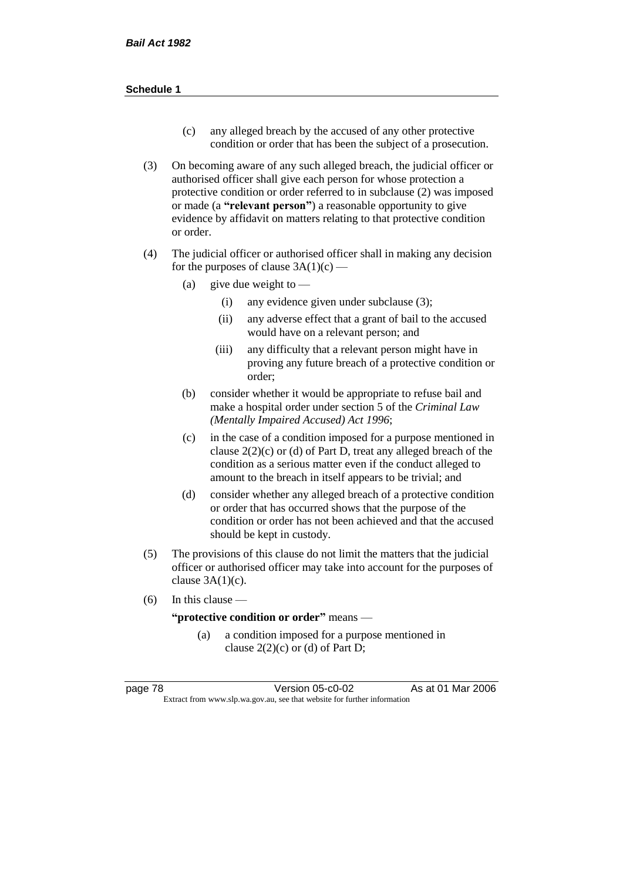(c) any alleged breach by the accused of any other protective condition or order that has been the subject of a prosecution.

(3) On becoming aware of any such alleged breach, the judicial officer or authorised officer shall give each person for whose protection a protective condition or order referred to in subclause (2) was imposed or made (a **"relevant person"**) a reasonable opportunity to give evidence by affidavit on matters relating to that protective condition or order.

(4) The judicial officer or authorised officer shall in making any decision for the purposes of clause 3A(1)(c) —

(a) give due weight to —

(i) any evidence given under subclause (3);

(ii) any adverse effect that a grant of bail to the accused would have on a relevant person; and

(iii) any difficulty that a relevant person might have in proving any future breach of a protective condition or order;

(b) consider whether it would be appropriate to refuse bail and make a hospital order under section 5 of the *Criminal Law (Mentally Impaired Accused) Act 1996*;

(c) in the case of a condition imposed for a purpose mentioned in clause 2(2)(c) or (d) of Part D, treat any alleged breach of the condition as a serious matter even if the conduct alleged to amount to the breach in itself appears to be trivial; and

(d) consider whether any alleged breach of a protective condition or order that has occurred shows that the purpose of the condition or order has not been achieved and that the accused should be kept in custody.

(5) The provisions of this clause do not limit the matters that the judicial officer or authorised officer may take into account for the purposes of clause 3A(1)(c).

(6) In this clause —

**"protective condition or order"** means —

(a) a condition imposed for a purpose mentioned in clause 2(2)(c) or (d) of Part D;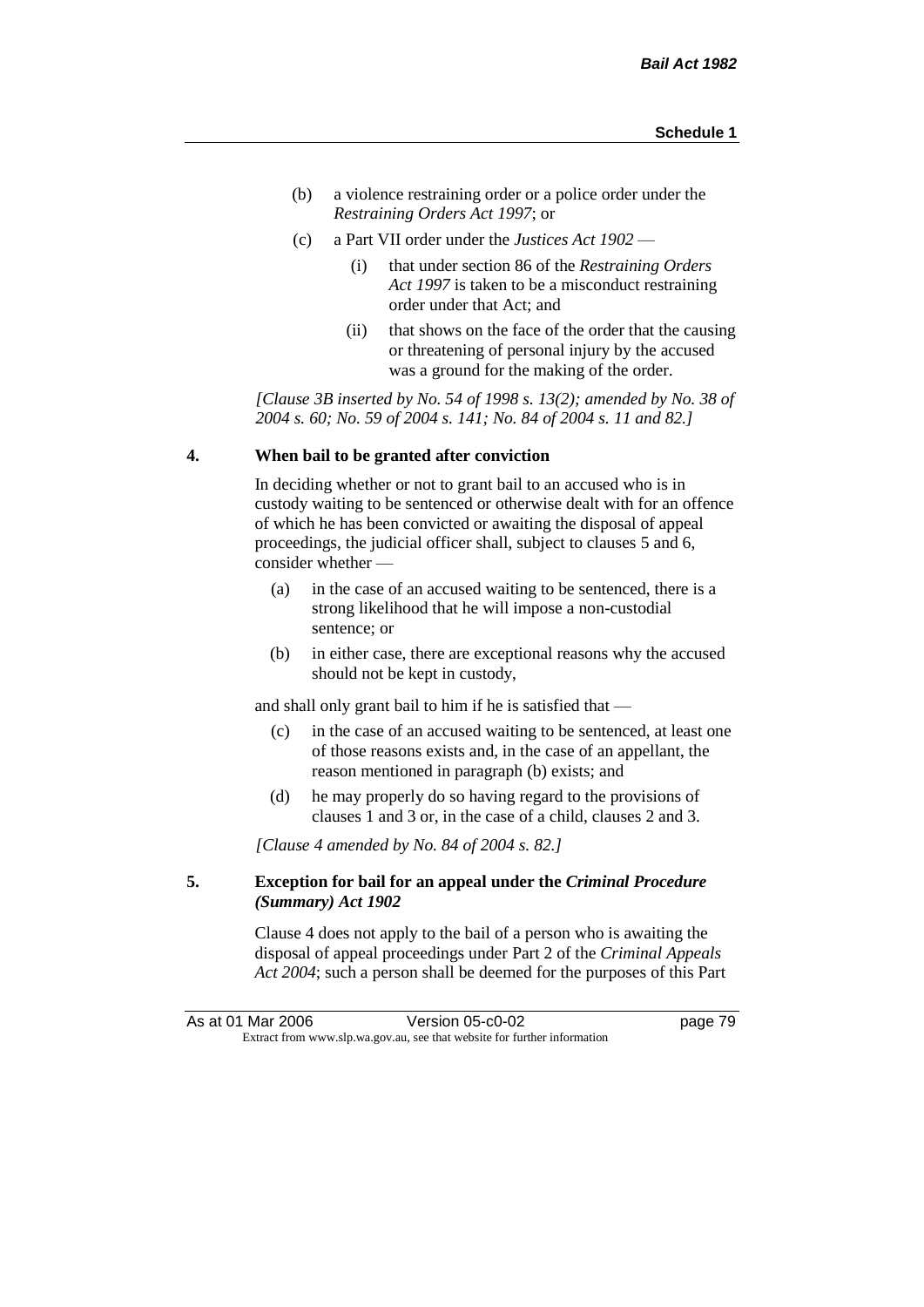(b) a violence restraining order or a police order under the *Restraining Orders Act 1997*; or

(c) a Part VII order under the *Justices Act 1902* —

(i) that under section 86 of the *Restraining Orders Act 1997* is taken to be a misconduct restraining order under that Act; and

(ii) that shows on the face of the order that the causing or threatening of personal injury by the accused was a ground for the making of the order.

*[Clause 3B inserted by No. 54 of 1998 s. 13(2); amended by No. 38 of 2004 s. 60; No. 59 of 2004 s. 141; No. 84 of 2004 s. 11 and 82.]*

**4. When bail to be granted after conviction**

In deciding whether or not to grant bail to an accused who is in custody waiting to be sentenced or otherwise dealt with for an offence of which he has been convicted or awaiting the disposal of appeal proceedings, the judicial officer shall, subject to clauses 5 and 6, consider whether —

(a) in the case of an accused waiting to be sentenced, there is a strong likelihood that he will impose a non-custodial sentence; or

(b) in either case, there are exceptional reasons why the accused should not be kept in custody,

and shall only grant bail to him if he is satisfied that —

(c) in the case of an accused waiting to be sentenced, at least one of those reasons exists and, in the case of an appellant, the reason mentioned in paragraph (b) exists; and

(d) he may properly do so having regard to the provisions of clauses 1 and 3 or, in the case of a child, clauses 2 and 3.

*[Clause 4 amended by No. 84 of 2004 s. 82.]*

**5. Exception for bail for an appeal under the *Criminal Procedure (Summary) Act 1902***

Clause 4 does not apply to the bail of a person who is awaiting the disposal of appeal proceedings under Part 2 of the *Criminal Appeals Act 2004*; such a person shall be deemed for the purposes of this Part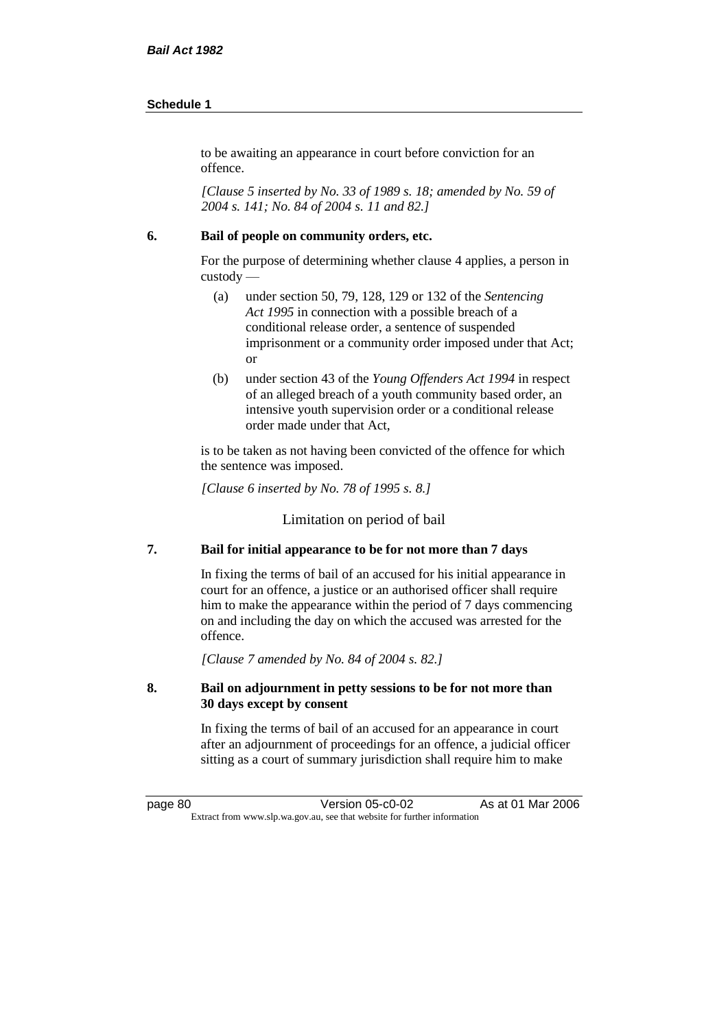to be awaiting an appearance in court before conviction for an offence.

*[Clause 5 inserted by No. 33 of 1989 s. 18; amended by No. 59 of 2004 s. 141; No. 84 of 2004 s. 11 and 82.]*

**6. Bail of people on community orders, etc.**

For the purpose of determining whether clause 4 applies, a person in custody —

(a) under section 50, 79, 128, 129 or 132 of the *Sentencing Act 1995* in connection with a possible breach of a conditional release order, a sentence of suspended imprisonment or a community order imposed under that Act; or

(b) under section 43 of the *Young Offenders Act 1994* in respect of an alleged breach of a youth community based order, an intensive youth supervision order or a conditional release order made under that Act,

is to be taken as not having been convicted of the offence for which the sentence was imposed.

*[Clause 6 inserted by No. 78 of 1995 s. 8.]*

Limitation on period of bail

**7. Bail for initial appearance to be for not more than 7 days**

In fixing the terms of bail of an accused for his initial appearance in court for an offence, a justice or an authorised officer shall require him to make the appearance within the period of 7 days commencing on and including the day on which the accused was arrested for the offence.

*[Clause 7 amended by No. 84 of 2004 s. 82.]*

**8. Bail on adjournment in petty sessions to be for not more than 30 days except by consent**

In fixing the terms of bail of an accused for an appearance in court after an adjournment of proceedings for an offence, a judicial officer sitting as a court of summary jurisdiction shall require him to make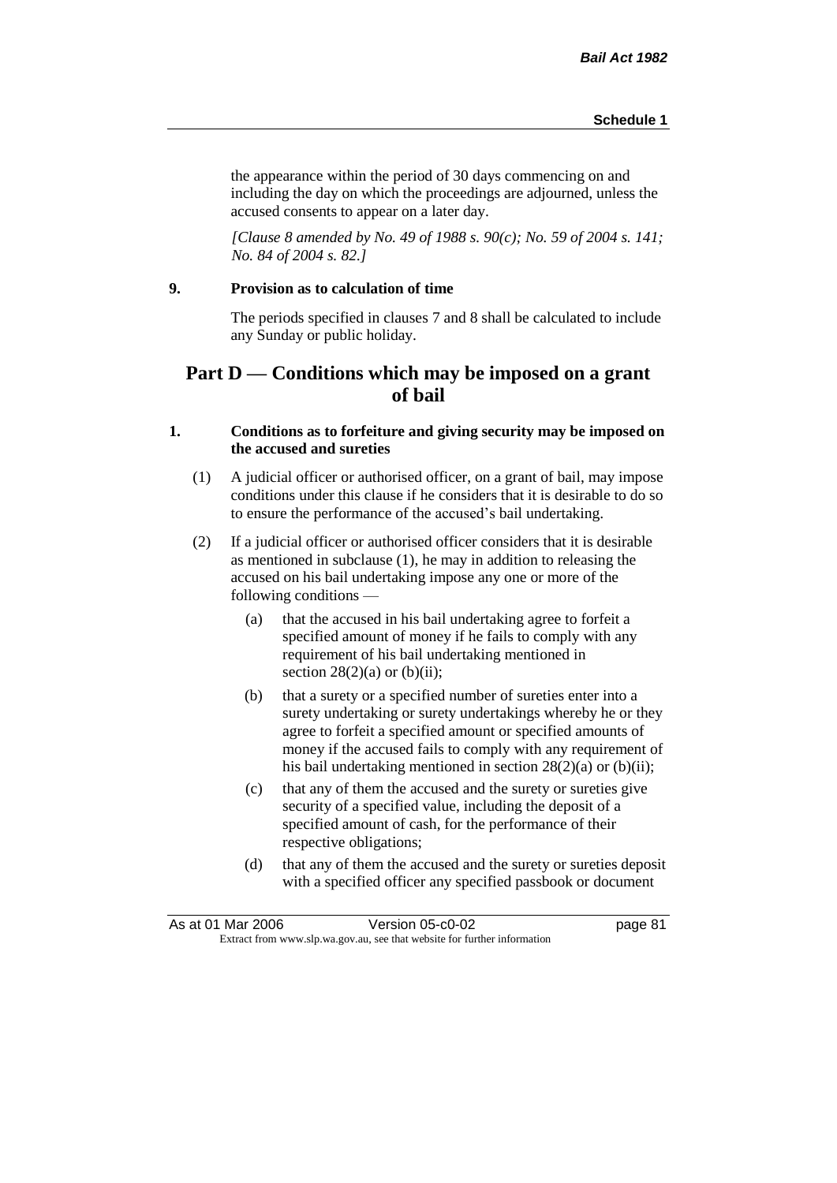the appearance within the period of 30 days commencing on and including the day on which the proceedings are adjourned, unless the accused consents to appear on a later day.

*[Clause 8 amended by No. 49 of 1988 s. 90(c); No. 59 of 2004 s. 141; No. 84 of 2004 s. 82.]*

**9. Provision as to calculation of time**

The periods specified in clauses 7 and 8 shall be calculated to include any Sunday or public holiday.

## Part D — Conditions which may be imposed on a grant of bail

**1. Conditions as to forfeiture and giving security may be imposed on the accused and sureties**

(1) A judicial officer or authorised officer, on a grant of bail, may impose conditions under this clause if he considers that it is desirable to do so to ensure the performance of the accused's bail undertaking.

(2) If a judicial officer or authorised officer considers that it is desirable as mentioned in subclause (1), he may in addition to releasing the accused on his bail undertaking impose any one or more of the following conditions —

(a) that the accused in his bail undertaking agree to forfeit a specified amount of money if he fails to comply with any requirement of his bail undertaking mentioned in section 28(2)(a) or (b)(ii);

(b) that a surety or a specified number of sureties enter into a surety undertaking or surety undertakings whereby he or they agree to forfeit a specified amount or specified amounts of money if the accused fails to comply with any requirement of his bail undertaking mentioned in section 28(2)(a) or (b)(ii);

(c) that any of them the accused and the surety or sureties give security of a specified value, including the deposit of a specified amount of cash, for the performance of their respective obligations;

(d) that any of them the accused and the surety or sureties deposit with a specified officer any specified passbook or document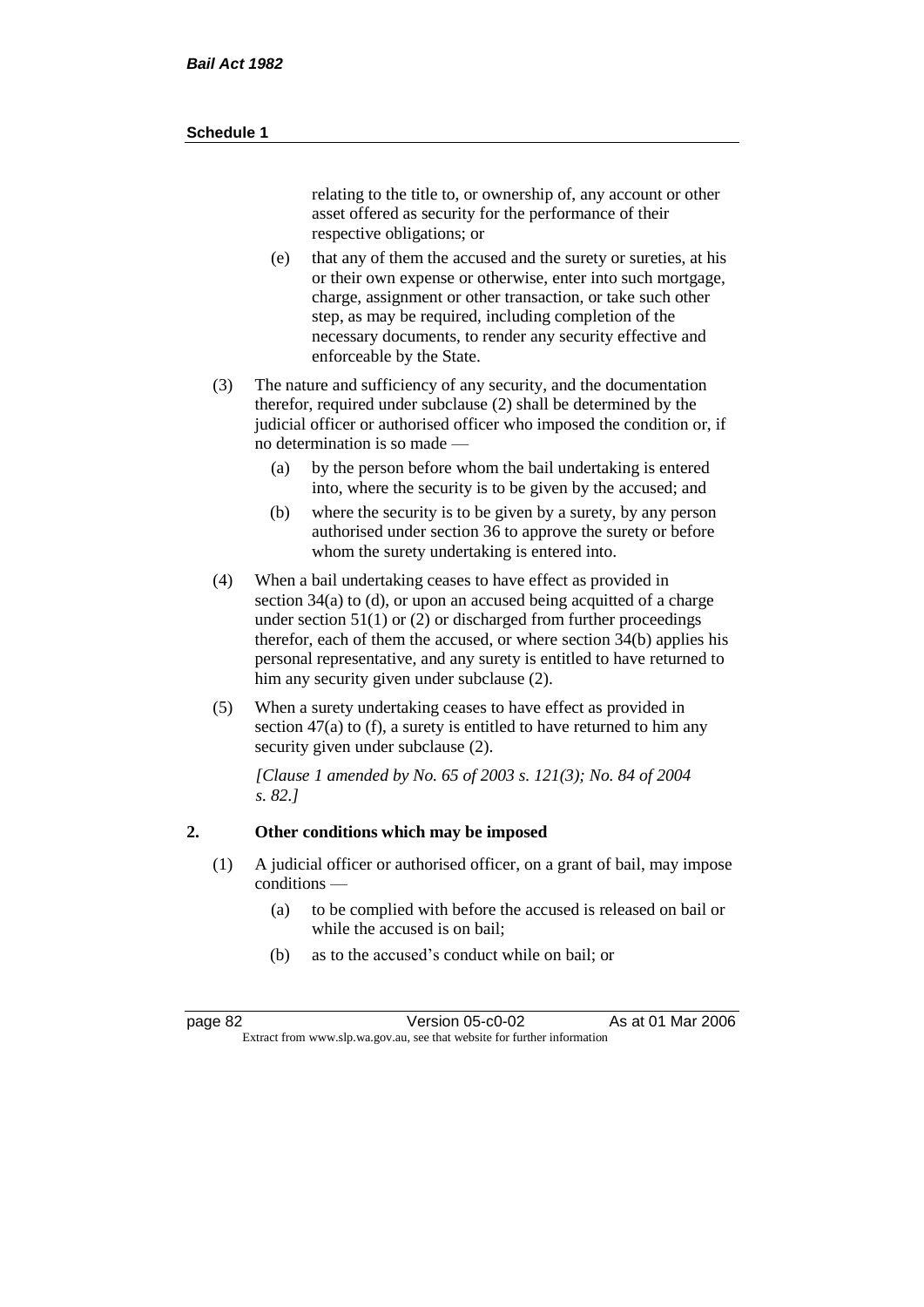relating to the title to, or ownership of, any account or other asset offered as security for the performance of their respective obligations; or

(e) that any of them the accused and the surety or sureties, at his or their own expense or otherwise, enter into such mortgage, charge, assignment or other transaction, or take such other step, as may be required, including completion of the necessary documents, to render any security effective and enforceable by the State.

(3) The nature and sufficiency of any security, and the documentation therefor, required under subclause (2) shall be determined by the judicial officer or authorised officer who imposed the condition or, if no determination is so made —

(a) by the person before whom the bail undertaking is entered into, where the security is to be given by the accused; and

(b) where the security is to be given by a surety, by any person authorised under section 36 to approve the surety or before whom the surety undertaking is entered into.

(4) When a bail undertaking ceases to have effect as provided in section 34(a) to (d), or upon an accused being acquitted of a charge under section 51(1) or (2) or discharged from further proceedings therefor, each of them the accused, or where section 34(b) applies his personal representative, and any surety is entitled to have returned to him any security given under subclause (2).

(5) When a surety undertaking ceases to have effect as provided in section 47(a) to (f), a surety is entitled to have returned to him any security given under subclause (2).

*[Clause 1 amended by No. 65 of 2003 s. 121(3); No. 84 of 2004 s. 82.]*

**2. Other conditions which may be imposed**

(1) A judicial officer or authorised officer, on a grant of bail, may impose conditions —

(a) to be complied with before the accused is released on bail or while the accused is on bail;

(b) as to the accused's conduct while on bail; or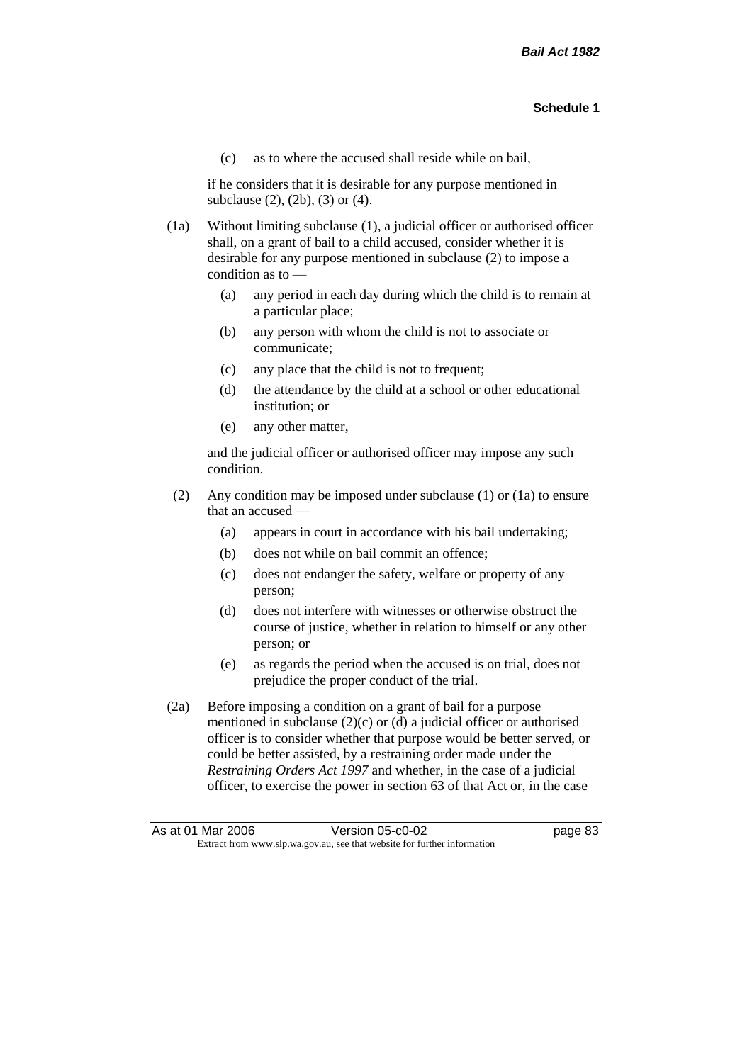(c) as to where the accused shall reside while on bail,

if he considers that it is desirable for any purpose mentioned in subclause (2), (2b), (3) or (4).

(1a) Without limiting subclause (1), a judicial officer or authorised officer shall, on a grant of bail to a child accused, consider whether it is desirable for any purpose mentioned in subclause (2) to impose a condition as to —

(a) any period in each day during which the child is to remain at a particular place;

(b) any person with whom the child is not to associate or communicate;

(c) any place that the child is not to frequent;

(d) the attendance by the child at a school or other educational institution; or

(e) any other matter,

and the judicial officer or authorised officer may impose any such condition.

(2) Any condition may be imposed under subclause (1) or (1a) to ensure that an accused —

(a) appears in court in accordance with his bail undertaking;

(b) does not while on bail commit an offence;

(c) does not endanger the safety, welfare or property of any person;

(d) does not interfere with witnesses or otherwise obstruct the course of justice, whether in relation to himself or any other person; or

(e) as regards the period when the accused is on trial, does not prejudice the proper conduct of the trial.

(2a) Before imposing a condition on a grant of bail for a purpose mentioned in subclause (2)(c) or (d) a judicial officer or authorised officer is to consider whether that purpose would be better served, or could be better assisted, by a restraining order made under the *Restraining Orders Act 1997* and whether, in the case of a judicial officer, to exercise the power in section 63 of that Act or, in the case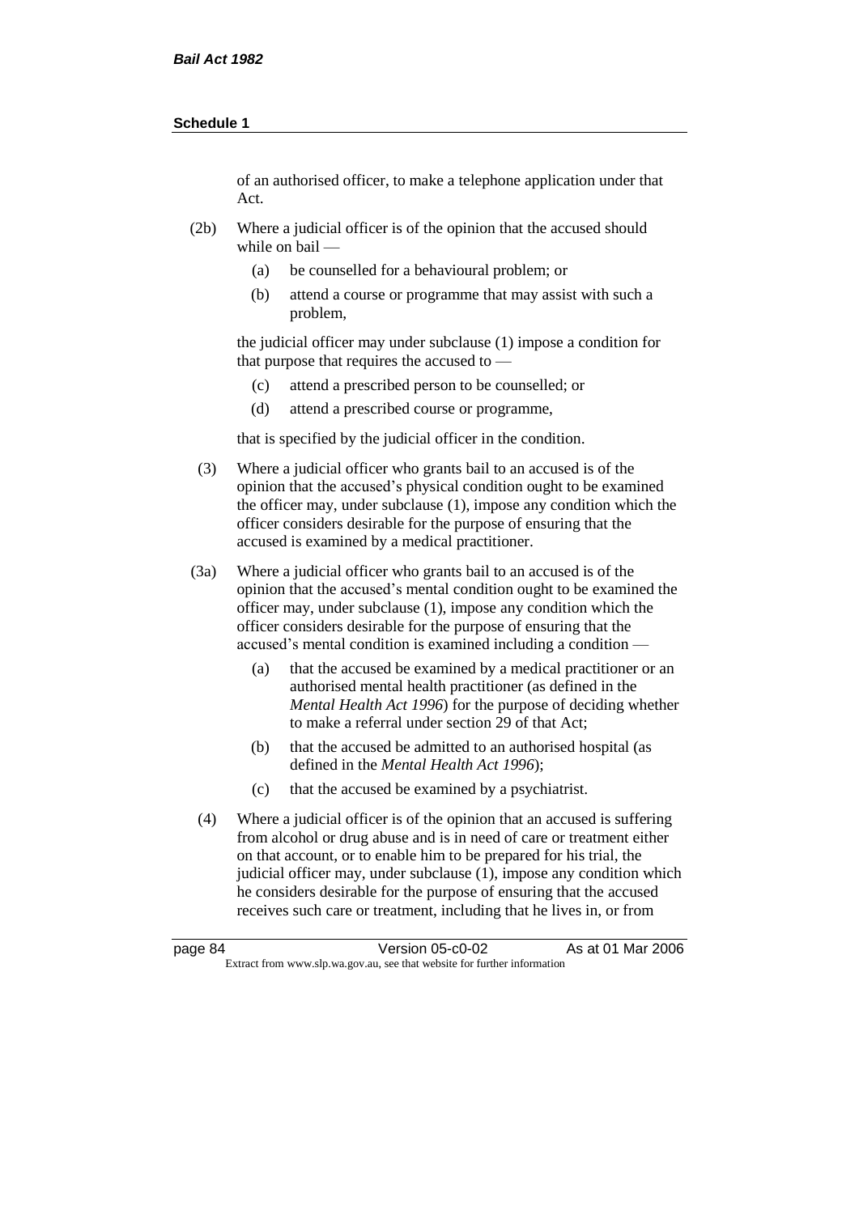of an authorised officer, to make a telephone application under that Act.

(2b) Where a judicial officer is of the opinion that the accused should while on bail —

(a) be counselled for a behavioural problem; or

(b) attend a course or programme that may assist with such a problem,

the judicial officer may under subclause (1) impose a condition for that purpose that requires the accused to —

(c) attend a prescribed person to be counselled; or

(d) attend a prescribed course or programme,

that is specified by the judicial officer in the condition.

(3) Where a judicial officer who grants bail to an accused is of the opinion that the accused's physical condition ought to be examined the officer may, under subclause (1), impose any condition which the officer considers desirable for the purpose of ensuring that the accused is examined by a medical practitioner.

(3a) Where a judicial officer who grants bail to an accused is of the opinion that the accused's mental condition ought to be examined the officer may, under subclause (1), impose any condition which the officer considers desirable for the purpose of ensuring that the accused's mental condition is examined including a condition —

(a) that the accused be examined by a medical practitioner or an authorised mental health practitioner (as defined in the *Mental Health Act 1996*) for the purpose of deciding whether to make a referral under section 29 of that Act;

(b) that the accused be admitted to an authorised hospital (as defined in the *Mental Health Act 1996*);

(c) that the accused be examined by a psychiatrist.

(4) Where a judicial officer is of the opinion that an accused is suffering from alcohol or drug abuse and is in need of care or treatment either on that account, or to enable him to be prepared for his trial, the judicial officer may, under subclause (1), impose any condition which he considers desirable for the purpose of ensuring that the accused receives such care or treatment, including that he lives in, or from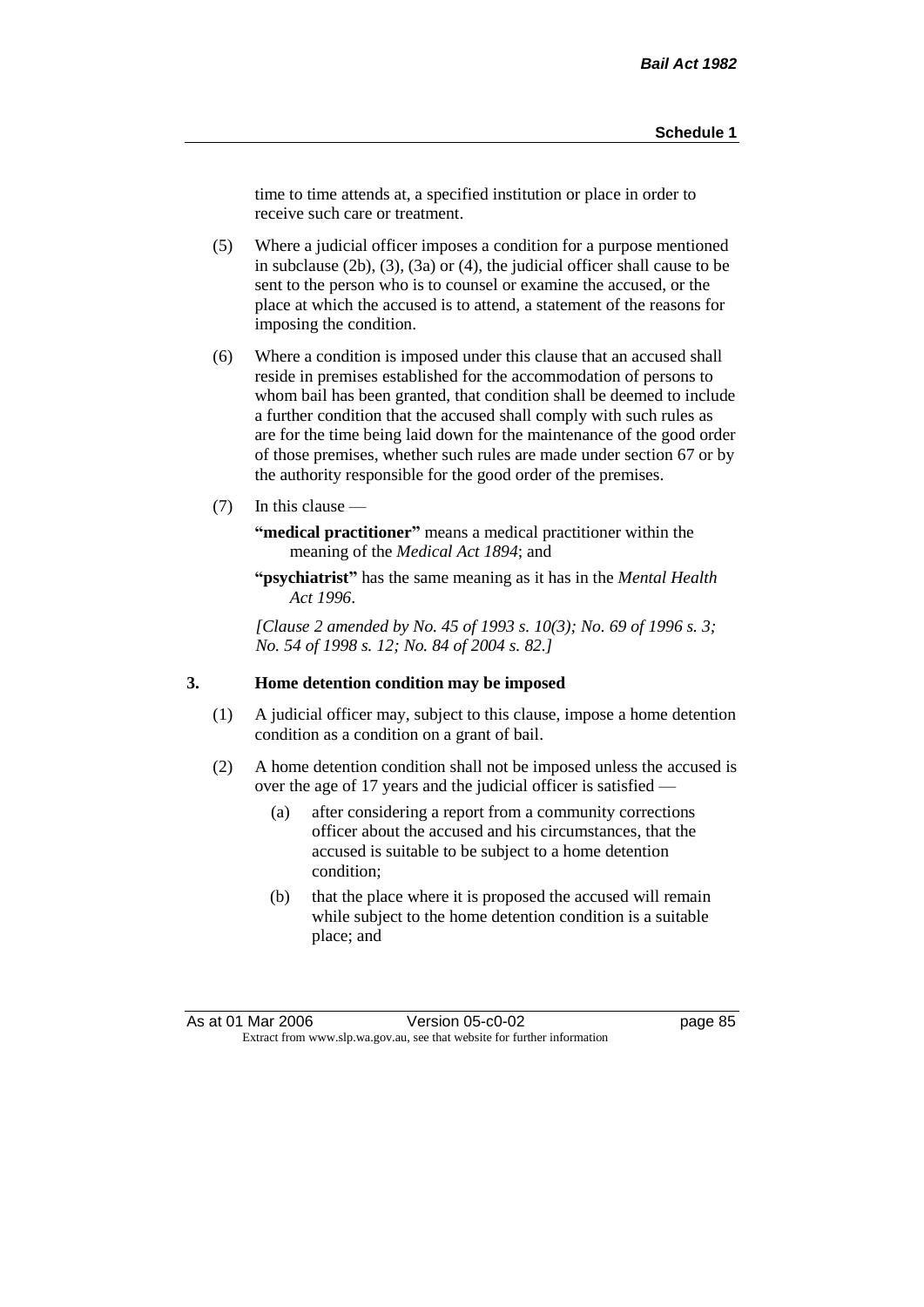time to time attends at, a specified institution or place in order to receive such care or treatment.

(5) Where a judicial officer imposes a condition for a purpose mentioned in subclause (2b), (3), (3a) or (4), the judicial officer shall cause to be sent to the person who is to counsel or examine the accused, or the place at which the accused is to attend, a statement of the reasons for imposing the condition.

(6) Where a condition is imposed under this clause that an accused shall reside in premises established for the accommodation of persons to whom bail has been granted, that condition shall be deemed to include a further condition that the accused shall comply with such rules as are for the time being laid down for the maintenance of the good order of those premises, whether such rules are made under section 67 or by the authority responsible for the good order of the premises.

(7) In this clause —

**"medical practitioner"** means a medical practitioner within the meaning of the *Medical Act 1894*; and

**"psychiatrist"** has the same meaning as it has in the *Mental Health Act 1996*.

*[Clause 2 amended by No. 45 of 1993 s. 10(3); No. 69 of 1996 s. 3; No. 54 of 1998 s. 12; No. 84 of 2004 s. 82.]*

## 3. Home detention condition may be imposed

(1) A judicial officer may, subject to this clause, impose a home detention condition as a condition on a grant of bail.

(2) A home detention condition shall not be imposed unless the accused is over the age of 17 years and the judicial officer is satisfied —

(a) after considering a report from a community corrections officer about the accused and his circumstances, that the accused is suitable to be subject to a home detention condition;

(b) that the place where it is proposed the accused will remain while subject to the home detention condition is a suitable place; and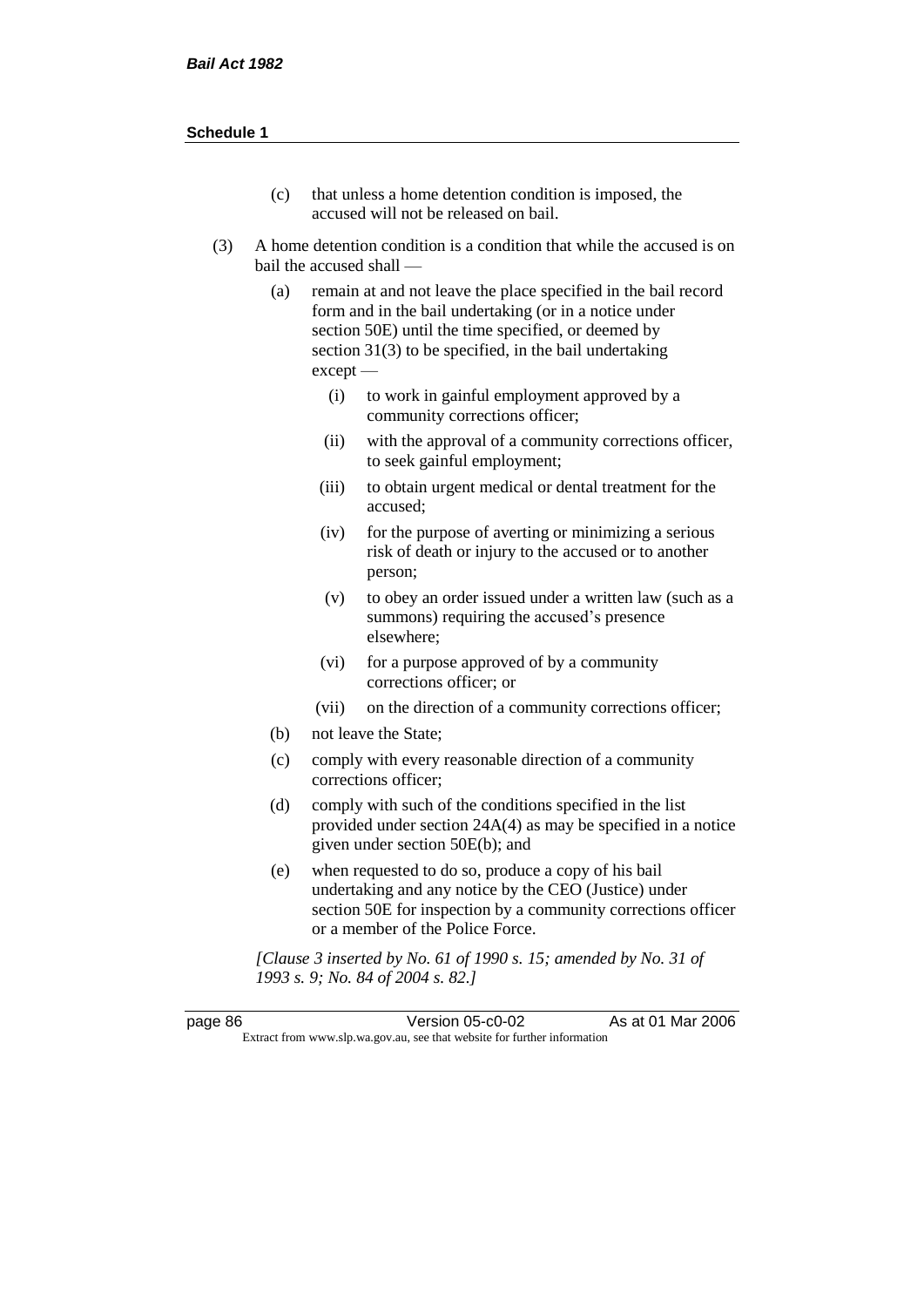(c) that unless a home detention condition is imposed, the accused will not be released on bail.

(3) A home detention condition is a condition that while the accused is on bail the accused shall —

(a) remain at and not leave the place specified in the bail record form and in the bail undertaking (or in a notice under section 50E) until the time specified, or deemed by section 31(3) to be specified, in the bail undertaking except —

(i) to work in gainful employment approved by a community corrections officer;

(ii) with the approval of a community corrections officer, to seek gainful employment;

(iii) to obtain urgent medical or dental treatment for the accused;

(iv) for the purpose of averting or minimizing a serious risk of death or injury to the accused or to another person;

(v) to obey an order issued under a written law (such as a summons) requiring the accused's presence elsewhere;

(vi) for a purpose approved of by a community corrections officer; or

(vii) on the direction of a community corrections officer;

(b) not leave the State;

(c) comply with every reasonable direction of a community corrections officer;

(d) comply with such of the conditions specified in the list provided under section 24A(4) as may be specified in a notice given under section 50E(b); and

(e) when requested to do so, produce a copy of his bail undertaking and any notice by the CEO (Justice) under section 50E for inspection by a community corrections officer or a member of the Police Force.

*[Clause 3 inserted by No. 61 of 1990 s. 15; amended by No. 31 of 1993 s. 9; No. 84 of 2004 s. 82.]*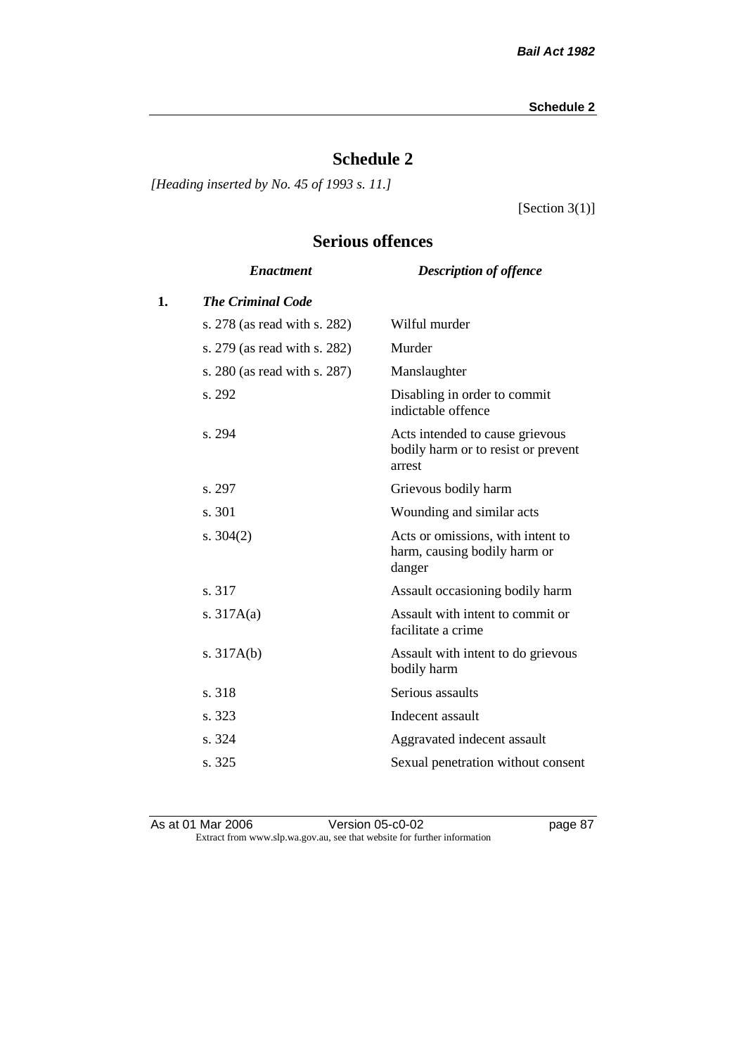# Schedule 2

*[Heading inserted by No. 45 of 1993 s. 11.]*

[Section 3(1)]

## Serious offences

| | *Enactment* | *Description of offence* |
|---|---|---|
| **1.** | ***The Criminal Code*** | |
| | s. 278 (as read with s. 282) | Wilful murder |
| | s. 279 (as read with s. 282) | Murder |
| | s. 280 (as read with s. 287) | Manslaughter |
| | s. 292 | Disabling in order to commit indictable offence |
| | s. 294 | Acts intended to cause grievous bodily harm or to resist or prevent arrest |
| | s. 297 | Grievous bodily harm |
| | s. 301 | Wounding and similar acts |
| | s. 304(2) | Acts or omissions, with intent to harm, causing bodily harm or danger |
| | s. 317 | Assault occasioning bodily harm |
| | s. 317A(a) | Assault with intent to commit or facilitate a crime |
| | s. 317A(b) | Assault with intent to do grievous bodily harm |
| | s. 318 | Serious assaults |
| | s. 323 | Indecent assault |
| | s. 324 | Aggravated indecent assault |
| | s. 325 | Sexual penetration without consent |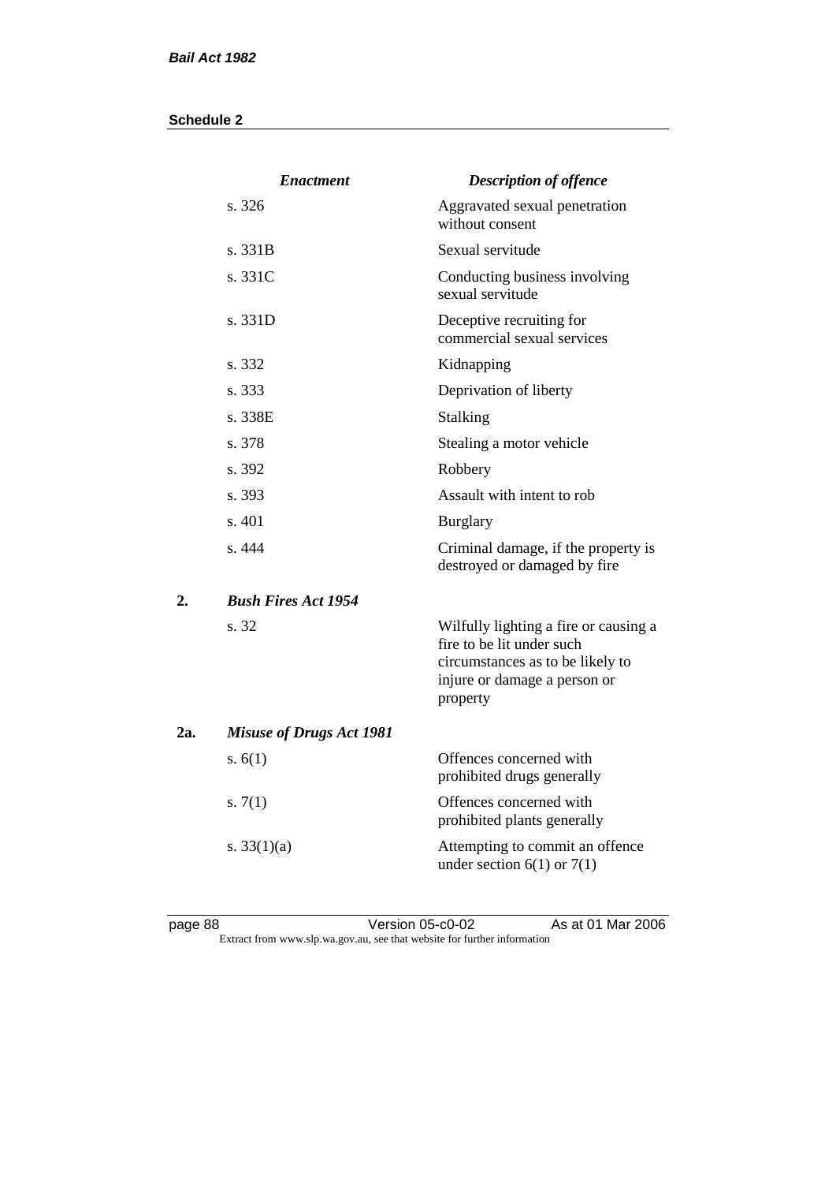| | *Enactment* | *Description of offence* |
|---|---|---|
| | s. 326 | Aggravated sexual penetration without consent |
| | s. 331B | Sexual servitude |
| | s. 331C | Conducting business involving sexual servitude |
| | s. 331D | Deceptive recruiting for commercial sexual services |
| | s. 332 | Kidnapping |
| | s. 333 | Deprivation of liberty |
| | s. 338E | Stalking |
| | s. 378 | Stealing a motor vehicle |
| | s. 392 | Robbery |
| | s. 393 | Assault with intent to rob |
| | s. 401 | Burglary |
| | s. 444 | Criminal damage, if the property is destroyed or damaged by fire |
| **2.** | ***Bush Fires Act 1954*** | |
| | s. 32 | Wilfully lighting a fire or causing a fire to be lit under such circumstances as to be likely to injure or damage a person or property |
| **2a.** | ***Misuse of Drugs Act 1981*** | |
| | s. 6(1) | Offences concerned with prohibited drugs generally |
| | s. 7(1) | Offences concerned with prohibited plants generally |
| | s. 33(1)(a) | Attempting to commit an offence under section 6(1) or 7(1) |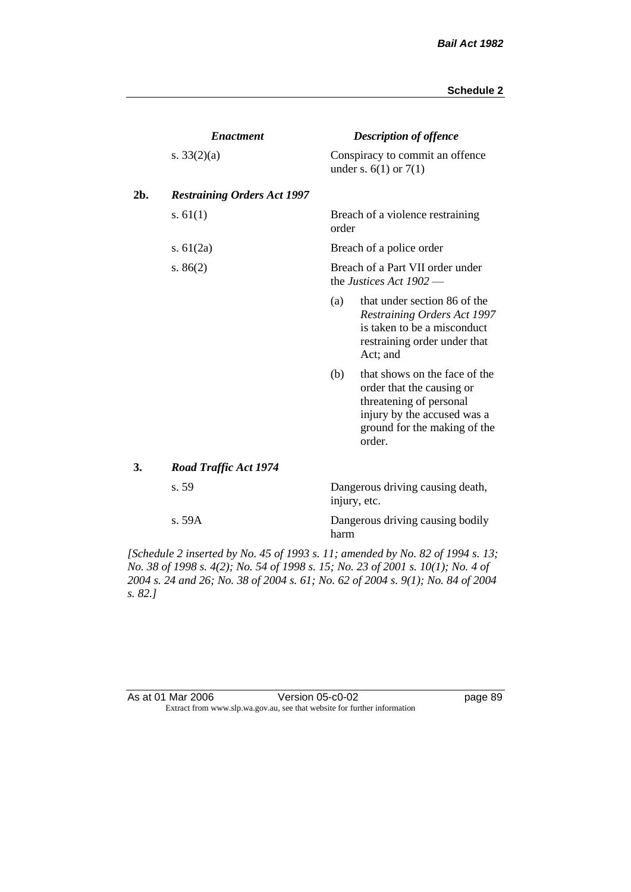| | *Enactment* | *Description of offence* |
|---|---|---|
| | s. 33(2)(a) | Conspiracy to commit an offence under s. 6(1) or 7(1) |
| **2b.** | ***Restraining Orders Act 1997*** | |
| | s. 61(1) | Breach of a violence restraining order |
| | s. 61(2a) | Breach of a police order |
| | s. 86(2) | Breach of a Part VII order under the *Justices Act 1902* — (a) that under section 86 of the *Restraining Orders Act 1997* is taken to be a misconduct restraining order under that Act; and (b) that shows on the face of the order that the causing or threatening of personal injury by the accused was a ground for the making of the order. |
| **3.** | ***Road Traffic Act 1974*** | |
| | s. 59 | Dangerous driving causing death, injury, etc. |
| | s. 59A | Dangerous driving causing bodily harm |

*[Schedule 2 inserted by No. 45 of 1993 s. 11; amended by No. 82 of 1994 s. 13; No. 38 of 1998 s. 4(2); No. 54 of 1998 s. 15; No. 23 of 2001 s. 10(1); No. 4 of 2004 s. 24 and 26; No. 38 of 2004 s. 61; No. 62 of 2004 s. 9(1); No. 84 of 2004 s. 82.]*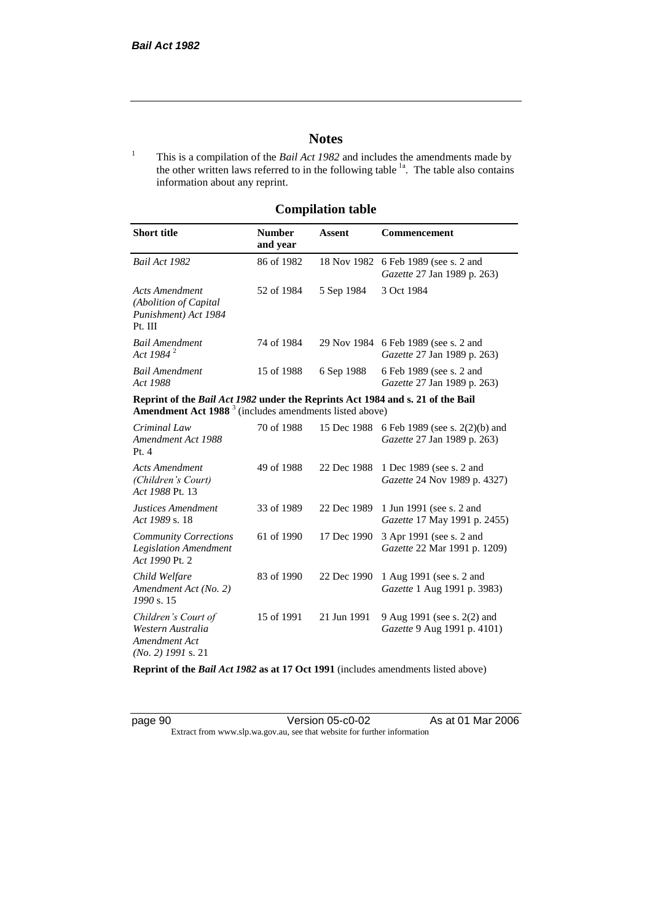# Notes

[1] This is a compilation of the *Bail Act 1982* and includes the amendments made by the other written laws referred to in the following table [1a]. The table also contains information about any reprint.

## Compilation table

| Short title | Number and year | Assent | Commencement |
|---|---|---|---|
| *Bail Act 1982* | 86 of 1982 | 18 Nov 1982 | 6 Feb 1989 (see s. 2 and *Gazette* 27 Jan 1989 p. 263) |
| *Acts Amendment (Abolition of Capital Punishment) Act 1984* Pt. III | 52 of 1984 | 5 Sep 1984 | 3 Oct 1984 |
| *Bail Amendment Act 1984* [2] | 74 of 1984 | 29 Nov 1984 | 6 Feb 1989 (see s. 2 and *Gazette* 27 Jan 1989 p. 263) |
| *Bail Amendment Act 1988* | 15 of 1988 | 6 Sep 1988 | 6 Feb 1989 (see s. 2 and *Gazette* 27 Jan 1989 p. 263) |
| **Reprint of the *Bail Act 1982* under the Reprints Act 1984 and s. 21 of the Bail Amendment Act 1988** [3] (includes amendments listed above) | | | |
| *Criminal Law Amendment Act 1988* Pt. 4 | 70 of 1988 | 15 Dec 1988 | 6 Feb 1989 (see s. 2(2)(b) and *Gazette* 27 Jan 1989 p. 263) |
| *Acts Amendment (Children's Court) Act 1988* Pt. 13 | 49 of 1988 | 22 Dec 1988 | 1 Dec 1989 (see s. 2 and *Gazette* 24 Nov 1989 p. 4327) |
| *Justices Amendment Act 1989* s. 18 | 33 of 1989 | 22 Dec 1989 | 1 Jun 1991 (see s. 2 and *Gazette* 17 May 1991 p. 2455) |
| *Community Corrections Legislation Amendment Act 1990* Pt. 2 | 61 of 1990 | 17 Dec 1990 | 3 Apr 1991 (see s. 2 and *Gazette* 22 Mar 1991 p. 1209) |
| *Child Welfare Amendment Act (No. 2) 1990* s. 15 | 83 of 1990 | 22 Dec 1990 | 1 Aug 1991 (see s. 2 and *Gazette* 1 Aug 1991 p. 3983) |
| *Children's Court of Western Australia Amendment Act (No. 2) 1991* s. 21 | 15 of 1991 | 21 Jun 1991 | 9 Aug 1991 (see s. 2(2) and *Gazette* 9 Aug 1991 p. 4101) |
| **Reprint of the *Bail Act 1982* as at 17 Oct 1991** (includes amendments listed above) | | | |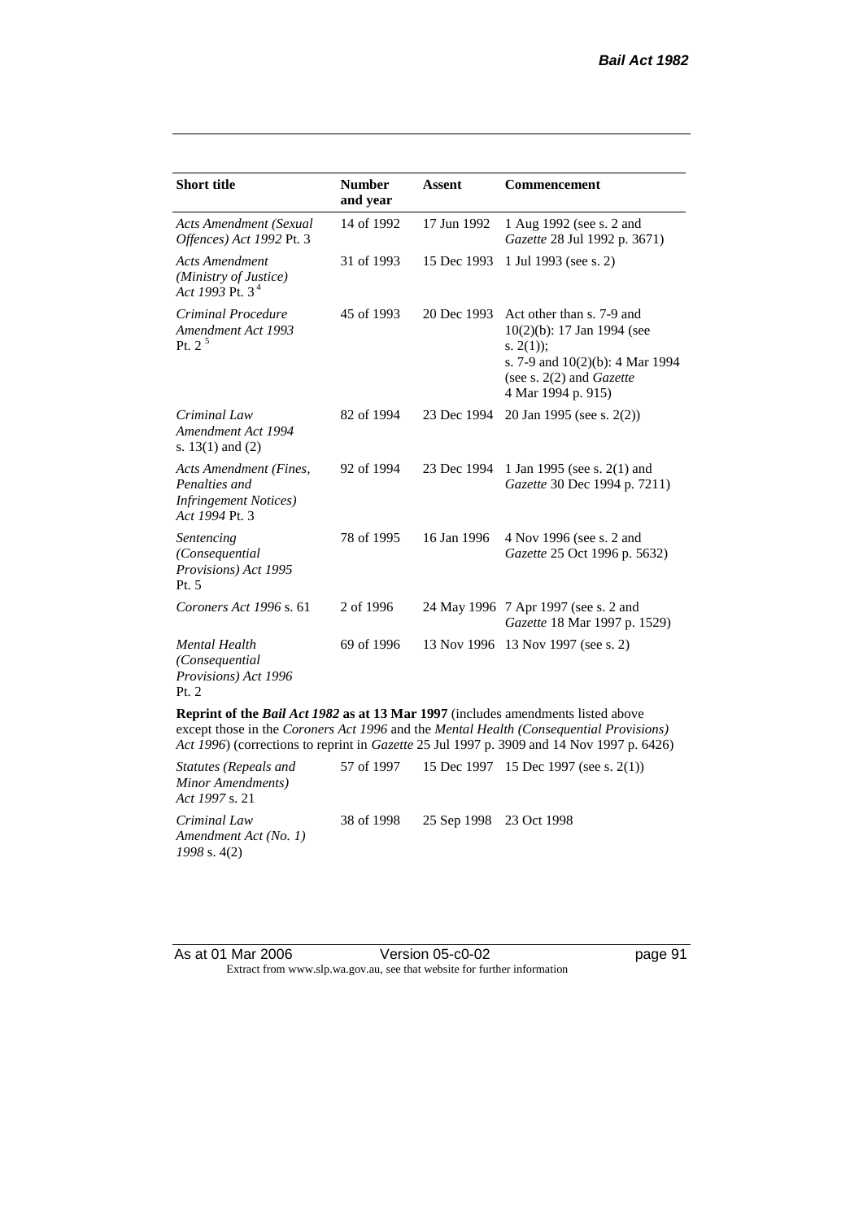| Short title | Number and year | Assent | Commencement |
|---|---|---|---|
| *Acts Amendment (Sexual Offences) Act 1992* Pt. 3 | 14 of 1992 | 17 Jun 1992 | 1 Aug 1992 (see s. 2 and *Gazette* 28 Jul 1992 p. 3671) |
| *Acts Amendment (Ministry of Justice) Act 1993* Pt. 3 [4] | 31 of 1993 | 15 Dec 1993 | 1 Jul 1993 (see s. 2) |
| *Criminal Procedure Amendment Act 1993* Pt. 2 [5] | 45 of 1993 | 20 Dec 1993 | Act other than s. 7-9 and 10(2)(b): 17 Jan 1994 (see s. 2(1)); s. 7-9 and 10(2)(b): 4 Mar 1994 (see s. 2(2) and *Gazette* 4 Mar 1994 p. 915) |
| *Criminal Law Amendment Act 1994* s. 13(1) and (2) | 82 of 1994 | 23 Dec 1994 | 20 Jan 1995 (see s. 2(2)) |
| *Acts Amendment (Fines, Penalties and Infringement Notices) Act 1994* Pt. 3 | 92 of 1994 | 23 Dec 1994 | 1 Jan 1995 (see s. 2(1) and *Gazette* 30 Dec 1994 p. 7211) |
| *Sentencing (Consequential Provisions) Act 1995* Pt. 5 | 78 of 1995 | 16 Jan 1996 | 4 Nov 1996 (see s. 2 and *Gazette* 25 Oct 1996 p. 5632) |
| *Coroners Act 1996* s. 61 | 2 of 1996 | 24 May 1996 | 7 Apr 1997 (see s. 2 and *Gazette* 18 Mar 1997 p. 1529) |
| *Mental Health (Consequential Provisions) Act 1996* Pt. 2 | 69 of 1996 | 13 Nov 1996 | 13 Nov 1997 (see s. 2) |
| **Reprint of the *Bail Act 1982* as at 13 Mar 1997** (includes amendments listed above except those in the *Coroners Act 1996* and the *Mental Health (Consequential Provisions) Act 1996*) (corrections to reprint in *Gazette* 25 Jul 1997 p. 3909 and 14 Nov 1997 p. 6426) | | | |
| *Statutes (Repeals and Minor Amendments) Act 1997* s. 21 | 57 of 1997 | 15 Dec 1997 | 15 Dec 1997 (see s. 2(1)) |
| *Criminal Law Amendment Act (No. 1) 1998* s. 4(2) | 38 of 1998 | 25 Sep 1998 | 23 Oct 1998 |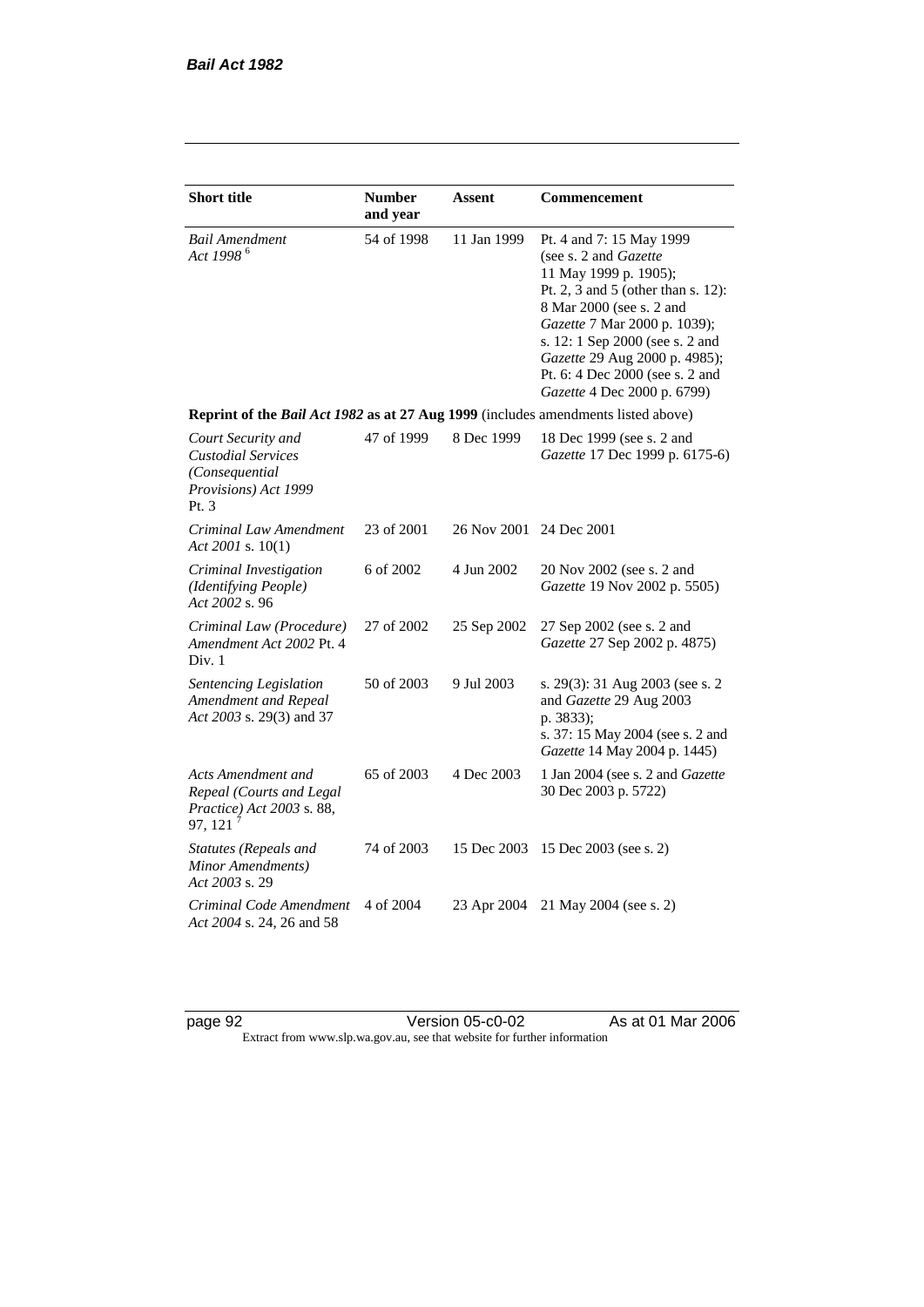| Short title | Number and year | Assent | Commencement |
|---|---|---|---|
| *Bail Amendment Act 1998* [6] | 54 of 1998 | 11 Jan 1999 | Pt. 4 and 7: 15 May 1999 (see s. 2 and *Gazette* 11 May 1999 p. 1905); Pt. 2, 3 and 5 (other than s. 12): 8 Mar 2000 (see s. 2 and *Gazette* 7 Mar 2000 p. 1039); s. 12: 1 Sep 2000 (see s. 2 and *Gazette* 29 Aug 2000 p. 4985); Pt. 6: 4 Dec 2000 (see s. 2 and *Gazette* 4 Dec 2000 p. 6799) |
| **Reprint of the *Bail Act 1982* as at 27 Aug 1999** (includes amendments listed above) | | | |
| *Court Security and Custodial Services (Consequential Provisions) Act 1999* Pt. 3 | 47 of 1999 | 8 Dec 1999 | 18 Dec 1999 (see s. 2 and *Gazette* 17 Dec 1999 p. 6175-6) |
| *Criminal Law Amendment Act 2001* s. 10(1) | 23 of 2001 | 26 Nov 2001 | 24 Dec 2001 |
| *Criminal Investigation (Identifying People) Act 2002* s. 96 | 6 of 2002 | 4 Jun 2002 | 20 Nov 2002 (see s. 2 and *Gazette* 19 Nov 2002 p. 5505) |
| *Criminal Law (Procedure) Amendment Act 2002* Pt. 4 Div. 1 | 27 of 2002 | 25 Sep 2002 | 27 Sep 2002 (see s. 2 and *Gazette* 27 Sep 2002 p. 4875) |
| *Sentencing Legislation Amendment and Repeal Act 2003* s. 29(3) and 37 | 50 of 2003 | 9 Jul 2003 | s. 29(3): 31 Aug 2003 (see s. 2 and *Gazette* 29 Aug 2003 p. 3833); s. 37: 15 May 2004 (see s. 2 and *Gazette* 14 May 2004 p. 1445) |
| *Acts Amendment and Repeal (Courts and Legal Practice) Act 2003* s. 88, 97, 121 [7] | 65 of 2003 | 4 Dec 2003 | 1 Jan 2004 (see s. 2 and *Gazette* 30 Dec 2003 p. 5722) |
| *Statutes (Repeals and Minor Amendments) Act 2003* s. 29 | 74 of 2003 | 15 Dec 2003 | 15 Dec 2003 (see s. 2) |
| *Criminal Code Amendment Act 2004* s. 24, 26 and 58 | 4 of 2004 | 23 Apr 2004 | 21 May 2004 (see s. 2) |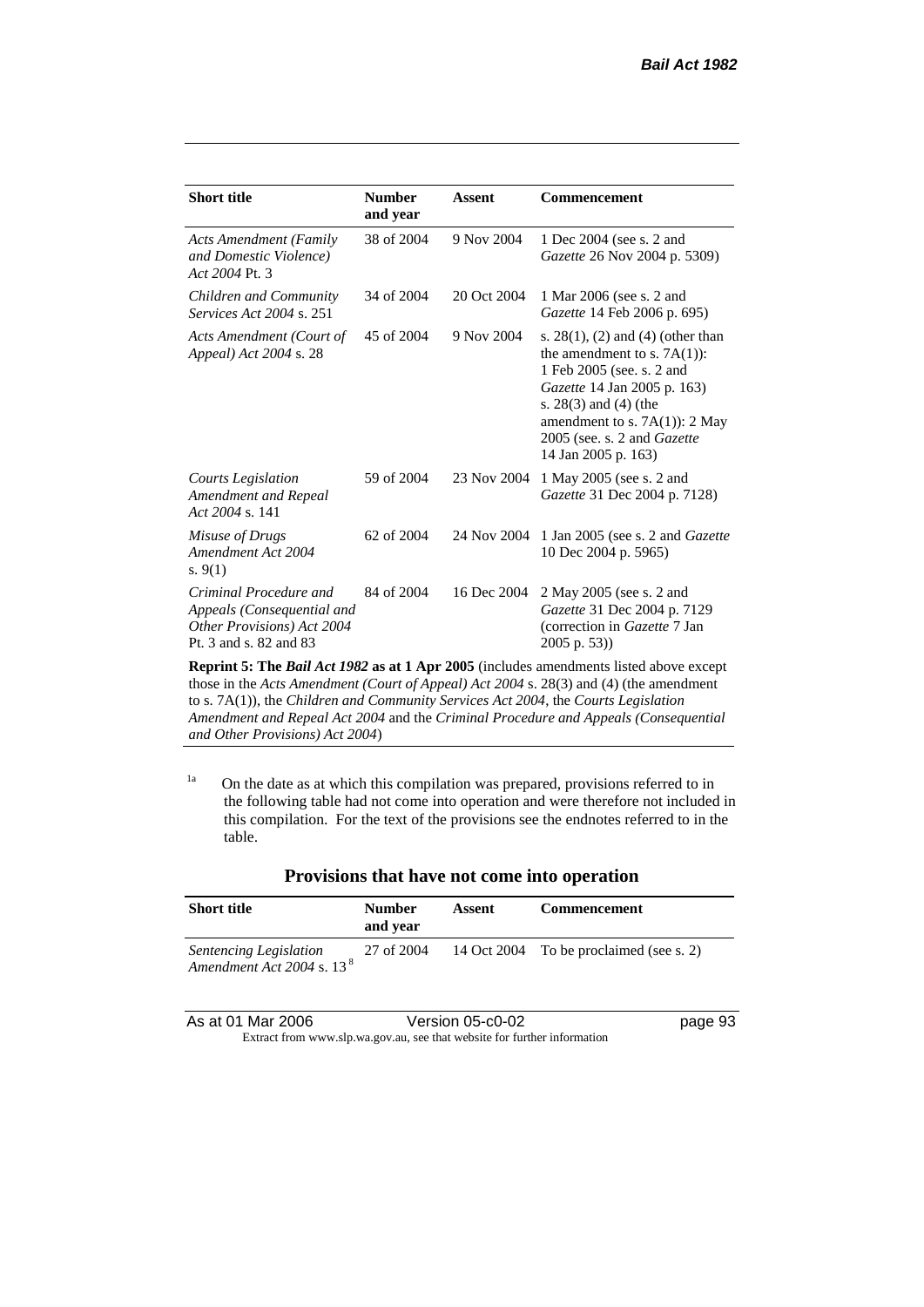| Short title | Number and year | Assent | Commencement |
|---|---|---|---|
| *Acts Amendment (Family and Domestic Violence) Act 2004* Pt. 3 | 38 of 2004 | 9 Nov 2004 | 1 Dec 2004 (see s. 2 and *Gazette* 26 Nov 2004 p. 5309) |
| *Children and Community Services Act 2004* s. 251 | 34 of 2004 | 20 Oct 2004 | 1 Mar 2006 (see s. 2 and *Gazette* 14 Feb 2006 p. 695) |
| *Acts Amendment (Court of Appeal) Act 2004* s. 28 | 45 of 2004 | 9 Nov 2004 | s. 28(1), (2) and (4) (other than the amendment to s. 7A(1)): 1 Feb 2005 (see. s. 2 and *Gazette* 14 Jan 2005 p. 163) s. 28(3) and (4) (the amendment to s. 7A(1)): 2 May 2005 (see. s. 2 and *Gazette* 14 Jan 2005 p. 163) |
| *Courts Legislation Amendment and Repeal Act 2004* s. 141 | 59 of 2004 | 23 Nov 2004 | 1 May 2005 (see s. 2 and *Gazette* 31 Dec 2004 p. 7128) |
| *Misuse of Drugs Amendment Act 2004* s. 9(1) | 62 of 2004 | 24 Nov 2004 | 1 Jan 2005 (see s. 2 and *Gazette* 10 Dec 2004 p. 5965) |
| *Criminal Procedure and Appeals (Consequential and Other Provisions) Act 2004* Pt. 3 and s. 82 and 83 | 84 of 2004 | 16 Dec 2004 | 2 May 2005 (see s. 2 and *Gazette* 31 Dec 2004 p. 7129 (correction in *Gazette* 7 Jan 2005 p. 53)) |

**Reprint 5: The *Bail Act 1982* as at 1 Apr 2005** (includes amendments listed above except those in the *Acts Amendment (Court of Appeal) Act 2004* s. 28(3) and (4) (the amendment to s. 7A(1)), the *Children and Community Services Act 2004*, the *Courts Legislation Amendment and Repeal Act 2004* and the *Criminal Procedure and Appeals (Consequential and Other Provisions) Act 2004*)

[1a] On the date as at which this compilation was prepared, provisions referred to in the following table had not come into operation and were therefore not included in this compilation. For the text of the provisions see the endnotes referred to in the table.

## Provisions that have not come into operation

| Short title | Number and year | Assent | Commencement |
|---|---|---|---|
| *Sentencing Legislation Amendment Act 2004* s. 13 [8] | 27 of 2004 | 14 Oct 2004 | To be proclaimed (see s. 2) |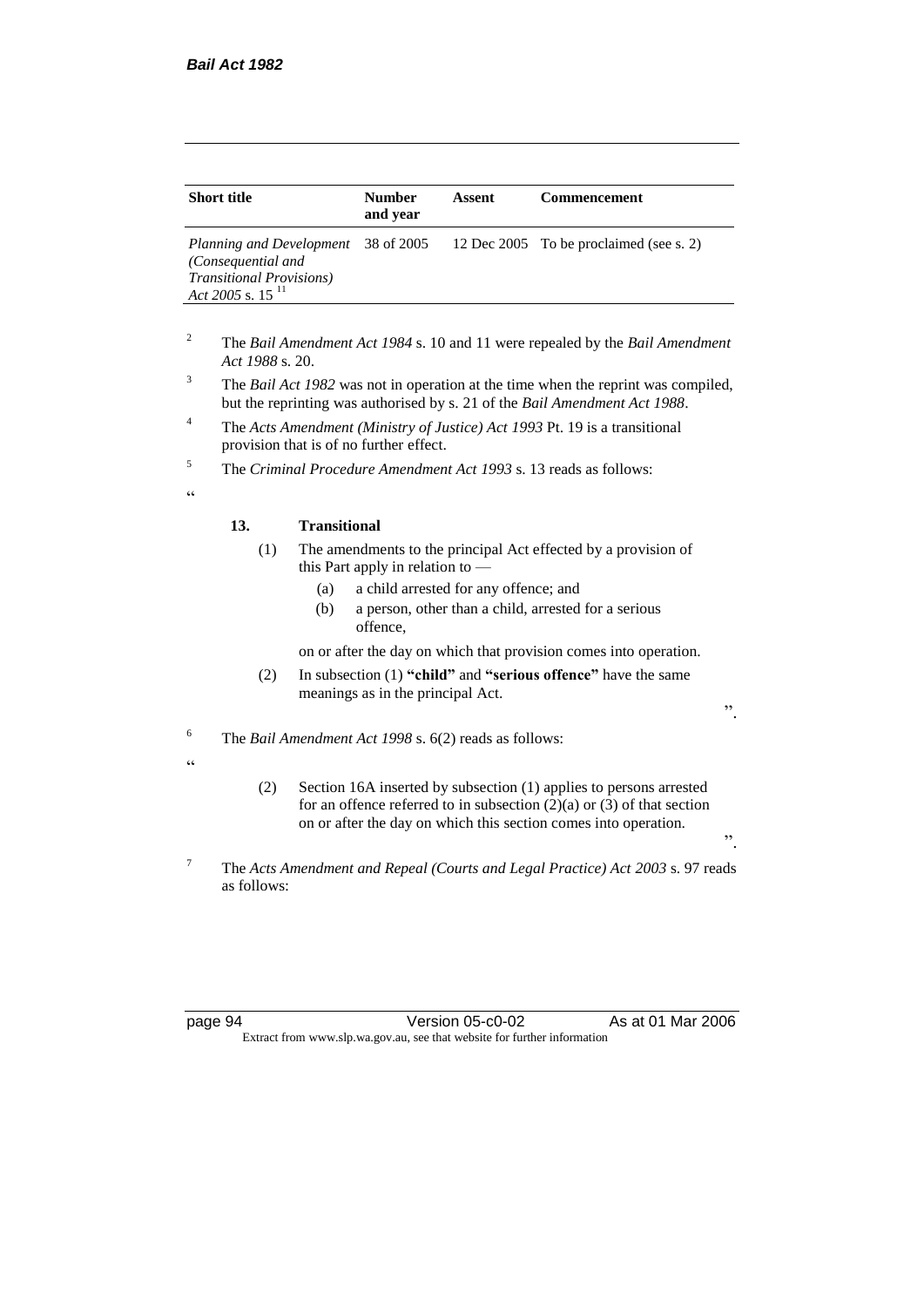| Short title | Number and year | Assent | Commencement |
|---|---|---|---|
| *Planning and Development (Consequential and Transitional Provisions) Act 2005* s. 15 [11] | 38 of 2005 | 12 Dec 2005 | To be proclaimed (see s. 2) |

[2] The *Bail Amendment Act 1984* s. 10 and 11 were repealed by the *Bail Amendment Act 1988* s. 20.

[3] The *Bail Act 1982* was not in operation at the time when the reprint was compiled, but the reprinting was authorised by s. 21 of the *Bail Amendment Act 1988*.

[4] The *Acts Amendment (Ministry of Justice) Act 1993* Pt. 19 is a transitional provision that is of no further effect.

[5] The *Criminal Procedure Amendment Act 1993* s. 13 reads as follows:

"

**13. Transitional**

(1) The amendments to the principal Act effected by a provision of this Part apply in relation to —

(a) a child arrested for any offence; and

(b) a person, other than a child, arrested for a serious offence,

on or after the day on which that provision comes into operation.

(2) In subsection (1) **"child"** and **"serious offence"** have the same meanings as in the principal Act.

".

[6] The *Bail Amendment Act 1998* s. 6(2) reads as follows:

"

(2) Section 16A inserted by subsection (1) applies to persons arrested for an offence referred to in subsection (2)(a) or (3) of that section on or after the day on which this section comes into operation.

".

[7] The *Acts Amendment and Repeal (Courts and Legal Practice) Act 2003* s. 97 reads as follows: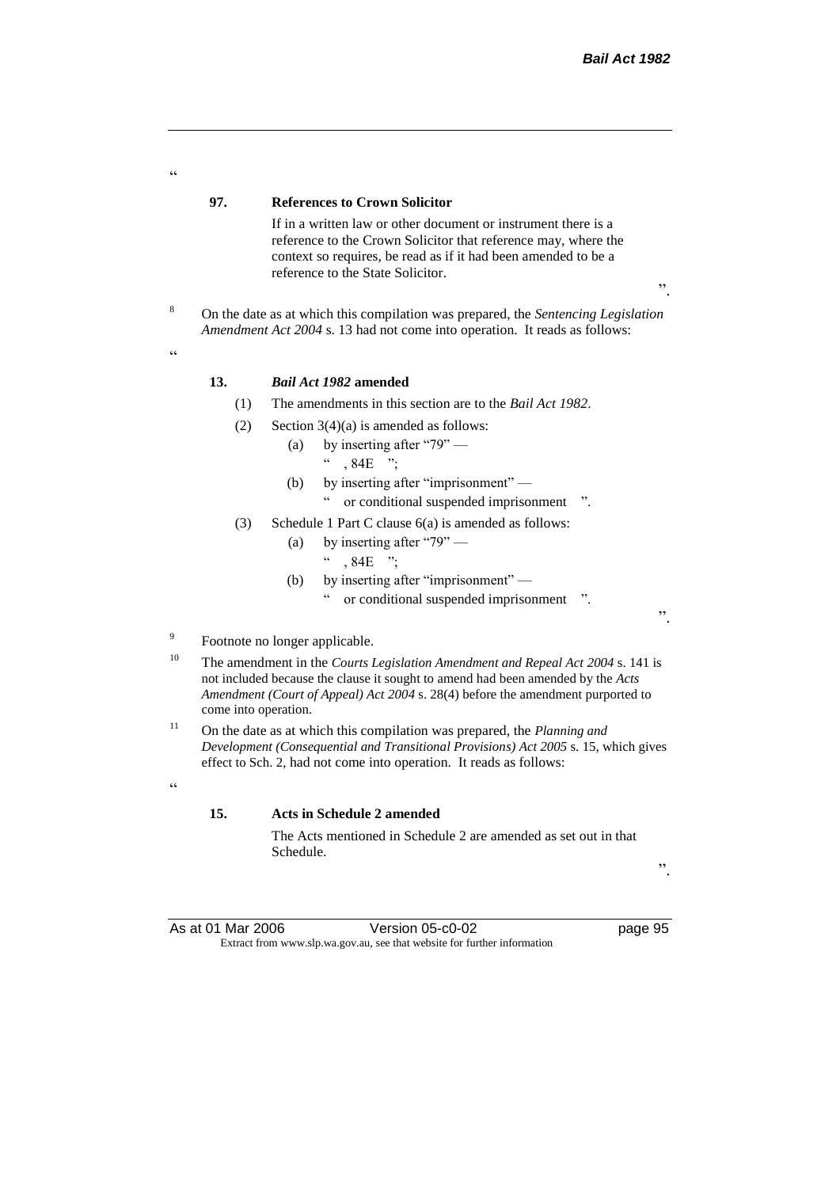"

**97. References to Crown Solicitor**

If in a written law or other document or instrument there is a reference to the Crown Solicitor that reference may, where the context so requires, be read as if it had been amended to be a reference to the State Solicitor.

".

[8] On the date as at which this compilation was prepared, the *Sentencing Legislation Amendment Act 2004* s. 13 had not come into operation. It reads as follows:

"

**13. *Bail Act 1982* amended**

(1) The amendments in this section are to the *Bail Act 1982*.

(2) Section 3(4)(a) is amended as follows:

(a) by inserting after "79" —

" , 84E ";

(b) by inserting after "imprisonment" —

" or conditional suspended imprisonment ".

(3) Schedule 1 Part C clause 6(a) is amended as follows:

(a) by inserting after "79" —

" , 84E ";

(b) by inserting after "imprisonment" —

" or conditional suspended imprisonment ".

".

[9] Footnote no longer applicable.

[10] The amendment in the *Courts Legislation Amendment and Repeal Act 2004* s. 141 is not included because the clause it sought to amend had been amended by the *Acts Amendment (Court of Appeal) Act 2004* s. 28(4) before the amendment purported to come into operation.

[11] On the date as at which this compilation was prepared, the *Planning and Development (Consequential and Transitional Provisions) Act 2005* s. 15, which gives effect to Sch. 2, had not come into operation. It reads as follows:

"

**15. Acts in Schedule 2 amended**

The Acts mentioned in Schedule 2 are amended as set out in that Schedule.

".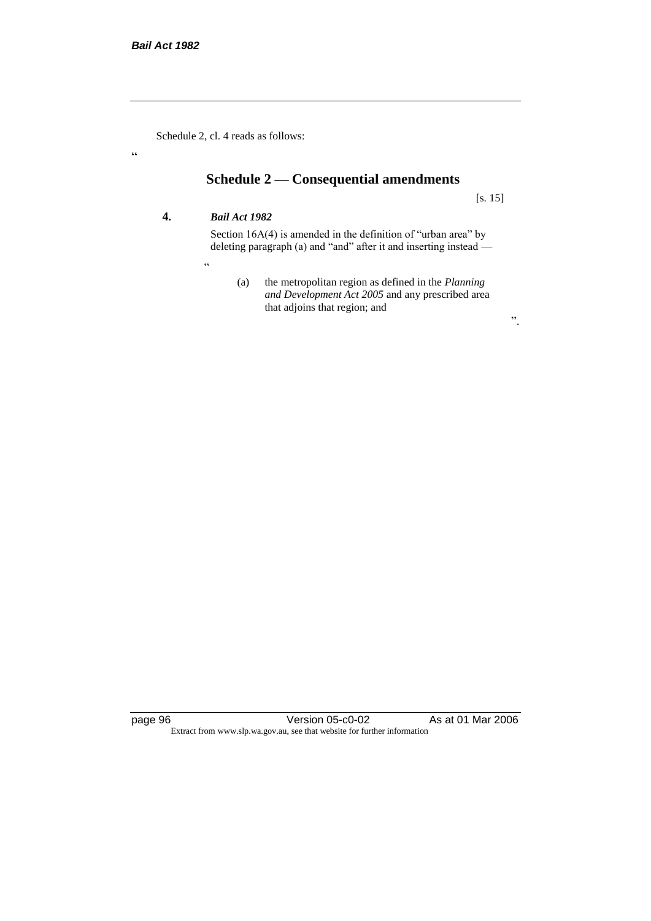Schedule 2, cl. 4 reads as follows:

"

## Schedule 2 — Consequential amendments

[s. 15]

**4.** ***Bail Act 1982***

Section 16A(4) is amended in the definition of "urban area" by deleting paragraph (a) and "and" after it and inserting instead —

"

(a) the metropolitan region as defined in the *Planning and Development Act 2005* and any prescribed area that adjoins that region; and

".